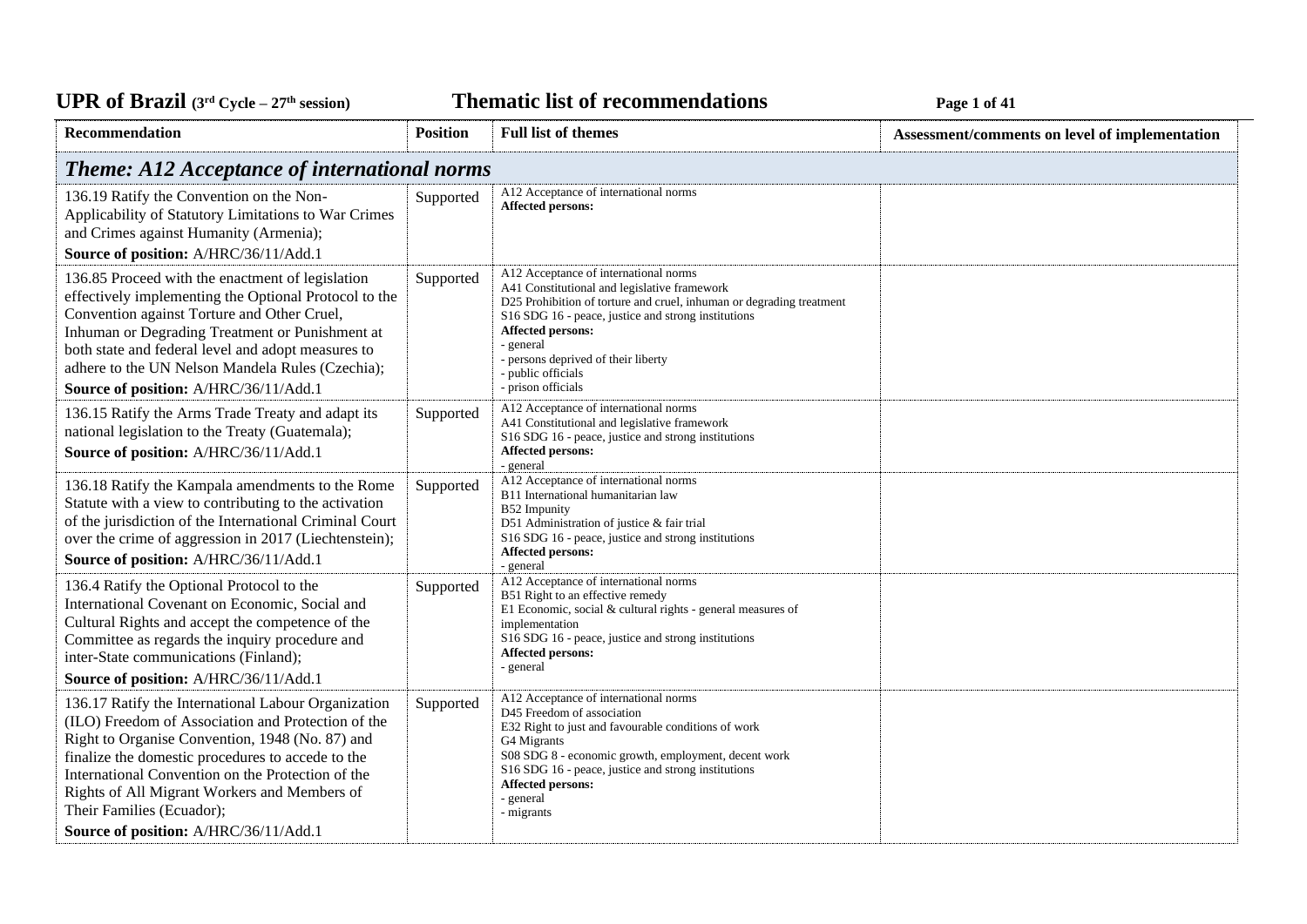# UPR of Brazil (3rd Cycle – 27th session) Thematic list of recommendations

| Recommendation | Position | Full list of themes | Assessment/comments on level of implementation |
|---|---|---|---|
| ***Theme: A12 Acceptance of international norms*** | | | |
| 136.19 Ratify the Convention on the Non-Applicability of Statutory Limitations to War Crimes and Crimes against Humanity (Armenia);<br>**Source of position:** A/HRC/36/11/Add.1 | Supported | A12 Acceptance of international norms<br>**Affected persons:** | |
| 136.85 Proceed with the enactment of legislation effectively implementing the Optional Protocol to the Convention against Torture and Other Cruel, Inhuman or Degrading Treatment or Punishment at both state and federal level and adopt measures to adhere to the UN Nelson Mandela Rules (Czechia);<br>**Source of position:** A/HRC/36/11/Add.1 | Supported | A12 Acceptance of international norms<br>A41 Constitutional and legislative framework<br>D25 Prohibition of torture and cruel, inhuman or degrading treatment<br>S16 SDG 16 - peace, justice and strong institutions<br>**Affected persons:**<br>- general<br>- persons deprived of their liberty<br>- public officials<br>- prison officials | |
| 136.15 Ratify the Arms Trade Treaty and adapt its national legislation to the Treaty (Guatemala);<br>**Source of position:** A/HRC/36/11/Add.1 | Supported | A12 Acceptance of international norms<br>A41 Constitutional and legislative framework<br>S16 SDG 16 - peace, justice and strong institutions<br>**Affected persons:**<br>- general | |
| 136.18 Ratify the Kampala amendments to the Rome Statute with a view to contributing to the activation of the jurisdiction of the International Criminal Court over the crime of aggression in 2017 (Liechtenstein);<br>**Source of position:** A/HRC/36/11/Add.1 | Supported | A12 Acceptance of international norms<br>B11 International humanitarian law<br>B52 Impunity<br>D51 Administration of justice & fair trial<br>S16 SDG 16 - peace, justice and strong institutions<br>**Affected persons:**<br>- general | |
| 136.4 Ratify the Optional Protocol to the International Covenant on Economic, Social and Cultural Rights and accept the competence of the Committee as regards the inquiry procedure and inter-State communications (Finland);<br>**Source of position:** A/HRC/36/11/Add.1 | Supported | A12 Acceptance of international norms<br>B51 Right to an effective remedy<br>E1 Economic, social & cultural rights - general measures of implementation<br>S16 SDG 16 - peace, justice and strong institutions<br>**Affected persons:**<br>- general | |
| 136.17 Ratify the International Labour Organization (ILO) Freedom of Association and Protection of the Right to Organise Convention, 1948 (No. 87) and finalize the domestic procedures to accede to the International Convention on the Protection of the Rights of All Migrant Workers and Members of Their Families (Ecuador);<br>**Source of position:** A/HRC/36/11/Add.1 | Supported | A12 Acceptance of international norms<br>D45 Freedom of association<br>E32 Right to just and favourable conditions of work<br>G4 Migrants<br>S08 SDG 8 - economic growth, employment, decent work<br>S16 SDG 16 - peace, justice and strong institutions<br>**Affected persons:**<br>- general<br>- migrants | |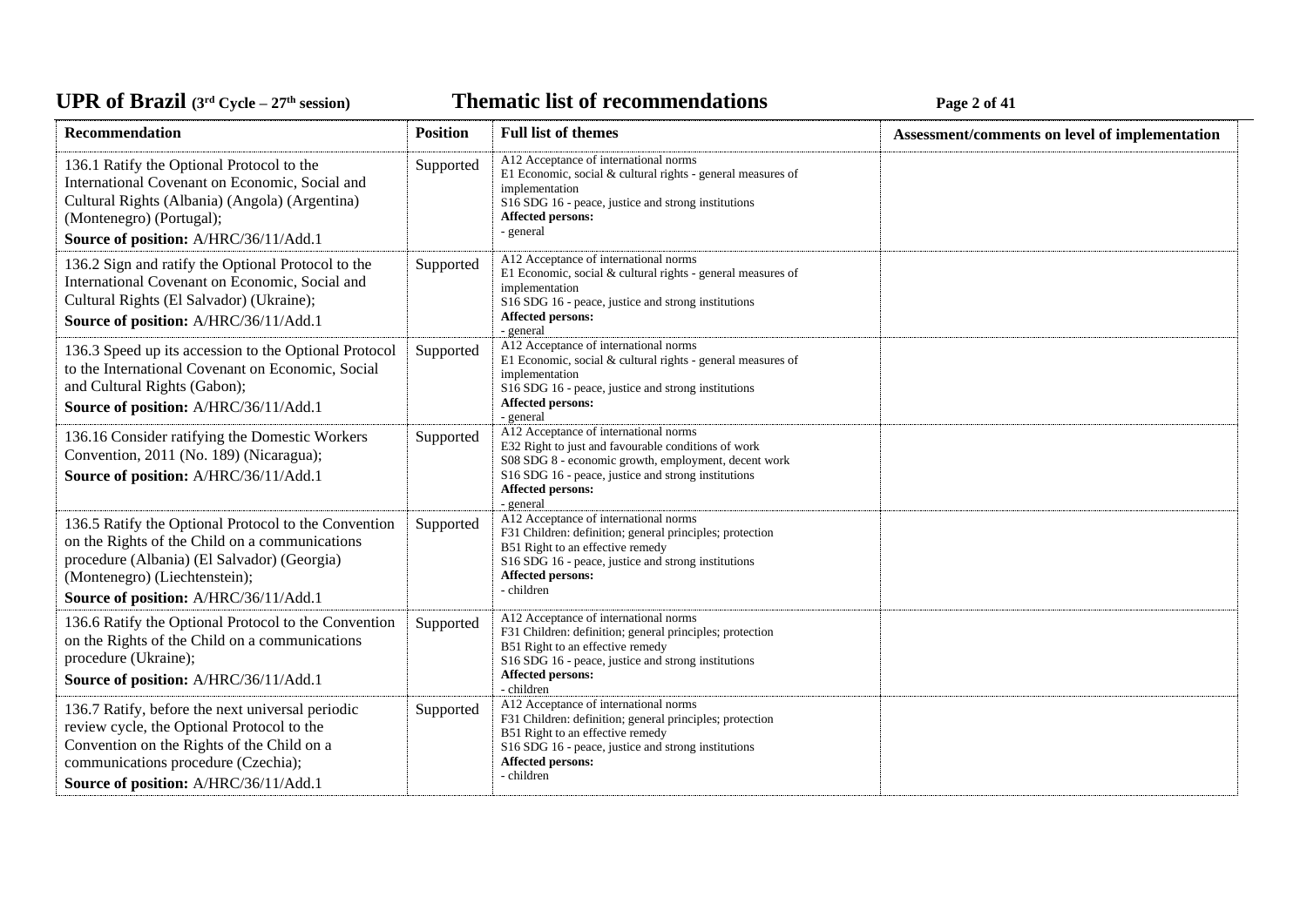| Recommendation | Position | Full list of themes | Assessment/comments on level of implementation |
|---|---|---|---|
| 136.1 Ratify the Optional Protocol to the International Covenant on Economic, Social and Cultural Rights (Albania) (Angola) (Argentina) (Montenegro) (Portugal);<br>**Source of position:** A/HRC/36/11/Add.1 | Supported | A12 Acceptance of international norms<br>E1 Economic, social & cultural rights - general measures of implementation<br>S16 SDG 16 - peace, justice and strong institutions<br>**Affected persons:**<br>- general | |
| 136.2 Sign and ratify the Optional Protocol to the International Covenant on Economic, Social and Cultural Rights (El Salvador) (Ukraine);<br>**Source of position:** A/HRC/36/11/Add.1 | Supported | A12 Acceptance of international norms<br>E1 Economic, social & cultural rights - general measures of implementation<br>S16 SDG 16 - peace, justice and strong institutions<br>**Affected persons:**<br>- general | |
| 136.3 Speed up its accession to the Optional Protocol to the International Covenant on Economic, Social and Cultural Rights (Gabon);<br>**Source of position:** A/HRC/36/11/Add.1 | Supported | A12 Acceptance of international norms<br>E1 Economic, social & cultural rights - general measures of implementation<br>S16 SDG 16 - peace, justice and strong institutions<br>**Affected persons:**<br>- general | |
| 136.16 Consider ratifying the Domestic Workers Convention, 2011 (No. 189) (Nicaragua);<br>**Source of position:** A/HRC/36/11/Add.1 | Supported | A12 Acceptance of international norms<br>E32 Right to just and favourable conditions of work<br>S08 SDG 8 - economic growth, employment, decent work<br>S16 SDG 16 - peace, justice and strong institutions<br>**Affected persons:**<br>- general | |
| 136.5 Ratify the Optional Protocol to the Convention on the Rights of the Child on a communications procedure (Albania) (El Salvador) (Georgia) (Montenegro) (Liechtenstein);<br>**Source of position:** A/HRC/36/11/Add.1 | Supported | A12 Acceptance of international norms<br>F31 Children: definition; general principles; protection<br>B51 Right to an effective remedy<br>S16 SDG 16 - peace, justice and strong institutions<br>**Affected persons:**<br>- children | |
| 136.6 Ratify the Optional Protocol to the Convention on the Rights of the Child on a communications procedure (Ukraine);<br>**Source of position:** A/HRC/36/11/Add.1 | Supported | A12 Acceptance of international norms<br>F31 Children: definition; general principles; protection<br>B51 Right to an effective remedy<br>S16 SDG 16 - peace, justice and strong institutions<br>**Affected persons:**<br>- children | |
| 136.7 Ratify, before the next universal periodic review cycle, the Optional Protocol to the Convention on the Rights of the Child on a communications procedure (Czechia);<br>**Source of position:** A/HRC/36/11/Add.1 | Supported | A12 Acceptance of international norms<br>F31 Children: definition; general principles; protection<br>B51 Right to an effective remedy<br>S16 SDG 16 - peace, justice and strong institutions<br>**Affected persons:**<br>- children | |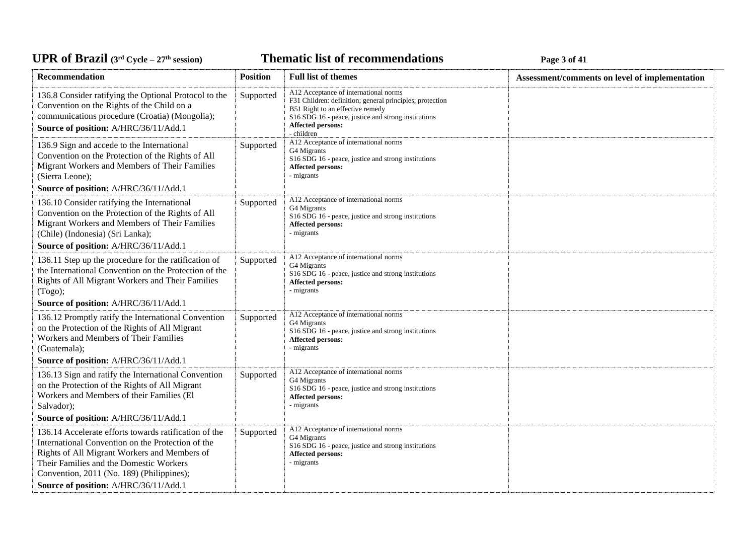| Recommendation | Position | Full list of themes | Assessment/comments on level of implementation |
| --- | --- | --- | --- |
| 136.8 Consider ratifying the Optional Protocol to the Convention on the Rights of the Child on a communications procedure (Croatia) (Mongolia);<br>**Source of position:** A/HRC/36/11/Add.1 | Supported | A12 Acceptance of international norms<br>F31 Children: definition; general principles; protection<br>B51 Right to an effective remedy<br>S16 SDG 16 - peace, justice and strong institutions<br>**Affected persons:**<br>- children | |
| 136.9 Sign and accede to the International Convention on the Protection of the Rights of All Migrant Workers and Members of Their Families (Sierra Leone);<br>**Source of position:** A/HRC/36/11/Add.1 | Supported | A12 Acceptance of international norms<br>G4 Migrants<br>S16 SDG 16 - peace, justice and strong institutions<br>**Affected persons:**<br>- migrants | |
| 136.10 Consider ratifying the International Convention on the Protection of the Rights of All Migrant Workers and Members of Their Families (Chile) (Indonesia) (Sri Lanka);<br>**Source of position:** A/HRC/36/11/Add.1 | Supported | A12 Acceptance of international norms<br>G4 Migrants<br>S16 SDG 16 - peace, justice and strong institutions<br>**Affected persons:**<br>- migrants | |
| 136.11 Step up the procedure for the ratification of the International Convention on the Protection of the Rights of All Migrant Workers and Their Families (Togo);<br>**Source of position:** A/HRC/36/11/Add.1 | Supported | A12 Acceptance of international norms<br>G4 Migrants<br>S16 SDG 16 - peace, justice and strong institutions<br>**Affected persons:**<br>- migrants | |
| 136.12 Promptly ratify the International Convention on the Protection of the Rights of All Migrant Workers and Members of Their Families (Guatemala);<br>**Source of position:** A/HRC/36/11/Add.1 | Supported | A12 Acceptance of international norms<br>G4 Migrants<br>S16 SDG 16 - peace, justice and strong institutions<br>**Affected persons:**<br>- migrants | |
| 136.13 Sign and ratify the International Convention on the Protection of the Rights of All Migrant Workers and Members of their Families (El Salvador);<br>**Source of position:** A/HRC/36/11/Add.1 | Supported | A12 Acceptance of international norms<br>G4 Migrants<br>S16 SDG 16 - peace, justice and strong institutions<br>**Affected persons:**<br>- migrants | |
| 136.14 Accelerate efforts towards ratification of the International Convention on the Protection of the Rights of All Migrant Workers and Members of Their Families and the Domestic Workers Convention, 2011 (No. 189) (Philippines);<br>**Source of position:** A/HRC/36/11/Add.1 | Supported | A12 Acceptance of international norms<br>G4 Migrants<br>S16 SDG 16 - peace, justice and strong institutions<br>**Affected persons:**<br>- migrants | |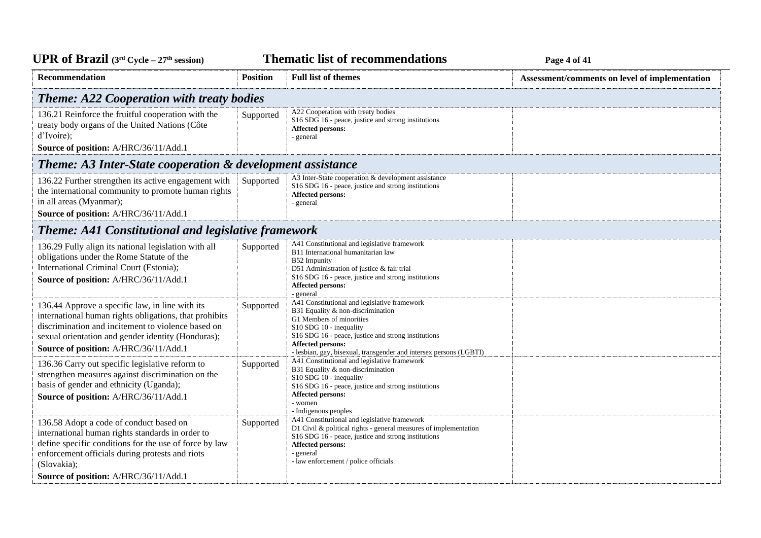| Recommendation | Position | Full list of themes | Assessment/comments on level of implementation |
|---|---|---|---|
| ***Theme: A22 Cooperation with treaty bodies*** | | | |
| 136.21 Reinforce the fruitful cooperation with the treaty body organs of the United Nations (Côte d'Ivoire);<br>**Source of position:** A/HRC/36/11/Add.1 | Supported | A22 Cooperation with treaty bodies<br>S16 SDG 16 - peace, justice and strong institutions<br>**Affected persons:**<br>- general | |
| ***Theme: A3 Inter-State cooperation & development assistance*** | | | |
| 136.22 Further strengthen its active engagement with the international community to promote human rights in all areas (Myanmar);<br>**Source of position:** A/HRC/36/11/Add.1 | Supported | A3 Inter-State cooperation & development assistance<br>S16 SDG 16 - peace, justice and strong institutions<br>**Affected persons:**<br>- general | |
| ***Theme: A41 Constitutional and legislative framework*** | | | |
| 136.29 Fully align its national legislation with all obligations under the Rome Statute of the International Criminal Court (Estonia);<br>**Source of position:** A/HRC/36/11/Add.1 | Supported | A41 Constitutional and legislative framework<br>B11 International humanitarian law<br>B52 Impunity<br>D51 Administration of justice & fair trial<br>S16 SDG 16 - peace, justice and strong institutions<br>**Affected persons:**<br>- general | |
| 136.44 Approve a specific law, in line with its international human rights obligations, that prohibits discrimination and incitement to violence based on sexual orientation and gender identity (Honduras);<br>**Source of position:** A/HRC/36/11/Add.1 | Supported | A41 Constitutional and legislative framework<br>B31 Equality & non-discrimination<br>G1 Members of minorities<br>S10 SDG 10 - inequality<br>S16 SDG 16 - peace, justice and strong institutions<br>**Affected persons:**<br>- lesbian, gay, bisexual, transgender and intersex persons (LGBTI) | |
| 136.36 Carry out specific legislative reform to strengthen measures against discrimination on the basis of gender and ethnicity (Uganda);<br>**Source of position:** A/HRC/36/11/Add.1 | Supported | A41 Constitutional and legislative framework<br>B31 Equality & non-discrimination<br>S10 SDG 10 - inequality<br>S16 SDG 16 - peace, justice and strong institutions<br>**Affected persons:**<br>- women<br>- Indigenous peoples | |
| 136.58 Adopt a code of conduct based on international human rights standards in order to define specific conditions for the use of force by law enforcement officials during protests and riots (Slovakia);<br>**Source of position:** A/HRC/36/11/Add.1 | Supported | A41 Constitutional and legislative framework<br>D1 Civil & political rights - general measures of implementation<br>S16 SDG 16 - peace, justice and strong institutions<br>**Affected persons:**<br>- general<br>- law enforcement / police officials | |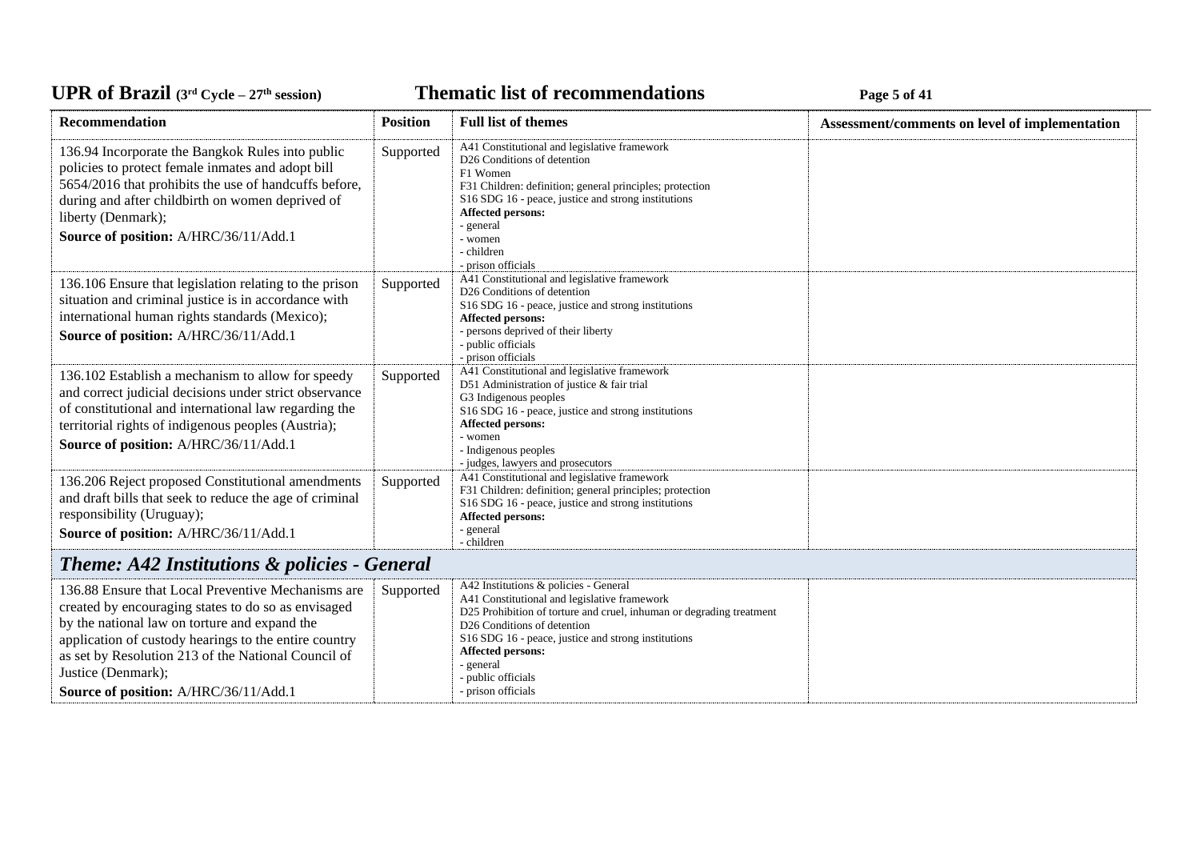| Recommendation | Position | Full list of themes | Assessment/comments on level of implementation |
|---|---|---|---|
| 136.94 Incorporate the Bangkok Rules into public policies to protect female inmates and adopt bill 5654/2016 that prohibits the use of handcuffs before, during and after childbirth on women deprived of liberty (Denmark);<br>**Source of position:** A/HRC/36/11/Add.1 | Supported | A41 Constitutional and legislative framework<br>D26 Conditions of detention<br>F1 Women<br>F31 Children: definition; general principles; protection<br>S16 SDG 16 - peace, justice and strong institutions<br>**Affected persons:**<br>- general<br>- women<br>- children<br>- prison officials | |
| 136.106 Ensure that legislation relating to the prison situation and criminal justice is in accordance with international human rights standards (Mexico);<br>**Source of position:** A/HRC/36/11/Add.1 | Supported | A41 Constitutional and legislative framework<br>D26 Conditions of detention<br>S16 SDG 16 - peace, justice and strong institutions<br>**Affected persons:**<br>- persons deprived of their liberty<br>- public officials<br>- prison officials | |
| 136.102 Establish a mechanism to allow for speedy and correct judicial decisions under strict observance of constitutional and international law regarding the territorial rights of indigenous peoples (Austria);<br>**Source of position:** A/HRC/36/11/Add.1 | Supported | A41 Constitutional and legislative framework<br>D51 Administration of justice & fair trial<br>G3 Indigenous peoples<br>S16 SDG 16 - peace, justice and strong institutions<br>**Affected persons:**<br>- women<br>- Indigenous peoples<br>- judges, lawyers and prosecutors | |
| 136.206 Reject proposed Constitutional amendments and draft bills that seek to reduce the age of criminal responsibility (Uruguay);<br>**Source of position:** A/HRC/36/11/Add.1 | Supported | A41 Constitutional and legislative framework<br>F31 Children: definition; general principles; protection<br>S16 SDG 16 - peace, justice and strong institutions<br>**Affected persons:**<br>- general<br>- children | |
| ***Theme: A42 Institutions & policies - General*** | | | |
| 136.88 Ensure that Local Preventive Mechanisms are created by encouraging states to do so as envisaged by the national law on torture and expand the application of custody hearings to the entire country as set by Resolution 213 of the National Council of Justice (Denmark);<br>**Source of position:** A/HRC/36/11/Add.1 | Supported | A42 Institutions & policies - General<br>A41 Constitutional and legislative framework<br>D25 Prohibition of torture and cruel, inhuman or degrading treatment<br>D26 Conditions of detention<br>S16 SDG 16 - peace, justice and strong institutions<br>**Affected persons:**<br>- general<br>- public officials<br>- prison officials | |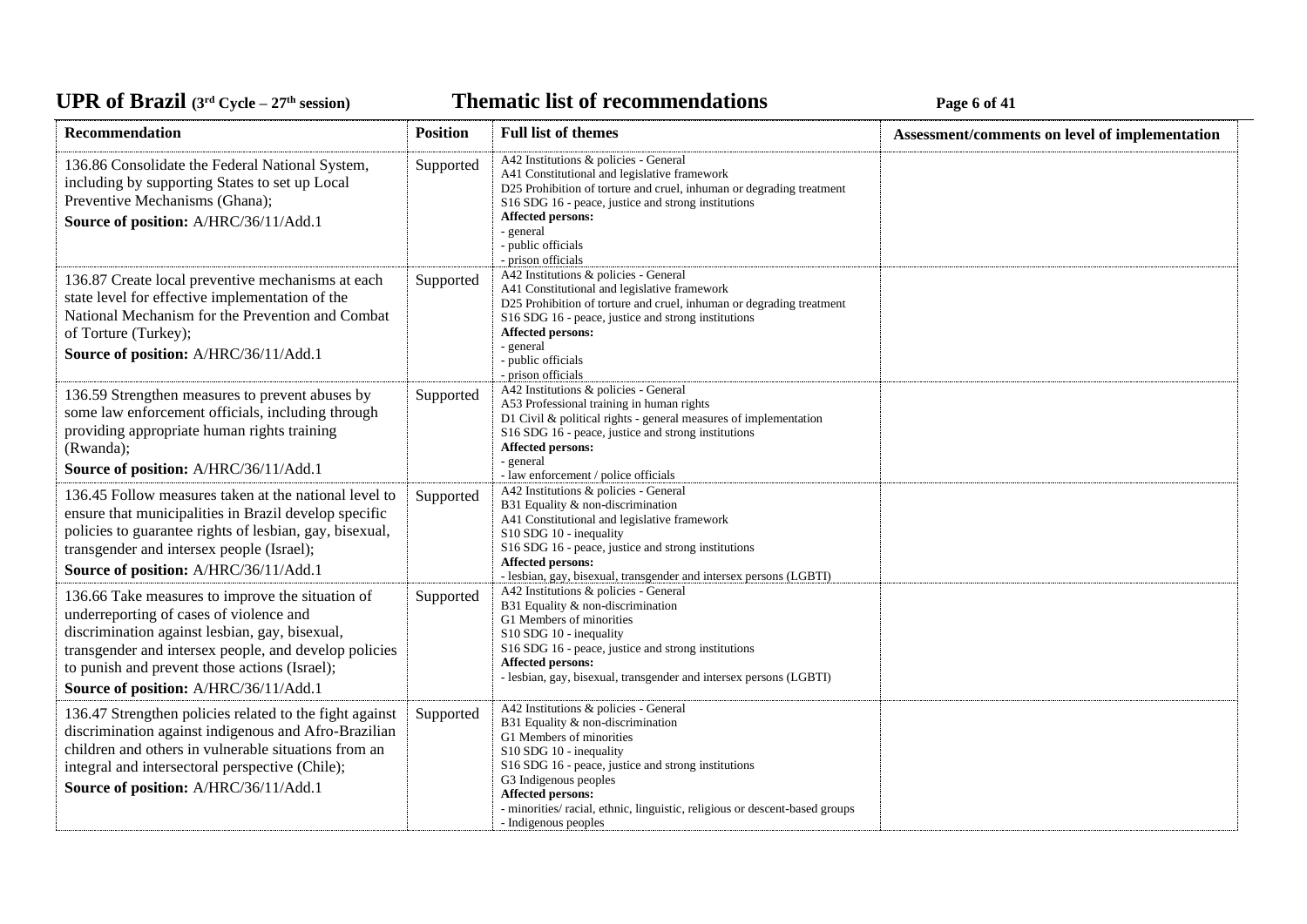| Recommendation | Position | Full list of themes | Assessment/comments on level of implementation |
|---|---|---|---|
| 136.86 Consolidate the Federal National System, including by supporting States to set up Local Preventive Mechanisms (Ghana);<br>**Source of position:** A/HRC/36/11/Add.1 | Supported | A42 Institutions & policies - General<br>A41 Constitutional and legislative framework<br>D25 Prohibition of torture and cruel, inhuman or degrading treatment<br>S16 SDG 16 - peace, justice and strong institutions<br>**Affected persons:**<br>- general<br>- public officials<br>- prison officials | |
| 136.87 Create local preventive mechanisms at each state level for effective implementation of the National Mechanism for the Prevention and Combat of Torture (Turkey);<br>**Source of position:** A/HRC/36/11/Add.1 | Supported | A42 Institutions & policies - General<br>A41 Constitutional and legislative framework<br>D25 Prohibition of torture and cruel, inhuman or degrading treatment<br>S16 SDG 16 - peace, justice and strong institutions<br>**Affected persons:**<br>- general<br>- public officials<br>- prison officials | |
| 136.59 Strengthen measures to prevent abuses by some law enforcement officials, including through providing appropriate human rights training (Rwanda);<br>**Source of position:** A/HRC/36/11/Add.1 | Supported | A42 Institutions & policies - General<br>A53 Professional training in human rights<br>D1 Civil & political rights - general measures of implementation<br>S16 SDG 16 - peace, justice and strong institutions<br>**Affected persons:**<br>- general<br>- law enforcement / police officials | |
| 136.45 Follow measures taken at the national level to ensure that municipalities in Brazil develop specific policies to guarantee rights of lesbian, gay, bisexual, transgender and intersex people (Israel);<br>**Source of position:** A/HRC/36/11/Add.1 | Supported | A42 Institutions & policies - General<br>B31 Equality & non-discrimination<br>A41 Constitutional and legislative framework<br>S10 SDG 10 - inequality<br>S16 SDG 16 - peace, justice and strong institutions<br>**Affected persons:**<br>- lesbian, gay, bisexual, transgender and intersex persons (LGBTI) | |
| 136.66 Take measures to improve the situation of underreporting of cases of violence and discrimination against lesbian, gay, bisexual, transgender and intersex people, and develop policies to punish and prevent those actions (Israel);<br>**Source of position:** A/HRC/36/11/Add.1 | Supported | A42 Institutions & policies - General<br>B31 Equality & non-discrimination<br>G1 Members of minorities<br>S10 SDG 10 - inequality<br>S16 SDG 16 - peace, justice and strong institutions<br>**Affected persons:**<br>- lesbian, gay, bisexual, transgender and intersex persons (LGBTI) | |
| 136.47 Strengthen policies related to the fight against discrimination against indigenous and Afro-Brazilian children and others in vulnerable situations from an integral and intersectoral perspective (Chile);<br>**Source of position:** A/HRC/36/11/Add.1 | Supported | A42 Institutions & policies - General<br>B31 Equality & non-discrimination<br>G1 Members of minorities<br>S10 SDG 10 - inequality<br>S16 SDG 16 - peace, justice and strong institutions<br>G3 Indigenous peoples<br>**Affected persons:**<br>- minorities/ racial, ethnic, linguistic, religious or descent-based groups<br>- Indigenous peoples | |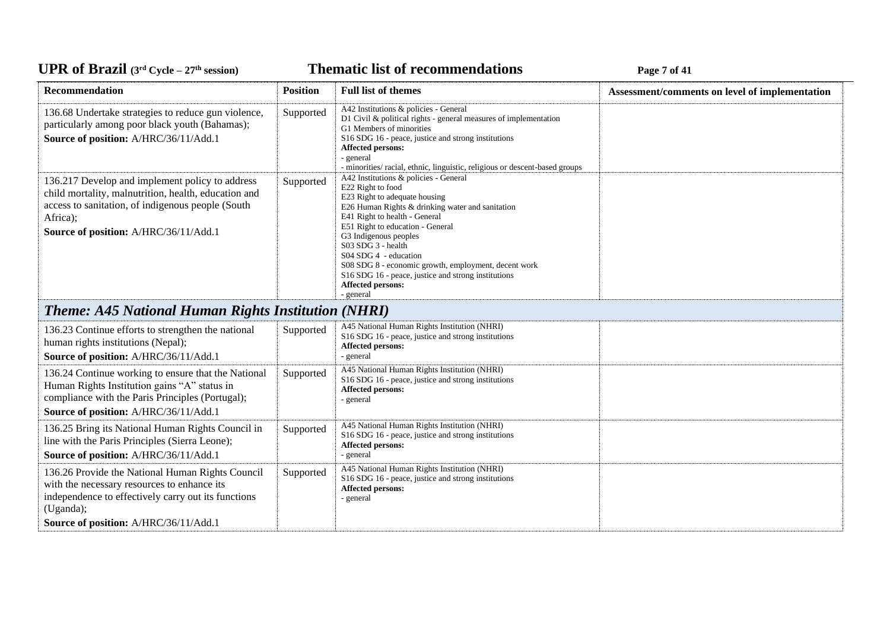| Recommendation | Position | Full list of themes | Assessment/comments on level of implementation |
|---|---|---|---|
| 136.68 Undertake strategies to reduce gun violence, particularly among poor black youth (Bahamas);<br>**Source of position:** A/HRC/36/11/Add.1 | Supported | A42 Institutions & policies - General<br>D1 Civil & political rights - general measures of implementation<br>G1 Members of minorities<br>S16 SDG 16 - peace, justice and strong institutions<br>**Affected persons:**<br>- general<br>- minorities/ racial, ethnic, linguistic, religious or descent-based groups | |
| 136.217 Develop and implement policy to address child mortality, malnutrition, health, education and access to sanitation, of indigenous people (South Africa);<br>**Source of position:** A/HRC/36/11/Add.1 | Supported | A42 Institutions & policies - General<br>E22 Right to food<br>E23 Right to adequate housing<br>E26 Human Rights & drinking water and sanitation<br>E41 Right to health - General<br>E51 Right to education - General<br>G3 Indigenous peoples<br>S03 SDG 3 - health<br>S04 SDG 4 - education<br>S08 SDG 8 - economic growth, employment, decent work<br>S16 SDG 16 - peace, justice and strong institutions<br>**Affected persons:**<br>- general | |
| ***Theme: A45 National Human Rights Institution (NHRI)*** | | | |
| 136.23 Continue efforts to strengthen the national human rights institutions (Nepal);<br>**Source of position:** A/HRC/36/11/Add.1 | Supported | A45 National Human Rights Institution (NHRI)<br>S16 SDG 16 - peace, justice and strong institutions<br>**Affected persons:**<br>- general | |
| 136.24 Continue working to ensure that the National Human Rights Institution gains "A" status in compliance with the Paris Principles (Portugal);<br>**Source of position:** A/HRC/36/11/Add.1 | Supported | A45 National Human Rights Institution (NHRI)<br>S16 SDG 16 - peace, justice and strong institutions<br>**Affected persons:**<br>- general | |
| 136.25 Bring its National Human Rights Council in line with the Paris Principles (Sierra Leone);<br>**Source of position:** A/HRC/36/11/Add.1 | Supported | A45 National Human Rights Institution (NHRI)<br>S16 SDG 16 - peace, justice and strong institutions<br>**Affected persons:**<br>- general | |
| 136.26 Provide the National Human Rights Council with the necessary resources to enhance its independence to effectively carry out its functions (Uganda);<br>**Source of position:** A/HRC/36/11/Add.1 | Supported | A45 National Human Rights Institution (NHRI)<br>S16 SDG 16 - peace, justice and strong institutions<br>**Affected persons:**<br>- general | |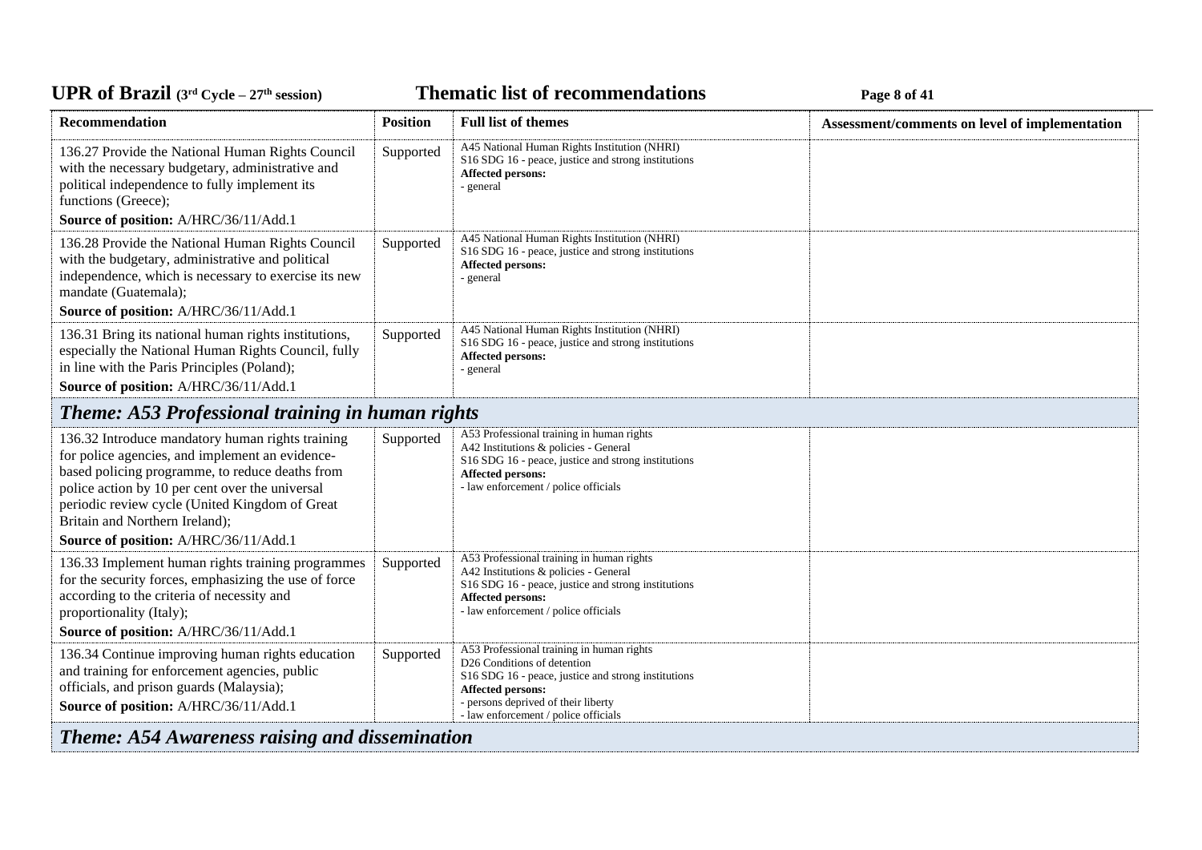| Recommendation | Position | Full list of themes | Assessment/comments on level of implementation |
|---|---|---|---|
| 136.27 Provide the National Human Rights Council with the necessary budgetary, administrative and political independence to fully implement its functions (Greece);<br>**Source of position:** A/HRC/36/11/Add.1 | Supported | A45 National Human Rights Institution (NHRI)<br>S16 SDG 16 - peace, justice and strong institutions<br>**Affected persons:**<br>- general | |
| 136.28 Provide the National Human Rights Council with the budgetary, administrative and political independence, which is necessary to exercise its new mandate (Guatemala);<br>**Source of position:** A/HRC/36/11/Add.1 | Supported | A45 National Human Rights Institution (NHRI)<br>S16 SDG 16 - peace, justice and strong institutions<br>**Affected persons:**<br>- general | |
| 136.31 Bring its national human rights institutions, especially the National Human Rights Council, fully in line with the Paris Principles (Poland);<br>**Source of position:** A/HRC/36/11/Add.1 | Supported | A45 National Human Rights Institution (NHRI)<br>S16 SDG 16 - peace, justice and strong institutions<br>**Affected persons:**<br>- general | |
| ***Theme: A53 Professional training in human rights*** | | | |
| 136.32 Introduce mandatory human rights training for police agencies, and implement an evidence-based policing programme, to reduce deaths from police action by 10 per cent over the universal periodic review cycle (United Kingdom of Great Britain and Northern Ireland);<br>**Source of position:** A/HRC/36/11/Add.1 | Supported | A53 Professional training in human rights<br>A42 Institutions & policies - General<br>S16 SDG 16 - peace, justice and strong institutions<br>**Affected persons:**<br>- law enforcement / police officials | |
| 136.33 Implement human rights training programmes for the security forces, emphasizing the use of force according to the criteria of necessity and proportionality (Italy);<br>**Source of position:** A/HRC/36/11/Add.1 | Supported | A53 Professional training in human rights<br>A42 Institutions & policies - General<br>S16 SDG 16 - peace, justice and strong institutions<br>**Affected persons:**<br>- law enforcement / police officials | |
| 136.34 Continue improving human rights education and training for enforcement agencies, public officials, and prison guards (Malaysia);<br>**Source of position:** A/HRC/36/11/Add.1 | Supported | A53 Professional training in human rights<br>D26 Conditions of detention<br>S16 SDG 16 - peace, justice and strong institutions<br>**Affected persons:**<br>- persons deprived of their liberty<br>- law enforcement / police officials | |
| ***Theme: A54 Awareness raising and dissemination*** | | | |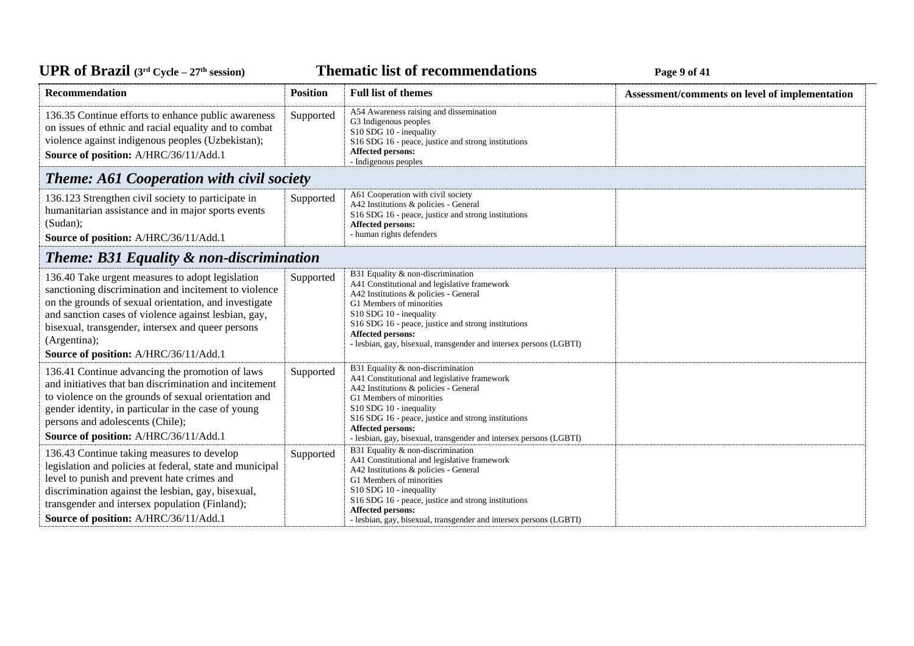| Recommendation | Position | Full list of themes | Assessment/comments on level of implementation |
|---|---|---|---|
| 136.35 Continue efforts to enhance public awareness on issues of ethnic and racial equality and to combat violence against indigenous peoples (Uzbekistan);<br>**Source of position:** A/HRC/36/11/Add.1 | Supported | A54 Awareness raising and dissemination<br>G3 Indigenous peoples<br>S10 SDG 10 - inequality<br>S16 SDG 16 - peace, justice and strong institutions<br>**Affected persons:**<br>- Indigenous peoples | |
| ***Theme: A61 Cooperation with civil society*** | | | |
| 136.123 Strengthen civil society to participate in humanitarian assistance and in major sports events (Sudan);<br>**Source of position:** A/HRC/36/11/Add.1 | Supported | A61 Cooperation with civil society<br>A42 Institutions & policies - General<br>S16 SDG 16 - peace, justice and strong institutions<br>**Affected persons:**<br>- human rights defenders | |
| ***Theme: B31 Equality & non-discrimination*** | | | |
| 136.40 Take urgent measures to adopt legislation sanctioning discrimination and incitement to violence on the grounds of sexual orientation, and investigate and sanction cases of violence against lesbian, gay, bisexual, transgender, intersex and queer persons (Argentina);<br>**Source of position:** A/HRC/36/11/Add.1 | Supported | B31 Equality & non-discrimination<br>A41 Constitutional and legislative framework<br>A42 Institutions & policies - General<br>G1 Members of minorities<br>S10 SDG 10 - inequality<br>S16 SDG 16 - peace, justice and strong institutions<br>**Affected persons:**<br>- lesbian, gay, bisexual, transgender and intersex persons (LGBTI) | |
| 136.41 Continue advancing the promotion of laws and initiatives that ban discrimination and incitement to violence on the grounds of sexual orientation and gender identity, in particular in the case of young persons and adolescents (Chile);<br>**Source of position:** A/HRC/36/11/Add.1 | Supported | B31 Equality & non-discrimination<br>A41 Constitutional and legislative framework<br>A42 Institutions & policies - General<br>G1 Members of minorities<br>S10 SDG 10 - inequality<br>S16 SDG 16 - peace, justice and strong institutions<br>**Affected persons:**<br>- lesbian, gay, bisexual, transgender and intersex persons (LGBTI) | |
| 136.43 Continue taking measures to develop legislation and policies at federal, state and municipal level to punish and prevent hate crimes and discrimination against the lesbian, gay, bisexual, transgender and intersex population (Finland);<br>**Source of position:** A/HRC/36/11/Add.1 | Supported | B31 Equality & non-discrimination<br>A41 Constitutional and legislative framework<br>A42 Institutions & policies - General<br>G1 Members of minorities<br>S10 SDG 10 - inequality<br>S16 SDG 16 - peace, justice and strong institutions<br>**Affected persons:**<br>- lesbian, gay, bisexual, transgender and intersex persons (LGBTI) | |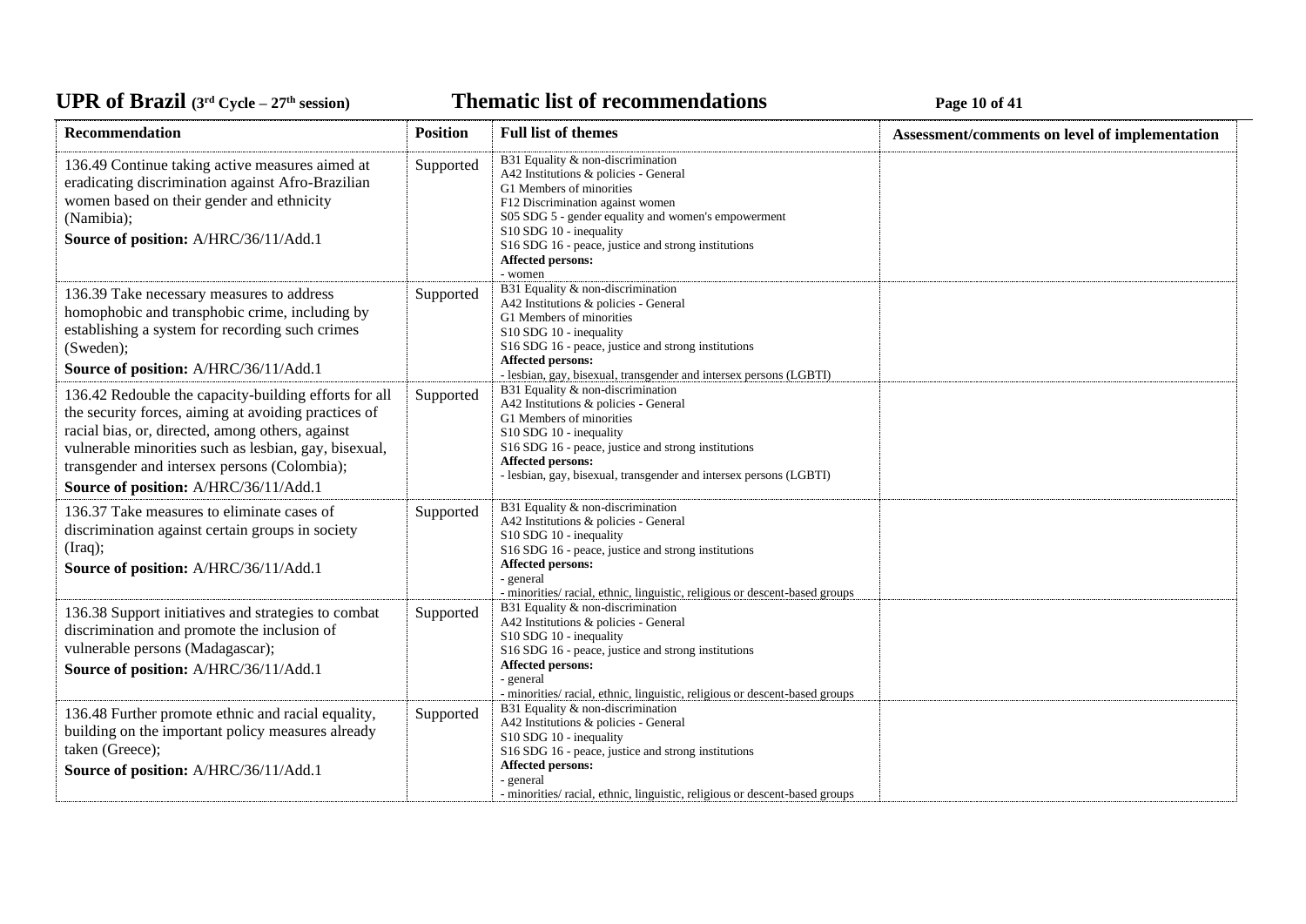| Recommendation | Position | Full list of themes | Assessment/comments on level of implementation |
|---|---|---|---|
| 136.49 Continue taking active measures aimed at eradicating discrimination against Afro-Brazilian women based on their gender and ethnicity (Namibia);<br>**Source of position:** A/HRC/36/11/Add.1 | Supported | B31 Equality & non-discrimination<br>A42 Institutions & policies - General<br>G1 Members of minorities<br>F12 Discrimination against women<br>S05 SDG 5 - gender equality and women's empowerment<br>S10 SDG 10 - inequality<br>S16 SDG 16 - peace, justice and strong institutions<br>**Affected persons:**<br>- women | |
| 136.39 Take necessary measures to address homophobic and transphobic crime, including by establishing a system for recording such crimes (Sweden);<br>**Source of position:** A/HRC/36/11/Add.1 | Supported | B31 Equality & non-discrimination<br>A42 Institutions & policies - General<br>G1 Members of minorities<br>S10 SDG 10 - inequality<br>S16 SDG 16 - peace, justice and strong institutions<br>**Affected persons:**<br>- lesbian, gay, bisexual, transgender and intersex persons (LGBTI) | |
| 136.42 Redouble the capacity-building efforts for all the security forces, aiming at avoiding practices of racial bias, or, directed, among others, against vulnerable minorities such as lesbian, gay, bisexual, transgender and intersex persons (Colombia);<br>**Source of position:** A/HRC/36/11/Add.1 | Supported | B31 Equality & non-discrimination<br>A42 Institutions & policies - General<br>G1 Members of minorities<br>S10 SDG 10 - inequality<br>S16 SDG 16 - peace, justice and strong institutions<br>**Affected persons:**<br>- lesbian, gay, bisexual, transgender and intersex persons (LGBTI) | |
| 136.37 Take measures to eliminate cases of discrimination against certain groups in society (Iraq);<br>**Source of position:** A/HRC/36/11/Add.1 | Supported | B31 Equality & non-discrimination<br>A42 Institutions & policies - General<br>S10 SDG 10 - inequality<br>S16 SDG 16 - peace, justice and strong institutions<br>**Affected persons:**<br>- general<br>- minorities/ racial, ethnic, linguistic, religious or descent-based groups | |
| 136.38 Support initiatives and strategies to combat discrimination and promote the inclusion of vulnerable persons (Madagascar);<br>**Source of position:** A/HRC/36/11/Add.1 | Supported | B31 Equality & non-discrimination<br>A42 Institutions & policies - General<br>S10 SDG 10 - inequality<br>S16 SDG 16 - peace, justice and strong institutions<br>**Affected persons:**<br>- general<br>- minorities/ racial, ethnic, linguistic, religious or descent-based groups | |
| 136.48 Further promote ethnic and racial equality, building on the important policy measures already taken (Greece);<br>**Source of position:** A/HRC/36/11/Add.1 | Supported | B31 Equality & non-discrimination<br>A42 Institutions & policies - General<br>S10 SDG 10 - inequality<br>S16 SDG 16 - peace, justice and strong institutions<br>**Affected persons:**<br>- general<br>- minorities/ racial, ethnic, linguistic, religious or descent-based groups | |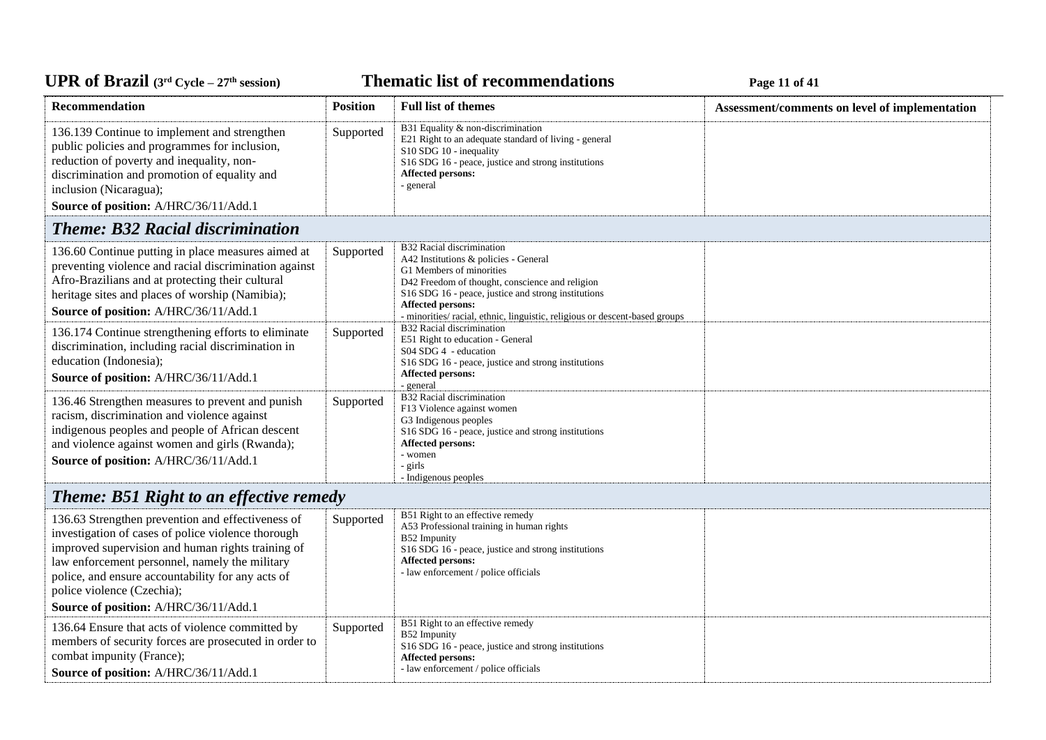| Recommendation | Position | Full list of themes | Assessment/comments on level of implementation |
|---|---|---|---|
| 136.139 Continue to implement and strengthen public policies and programmes for inclusion, reduction of poverty and inequality, non-discrimination and promotion of equality and inclusion (Nicaragua);<br>**Source of position:** A/HRC/36/11/Add.1 | Supported | B31 Equality & non-discrimination<br>E21 Right to an adequate standard of living - general<br>S10 SDG 10 - inequality<br>S16 SDG 16 - peace, justice and strong institutions<br>**Affected persons:**<br>- general | |
| ***Theme: B32 Racial discrimination*** | | | |
| 136.60 Continue putting in place measures aimed at preventing violence and racial discrimination against Afro-Brazilians and at protecting their cultural heritage sites and places of worship (Namibia);<br>**Source of position:** A/HRC/36/11/Add.1 | Supported | B32 Racial discrimination<br>A42 Institutions & policies - General<br>G1 Members of minorities<br>D42 Freedom of thought, conscience and religion<br>S16 SDG 16 - peace, justice and strong institutions<br>**Affected persons:**<br>- minorities/ racial, ethnic, linguistic, religious or descent-based groups | |
| 136.174 Continue strengthening efforts to eliminate discrimination, including racial discrimination in education (Indonesia);<br>**Source of position:** A/HRC/36/11/Add.1 | Supported | B32 Racial discrimination<br>E51 Right to education - General<br>S04 SDG 4 - education<br>S16 SDG 16 - peace, justice and strong institutions<br>**Affected persons:**<br>- general | |
| 136.46 Strengthen measures to prevent and punish racism, discrimination and violence against indigenous peoples and people of African descent and violence against women and girls (Rwanda);<br>**Source of position:** A/HRC/36/11/Add.1 | Supported | B32 Racial discrimination<br>F13 Violence against women<br>G3 Indigenous peoples<br>S16 SDG 16 - peace, justice and strong institutions<br>**Affected persons:**<br>- women<br>- girls<br>- Indigenous peoples | |
| ***Theme: B51 Right to an effective remedy*** | | | |
| 136.63 Strengthen prevention and effectiveness of investigation of cases of police violence thorough improved supervision and human rights training of law enforcement personnel, namely the military police, and ensure accountability for any acts of police violence (Czechia);<br>**Source of position:** A/HRC/36/11/Add.1 | Supported | B51 Right to an effective remedy<br>A53 Professional training in human rights<br>B52 Impunity<br>S16 SDG 16 - peace, justice and strong institutions<br>**Affected persons:**<br>- law enforcement / police officials | |
| 136.64 Ensure that acts of violence committed by members of security forces are prosecuted in order to combat impunity (France);<br>**Source of position:** A/HRC/36/11/Add.1 | Supported | B51 Right to an effective remedy<br>B52 Impunity<br>S16 SDG 16 - peace, justice and strong institutions<br>**Affected persons:**<br>- law enforcement / police officials | |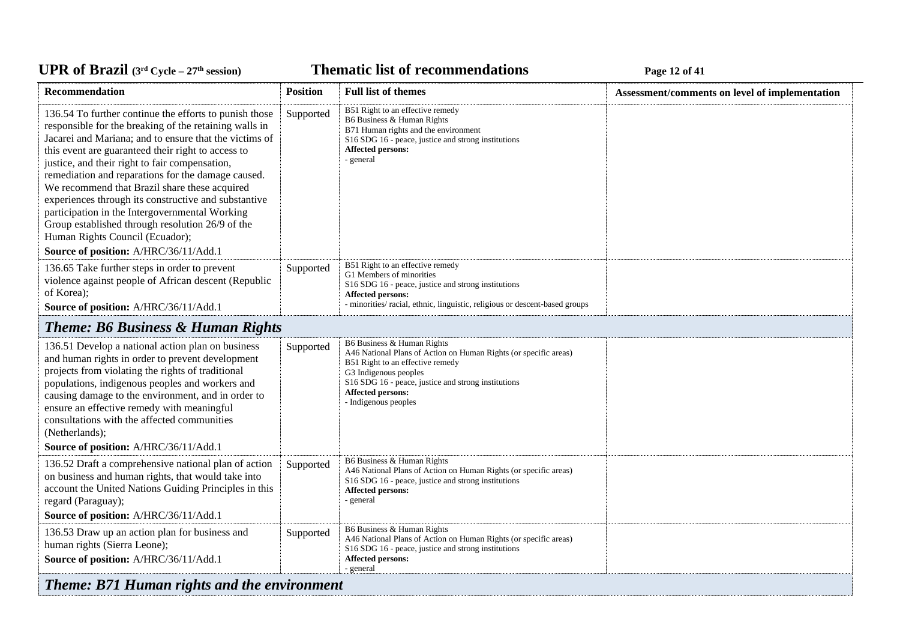| Recommendation | Position | Full list of themes | Assessment/comments on level of implementation |
|---|---|---|---|
| 136.54 To further continue the efforts to punish those responsible for the breaking of the retaining walls in Jacarei and Mariana; and to ensure that the victims of this event are guaranteed their right to access to justice, and their right to fair compensation, remediation and reparations for the damage caused. We recommend that Brazil share these acquired experiences through its constructive and substantive participation in the Intergovernmental Working Group established through resolution 26/9 of the Human Rights Council (Ecuador);<br>**Source of position:** A/HRC/36/11/Add.1 | Supported | B51 Right to an effective remedy<br>B6 Business & Human Rights<br>B71 Human rights and the environment<br>S16 SDG 16 - peace, justice and strong institutions<br>**Affected persons:**<br>- general | |
| 136.65 Take further steps in order to prevent violence against people of African descent (Republic of Korea);<br>**Source of position:** A/HRC/36/11/Add.1 | Supported | B51 Right to an effective remedy<br>G1 Members of minorities<br>S16 SDG 16 - peace, justice and strong institutions<br>**Affected persons:**<br>- minorities/ racial, ethnic, linguistic, religious or descent-based groups | |
| ***Theme: B6 Business & Human Rights*** | | | |
| 136.51 Develop a national action plan on business and human rights in order to prevent development projects from violating the rights of traditional populations, indigenous peoples and workers and causing damage to the environment, and in order to ensure an effective remedy with meaningful consultations with the affected communities (Netherlands);<br>**Source of position:** A/HRC/36/11/Add.1 | Supported | B6 Business & Human Rights<br>A46 National Plans of Action on Human Rights (or specific areas)<br>B51 Right to an effective remedy<br>G3 Indigenous peoples<br>S16 SDG 16 - peace, justice and strong institutions<br>**Affected persons:**<br>- Indigenous peoples | |
| 136.52 Draft a comprehensive national plan of action on business and human rights, that would take into account the United Nations Guiding Principles in this regard (Paraguay);<br>**Source of position:** A/HRC/36/11/Add.1 | Supported | B6 Business & Human Rights<br>A46 National Plans of Action on Human Rights (or specific areas)<br>S16 SDG 16 - peace, justice and strong institutions<br>**Affected persons:**<br>- general | |
| 136.53 Draw up an action plan for business and human rights (Sierra Leone);<br>**Source of position:** A/HRC/36/11/Add.1 | Supported | B6 Business & Human Rights<br>A46 National Plans of Action on Human Rights (or specific areas)<br>S16 SDG 16 - peace, justice and strong institutions<br>**Affected persons:**<br>- general | |
| ***Theme: B71 Human rights and the environment*** | | | |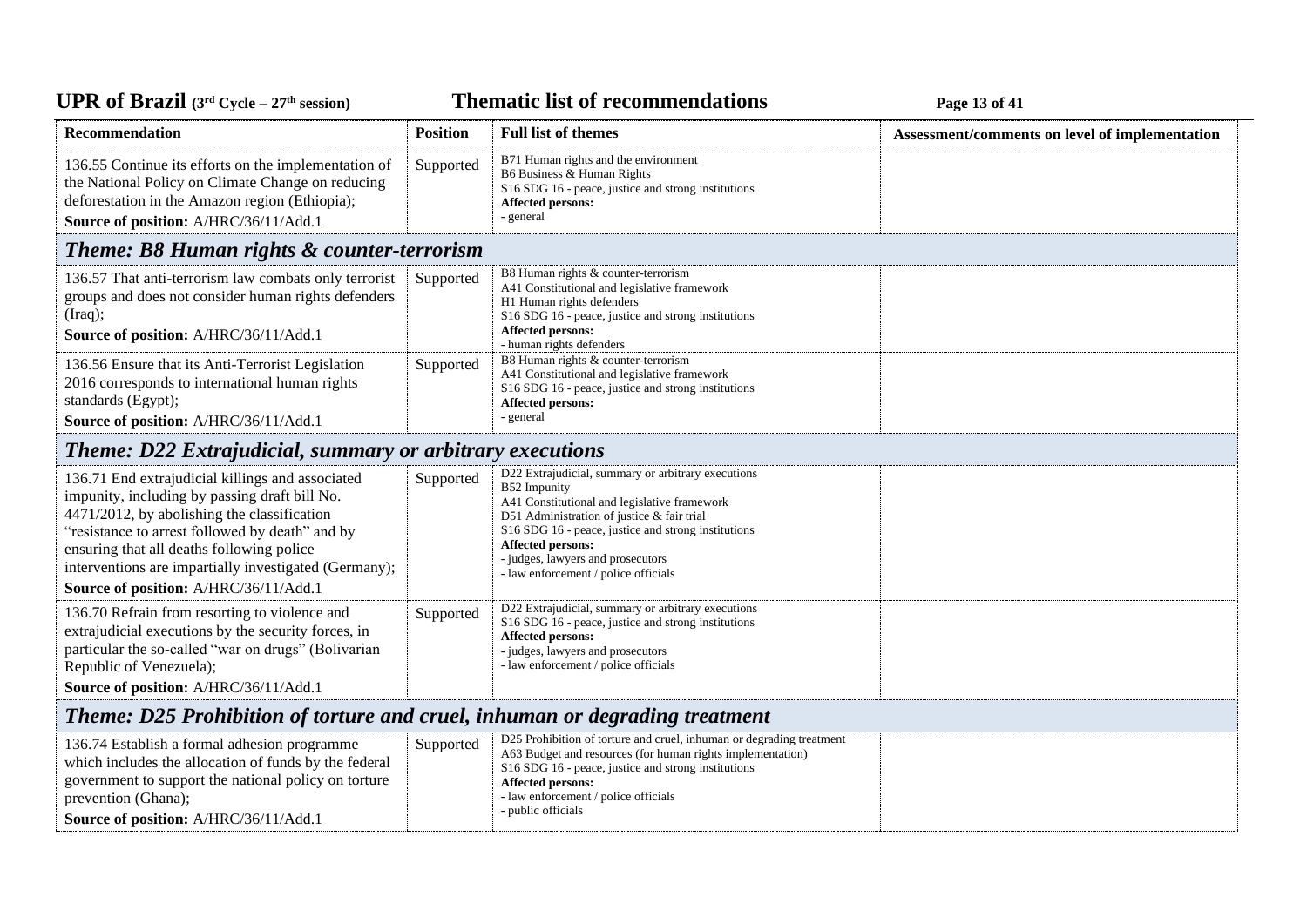| Recommendation | Position | Full list of themes | Assessment/comments on level of implementation |
|---|---|---|---|
| 136.55 Continue its efforts on the implementation of the National Policy on Climate Change on reducing deforestation in the Amazon region (Ethiopia);<br>**Source of position:** A/HRC/36/11/Add.1 | Supported | B71 Human rights and the environment<br>B6 Business & Human Rights<br>S16 SDG 16 - peace, justice and strong institutions<br>**Affected persons:**<br>- general | |

## *Theme: B8 Human rights & counter-terrorism*

| Recommendation | Position | Full list of themes | Assessment/comments on level of implementation |
|---|---|---|---|
| 136.57 That anti-terrorism law combats only terrorist groups and does not consider human rights defenders (Iraq);<br>**Source of position:** A/HRC/36/11/Add.1 | Supported | B8 Human rights & counter-terrorism<br>A41 Constitutional and legislative framework<br>H1 Human rights defenders<br>S16 SDG 16 - peace, justice and strong institutions<br>**Affected persons:**<br>- human rights defenders | |
| 136.56 Ensure that its Anti-Terrorist Legislation 2016 corresponds to international human rights standards (Egypt);<br>**Source of position:** A/HRC/36/11/Add.1 | Supported | B8 Human rights & counter-terrorism<br>A41 Constitutional and legislative framework<br>S16 SDG 16 - peace, justice and strong institutions<br>**Affected persons:**<br>- general | |

## *Theme: D22 Extrajudicial, summary or arbitrary executions*

| Recommendation | Position | Full list of themes | Assessment/comments on level of implementation |
|---|---|---|---|
| 136.71 End extrajudicial killings and associated impunity, including by passing draft bill No. 4471/2012, by abolishing the classification "resistance to arrest followed by death" and by ensuring that all deaths following police interventions are impartially investigated (Germany);<br>**Source of position:** A/HRC/36/11/Add.1 | Supported | D22 Extrajudicial, summary or arbitrary executions<br>B52 Impunity<br>A41 Constitutional and legislative framework<br>D51 Administration of justice & fair trial<br>S16 SDG 16 - peace, justice and strong institutions<br>**Affected persons:**<br>- judges, lawyers and prosecutors<br>- law enforcement / police officials | |
| 136.70 Refrain from resorting to violence and extrajudicial executions by the security forces, in particular the so-called "war on drugs" (Bolivarian Republic of Venezuela);<br>**Source of position:** A/HRC/36/11/Add.1 | Supported | D22 Extrajudicial, summary or arbitrary executions<br>S16 SDG 16 - peace, justice and strong institutions<br>**Affected persons:**<br>- judges, lawyers and prosecutors<br>- law enforcement / police officials | |

## *Theme: D25 Prohibition of torture and cruel, inhuman or degrading treatment*

| Recommendation | Position | Full list of themes | Assessment/comments on level of implementation |
|---|---|---|---|
| 136.74 Establish a formal adhesion programme which includes the allocation of funds by the federal government to support the national policy on torture prevention (Ghana);<br>**Source of position:** A/HRC/36/11/Add.1 | Supported | D25 Prohibition of torture and cruel, inhuman or degrading treatment<br>A63 Budget and resources (for human rights implementation)<br>S16 SDG 16 - peace, justice and strong institutions<br>**Affected persons:**<br>- law enforcement / police officials<br>- public officials | |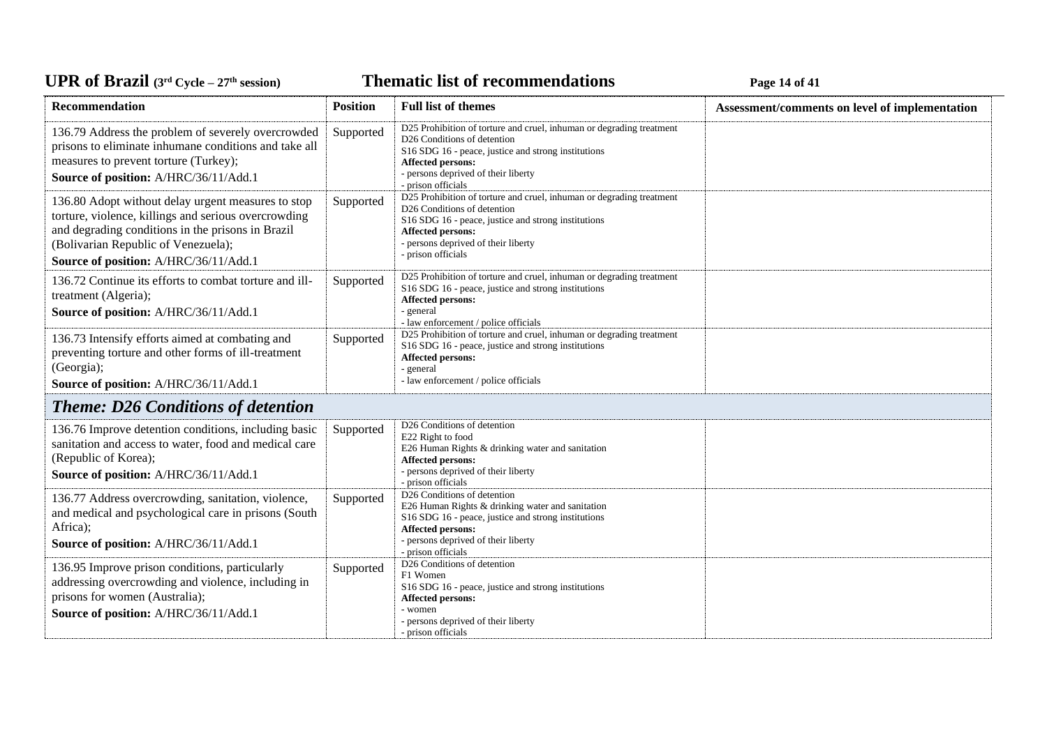| Recommendation | Position | Full list of themes | Assessment/comments on level of implementation |
|---|---|---|---|
| 136.79 Address the problem of severely overcrowded prisons to eliminate inhumane conditions and take all measures to prevent torture (Turkey);<br>**Source of position:** A/HRC/36/11/Add.1 | Supported | D25 Prohibition of torture and cruel, inhuman or degrading treatment<br>D26 Conditions of detention<br>S16 SDG 16 - peace, justice and strong institutions<br>**Affected persons:**<br>- persons deprived of their liberty<br>- prison officials | |
| 136.80 Adopt without delay urgent measures to stop torture, violence, killings and serious overcrowding and degrading conditions in the prisons in Brazil (Bolivarian Republic of Venezuela);<br>**Source of position:** A/HRC/36/11/Add.1 | Supported | D25 Prohibition of torture and cruel, inhuman or degrading treatment<br>D26 Conditions of detention<br>S16 SDG 16 - peace, justice and strong institutions<br>**Affected persons:**<br>- persons deprived of their liberty<br>- prison officials | |
| 136.72 Continue its efforts to combat torture and ill-treatment (Algeria);<br>**Source of position:** A/HRC/36/11/Add.1 | Supported | D25 Prohibition of torture and cruel, inhuman or degrading treatment<br>S16 SDG 16 - peace, justice and strong institutions<br>**Affected persons:**<br>- general<br>- law enforcement / police officials | |
| 136.73 Intensify efforts aimed at combating and preventing torture and other forms of ill-treatment (Georgia);<br>**Source of position:** A/HRC/36/11/Add.1 | Supported | D25 Prohibition of torture and cruel, inhuman or degrading treatment<br>S16 SDG 16 - peace, justice and strong institutions<br>**Affected persons:**<br>- general<br>- law enforcement / police officials | |
| ***Theme: D26 Conditions of detention*** | | | |
| 136.76 Improve detention conditions, including basic sanitation and access to water, food and medical care (Republic of Korea);<br>**Source of position:** A/HRC/36/11/Add.1 | Supported | D26 Conditions of detention<br>E22 Right to food<br>E26 Human Rights & drinking water and sanitation<br>**Affected persons:**<br>- persons deprived of their liberty<br>- prison officials | |
| 136.77 Address overcrowding, sanitation, violence, and medical and psychological care in prisons (South Africa);<br>**Source of position:** A/HRC/36/11/Add.1 | Supported | D26 Conditions of detention<br>E26 Human Rights & drinking water and sanitation<br>S16 SDG 16 - peace, justice and strong institutions<br>**Affected persons:**<br>- persons deprived of their liberty<br>- prison officials | |
| 136.95 Improve prison conditions, particularly addressing overcrowding and violence, including in prisons for women (Australia);<br>**Source of position:** A/HRC/36/11/Add.1 | Supported | D26 Conditions of detention<br>F1 Women<br>S16 SDG 16 - peace, justice and strong institutions<br>**Affected persons:**<br>- women<br>- persons deprived of their liberty<br>- prison officials | |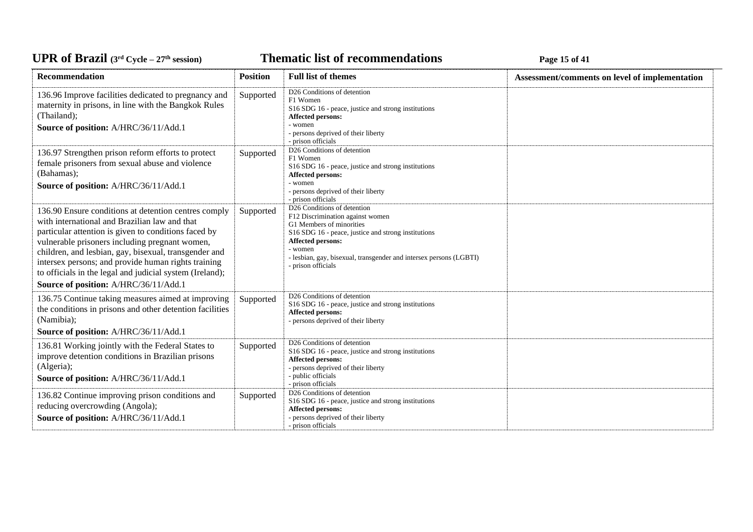| Recommendation | Position | Full list of themes | Assessment/comments on level of implementation |
|---|---|---|---|
| 136.96 Improve facilities dedicated to pregnancy and maternity in prisons, in line with the Bangkok Rules (Thailand);<br>**Source of position:** A/HRC/36/11/Add.1 | Supported | D26 Conditions of detention<br>F1 Women<br>S16 SDG 16 - peace, justice and strong institutions<br>**Affected persons:**<br>- women<br>- persons deprived of their liberty<br>- prison officials | |
| 136.97 Strengthen prison reform efforts to protect female prisoners from sexual abuse and violence (Bahamas);<br>**Source of position:** A/HRC/36/11/Add.1 | Supported | D26 Conditions of detention<br>F1 Women<br>S16 SDG 16 - peace, justice and strong institutions<br>**Affected persons:**<br>- women<br>- persons deprived of their liberty<br>- prison officials | |
| 136.90 Ensure conditions at detention centres comply with international and Brazilian law and that particular attention is given to conditions faced by vulnerable prisoners including pregnant women, children, and lesbian, gay, bisexual, transgender and intersex persons; and provide human rights training to officials in the legal and judicial system (Ireland);<br>**Source of position:** A/HRC/36/11/Add.1 | Supported | D26 Conditions of detention<br>F12 Discrimination against women<br>G1 Members of minorities<br>S16 SDG 16 - peace, justice and strong institutions<br>**Affected persons:**<br>- women<br>- lesbian, gay, bisexual, transgender and intersex persons (LGBTI)<br>- prison officials | |
| 136.75 Continue taking measures aimed at improving the conditions in prisons and other detention facilities (Namibia);<br>**Source of position:** A/HRC/36/11/Add.1 | Supported | D26 Conditions of detention<br>S16 SDG 16 - peace, justice and strong institutions<br>**Affected persons:**<br>- persons deprived of their liberty | |
| 136.81 Working jointly with the Federal States to improve detention conditions in Brazilian prisons (Algeria);<br>**Source of position:** A/HRC/36/11/Add.1 | Supported | D26 Conditions of detention<br>S16 SDG 16 - peace, justice and strong institutions<br>**Affected persons:**<br>- persons deprived of their liberty<br>- public officials<br>- prison officials | |
| 136.82 Continue improving prison conditions and reducing overcrowding (Angola);<br>**Source of position:** A/HRC/36/11/Add.1 | Supported | D26 Conditions of detention<br>S16 SDG 16 - peace, justice and strong institutions<br>**Affected persons:**<br>- persons deprived of their liberty<br>- prison officials | |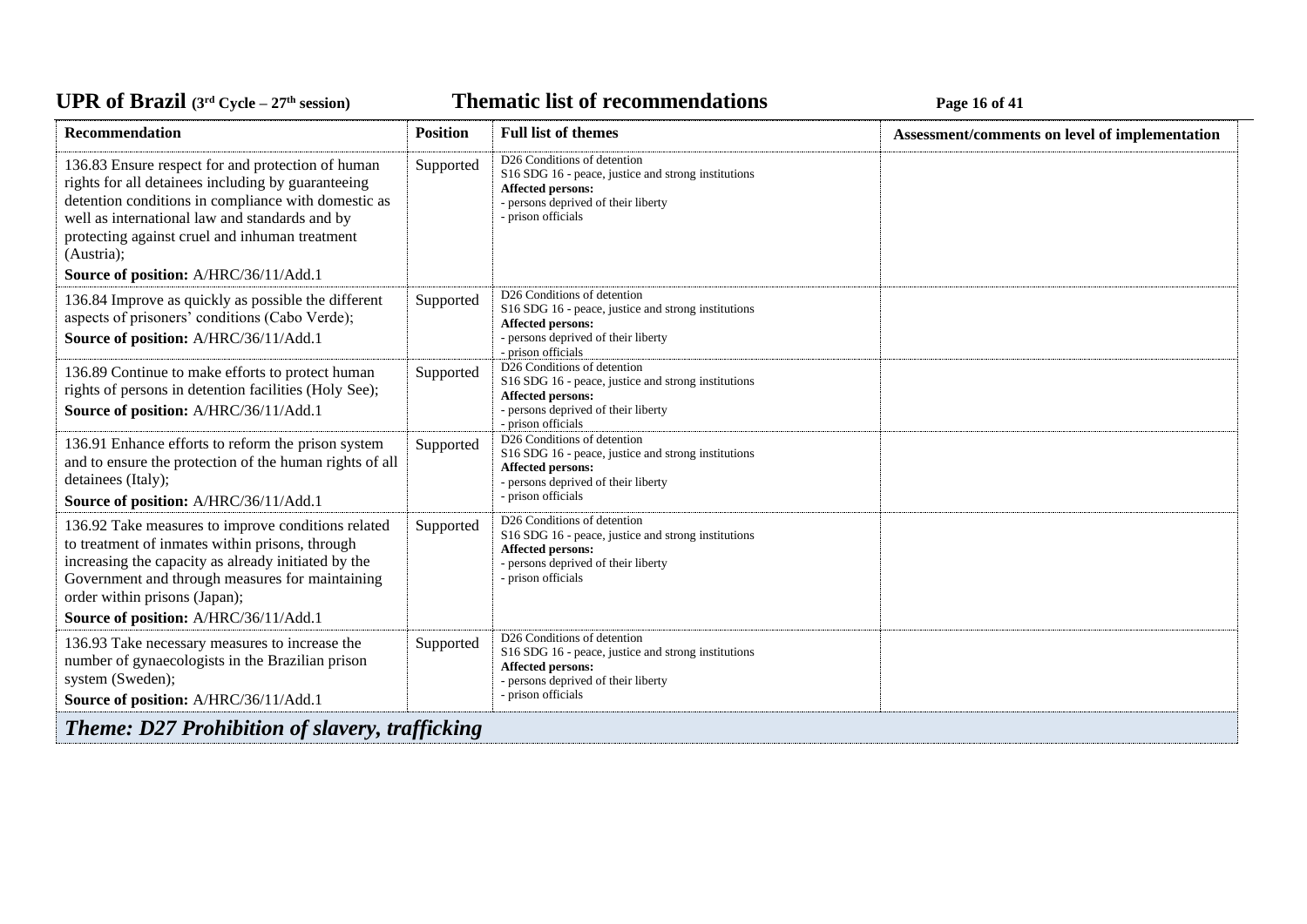| Recommendation | Position | Full list of themes | Assessment/comments on level of implementation |
|---|---|---|---|
| 136.83 Ensure respect for and protection of human rights for all detainees including by guaranteeing detention conditions in compliance with domestic as well as international law and standards and by protecting against cruel and inhuman treatment (Austria);<br>**Source of position:** A/HRC/36/11/Add.1 | Supported | D26 Conditions of detention<br>S16 SDG 16 - peace, justice and strong institutions<br>**Affected persons:**<br>- persons deprived of their liberty<br>- prison officials | |
| 136.84 Improve as quickly as possible the different aspects of prisoners' conditions (Cabo Verde);<br>**Source of position:** A/HRC/36/11/Add.1 | Supported | D26 Conditions of detention<br>S16 SDG 16 - peace, justice and strong institutions<br>**Affected persons:**<br>- persons deprived of their liberty<br>- prison officials | |
| 136.89 Continue to make efforts to protect human rights of persons in detention facilities (Holy See);<br>**Source of position:** A/HRC/36/11/Add.1 | Supported | D26 Conditions of detention<br>S16 SDG 16 - peace, justice and strong institutions<br>**Affected persons:**<br>- persons deprived of their liberty<br>- prison officials | |
| 136.91 Enhance efforts to reform the prison system and to ensure the protection of the human rights of all detainees (Italy);<br>**Source of position:** A/HRC/36/11/Add.1 | Supported | D26 Conditions of detention<br>S16 SDG 16 - peace, justice and strong institutions<br>**Affected persons:**<br>- persons deprived of their liberty<br>- prison officials | |
| 136.92 Take measures to improve conditions related to treatment of inmates within prisons, through increasing the capacity as already initiated by the Government and through measures for maintaining order within prisons (Japan);<br>**Source of position:** A/HRC/36/11/Add.1 | Supported | D26 Conditions of detention<br>S16 SDG 16 - peace, justice and strong institutions<br>**Affected persons:**<br>- persons deprived of their liberty<br>- prison officials | |
| 136.93 Take necessary measures to increase the number of gynaecologists in the Brazilian prison system (Sweden);<br>**Source of position:** A/HRC/36/11/Add.1 | Supported | D26 Conditions of detention<br>S16 SDG 16 - peace, justice and strong institutions<br>**Affected persons:**<br>- persons deprived of their liberty<br>- prison officials | |

### *Theme: D27 Prohibition of slavery, trafficking*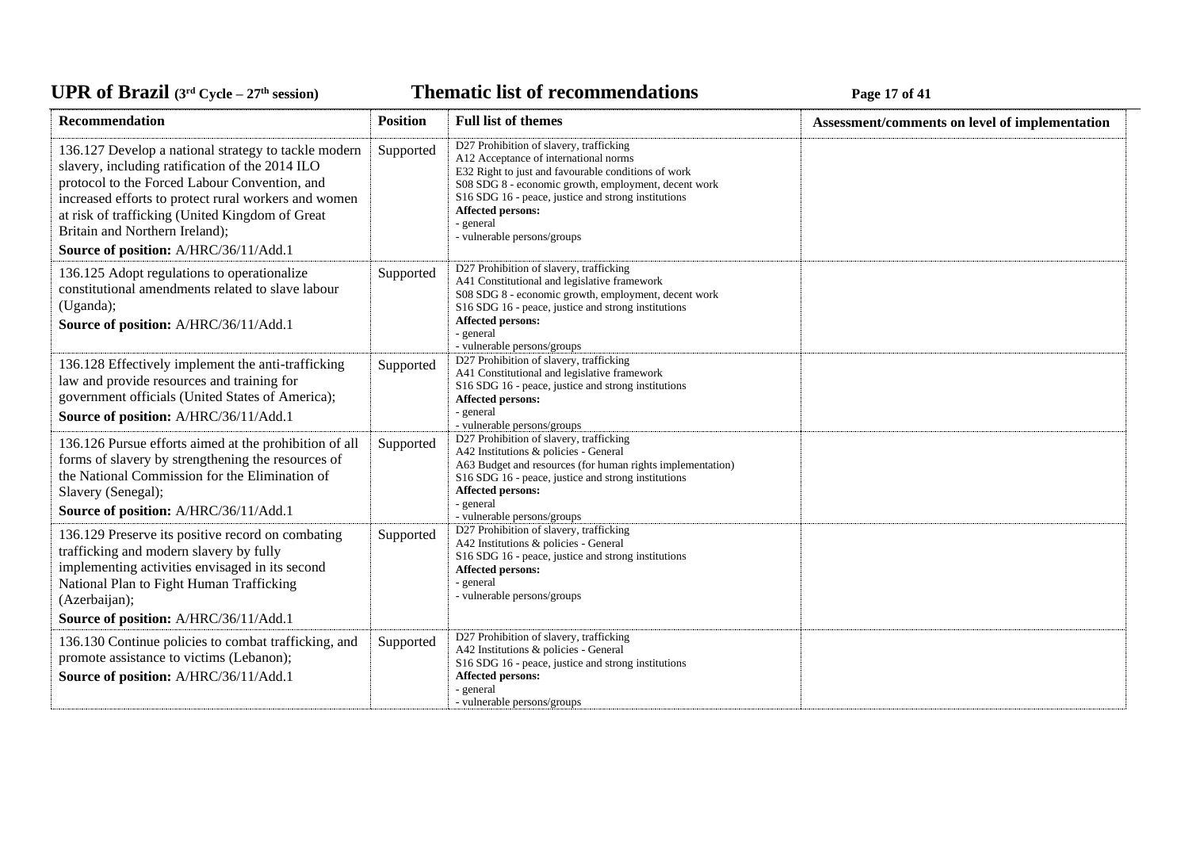| Recommendation | Position | Full list of themes | Assessment/comments on level of implementation |
|---|---|---|---|
| 136.127 Develop a national strategy to tackle modern slavery, including ratification of the 2014 ILO protocol to the Forced Labour Convention, and increased efforts to protect rural workers and women at risk of trafficking (United Kingdom of Great Britain and Northern Ireland);<br>**Source of position:** A/HRC/36/11/Add.1 | Supported | D27 Prohibition of slavery, trafficking<br>A12 Acceptance of international norms<br>E32 Right to just and favourable conditions of work<br>S08 SDG 8 - economic growth, employment, decent work<br>S16 SDG 16 - peace, justice and strong institutions<br>**Affected persons:**<br>- general<br>- vulnerable persons/groups | |
| 136.125 Adopt regulations to operationalize constitutional amendments related to slave labour (Uganda);<br>**Source of position:** A/HRC/36/11/Add.1 | Supported | D27 Prohibition of slavery, trafficking<br>A41 Constitutional and legislative framework<br>S08 SDG 8 - economic growth, employment, decent work<br>S16 SDG 16 - peace, justice and strong institutions<br>**Affected persons:**<br>- general<br>- vulnerable persons/groups | |
| 136.128 Effectively implement the anti-trafficking law and provide resources and training for government officials (United States of America);<br>**Source of position:** A/HRC/36/11/Add.1 | Supported | D27 Prohibition of slavery, trafficking<br>A41 Constitutional and legislative framework<br>S16 SDG 16 - peace, justice and strong institutions<br>**Affected persons:**<br>- general<br>- vulnerable persons/groups | |
| 136.126 Pursue efforts aimed at the prohibition of all forms of slavery by strengthening the resources of the National Commission for the Elimination of Slavery (Senegal);<br>**Source of position:** A/HRC/36/11/Add.1 | Supported | D27 Prohibition of slavery, trafficking<br>A42 Institutions & policies - General<br>A63 Budget and resources (for human rights implementation)<br>S16 SDG 16 - peace, justice and strong institutions<br>**Affected persons:**<br>- general<br>- vulnerable persons/groups | |
| 136.129 Preserve its positive record on combating trafficking and modern slavery by fully implementing activities envisaged in its second National Plan to Fight Human Trafficking (Azerbaijan);<br>**Source of position:** A/HRC/36/11/Add.1 | Supported | D27 Prohibition of slavery, trafficking<br>A42 Institutions & policies - General<br>S16 SDG 16 - peace, justice and strong institutions<br>**Affected persons:**<br>- general<br>- vulnerable persons/groups | |
| 136.130 Continue policies to combat trafficking, and promote assistance to victims (Lebanon);<br>**Source of position:** A/HRC/36/11/Add.1 | Supported | D27 Prohibition of slavery, trafficking<br>A42 Institutions & policies - General<br>S16 SDG 16 - peace, justice and strong institutions<br>**Affected persons:**<br>- general<br>- vulnerable persons/groups | |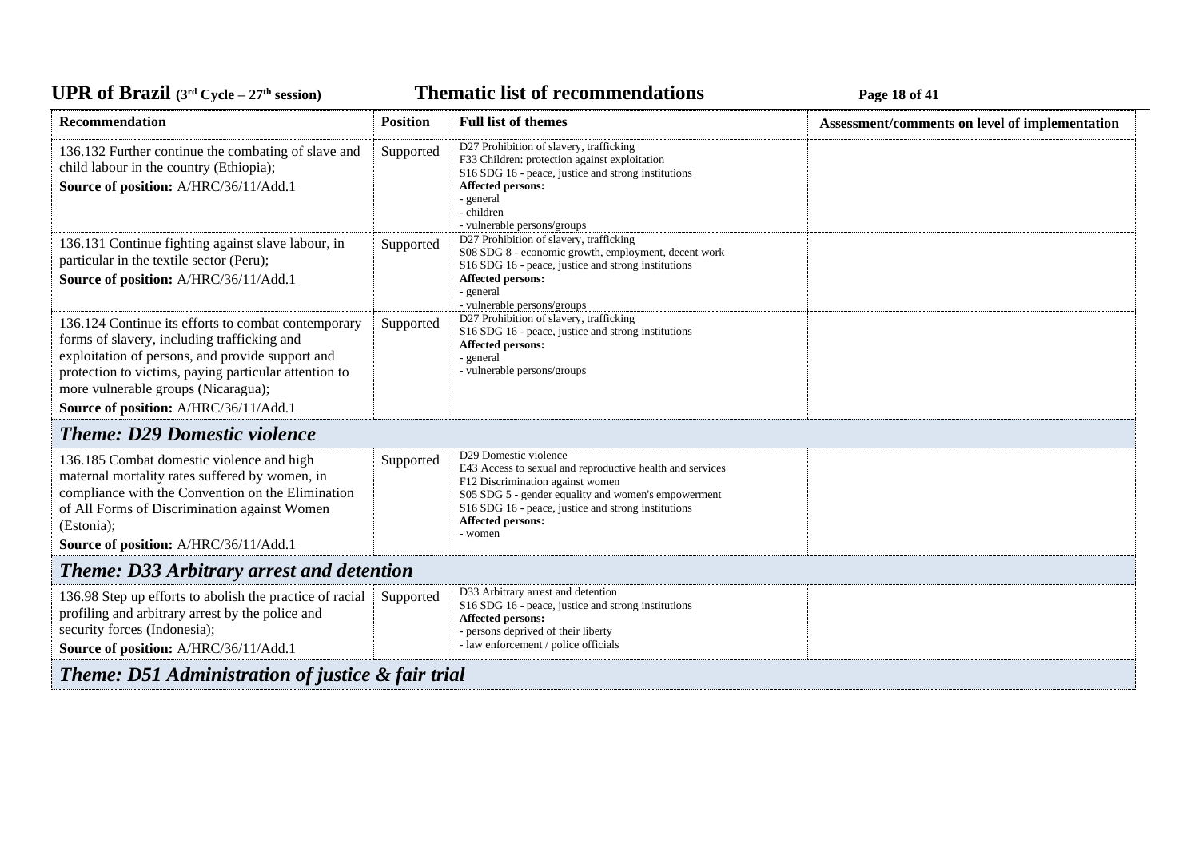| Recommendation | Position | Full list of themes | Assessment/comments on level of implementation |
|---|---|---|---|
| 136.132 Further continue the combating of slave and child labour in the country (Ethiopia);<br>**Source of position:** A/HRC/36/11/Add.1 | Supported | D27 Prohibition of slavery, trafficking<br>F33 Children: protection against exploitation<br>S16 SDG 16 - peace, justice and strong institutions<br>**Affected persons:**<br>- general<br>- children<br>- vulnerable persons/groups | |
| 136.131 Continue fighting against slave labour, in particular in the textile sector (Peru);<br>**Source of position:** A/HRC/36/11/Add.1 | Supported | D27 Prohibition of slavery, trafficking<br>S08 SDG 8 - economic growth, employment, decent work<br>S16 SDG 16 - peace, justice and strong institutions<br>**Affected persons:**<br>- general<br>- vulnerable persons/groups | |
| 136.124 Continue its efforts to combat contemporary forms of slavery, including trafficking and exploitation of persons, and provide support and protection to victims, paying particular attention to more vulnerable groups (Nicaragua);<br>**Source of position:** A/HRC/36/11/Add.1 | Supported | D27 Prohibition of slavery, trafficking<br>S16 SDG 16 - peace, justice and strong institutions<br>**Affected persons:**<br>- general<br>- vulnerable persons/groups | |
| ***Theme: D29 Domestic violence*** | | | |
| 136.185 Combat domestic violence and high maternal mortality rates suffered by women, in compliance with the Convention on the Elimination of All Forms of Discrimination against Women (Estonia);<br>**Source of position:** A/HRC/36/11/Add.1 | Supported | D29 Domestic violence<br>E43 Access to sexual and reproductive health and services<br>F12 Discrimination against women<br>S05 SDG 5 - gender equality and women's empowerment<br>S16 SDG 16 - peace, justice and strong institutions<br>**Affected persons:**<br>- women | |
| ***Theme: D33 Arbitrary arrest and detention*** | | | |
| 136.98 Step up efforts to abolish the practice of racial profiling and arbitrary arrest by the police and security forces (Indonesia);<br>**Source of position:** A/HRC/36/11/Add.1 | Supported | D33 Arbitrary arrest and detention<br>S16 SDG 16 - peace, justice and strong institutions<br>**Affected persons:**<br>- persons deprived of their liberty<br>- law enforcement / police officials | |
| ***Theme: D51 Administration of justice & fair trial*** | | | |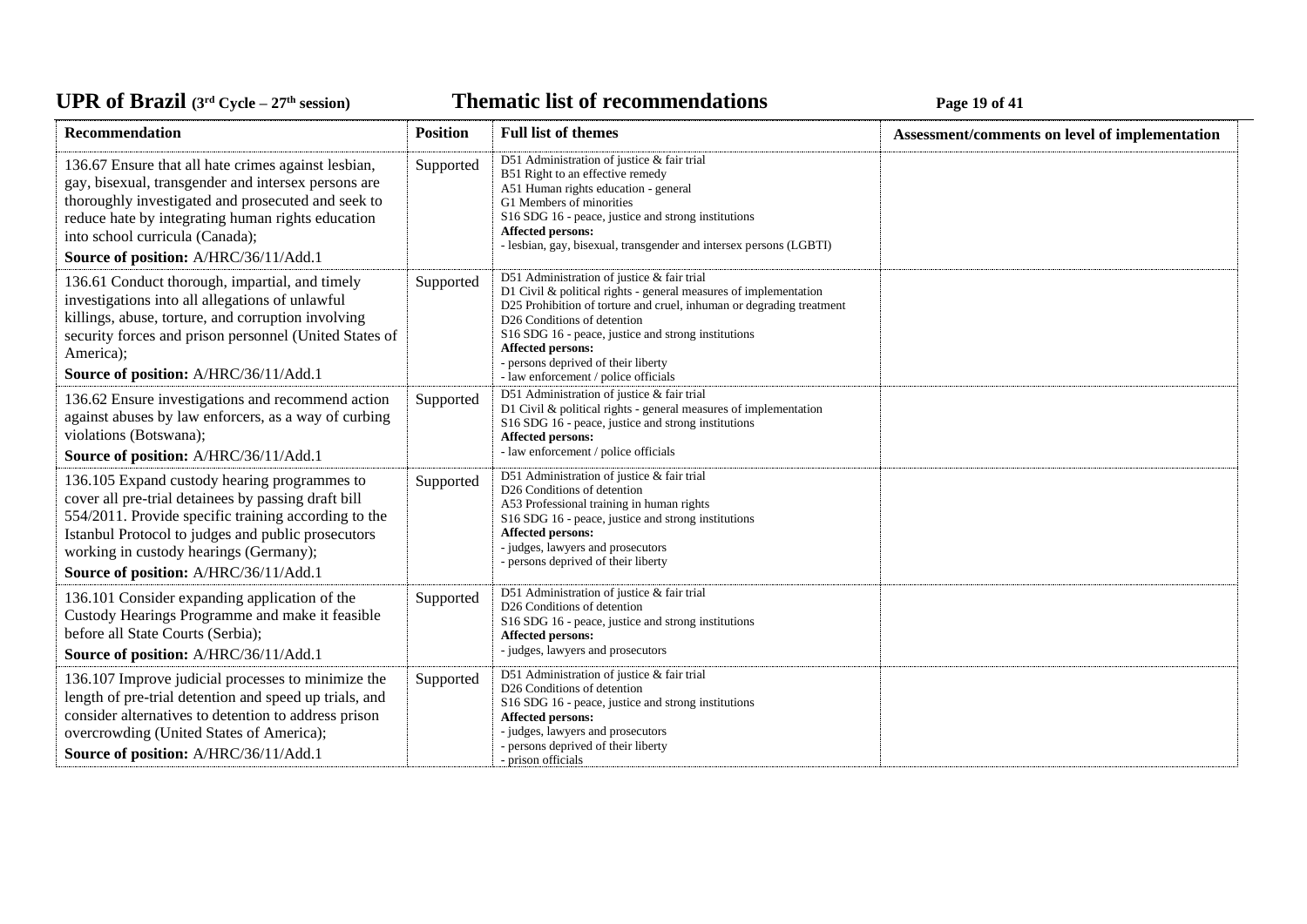| Recommendation | Position | Full list of themes | Assessment/comments on level of implementation |
| --- | --- | --- | --- |
| 136.67 Ensure that all hate crimes against lesbian, gay, bisexual, transgender and intersex persons are thoroughly investigated and prosecuted and seek to reduce hate by integrating human rights education into school curricula (Canada);<br>**Source of position:** A/HRC/36/11/Add.1 | Supported | D51 Administration of justice & fair trial<br>B51 Right to an effective remedy<br>A51 Human rights education - general<br>G1 Members of minorities<br>S16 SDG 16 - peace, justice and strong institutions<br>**Affected persons:**<br>- lesbian, gay, bisexual, transgender and intersex persons (LGBTI) | |
| 136.61 Conduct thorough, impartial, and timely investigations into all allegations of unlawful killings, abuse, torture, and corruption involving security forces and prison personnel (United States of America);<br>**Source of position:** A/HRC/36/11/Add.1 | Supported | D51 Administration of justice & fair trial<br>D1 Civil & political rights - general measures of implementation<br>D25 Prohibition of torture and cruel, inhuman or degrading treatment<br>D26 Conditions of detention<br>S16 SDG 16 - peace, justice and strong institutions<br>**Affected persons:**<br>- persons deprived of their liberty<br>- law enforcement / police officials | |
| 136.62 Ensure investigations and recommend action against abuses by law enforcers, as a way of curbing violations (Botswana);<br>**Source of position:** A/HRC/36/11/Add.1 | Supported | D51 Administration of justice & fair trial<br>D1 Civil & political rights - general measures of implementation<br>S16 SDG 16 - peace, justice and strong institutions<br>**Affected persons:**<br>- law enforcement / police officials | |
| 136.105 Expand custody hearing programmes to cover all pre-trial detainees by passing draft bill 554/2011. Provide specific training according to the Istanbul Protocol to judges and public prosecutors working in custody hearings (Germany);<br>**Source of position:** A/HRC/36/11/Add.1 | Supported | D51 Administration of justice & fair trial<br>D26 Conditions of detention<br>A53 Professional training in human rights<br>S16 SDG 16 - peace, justice and strong institutions<br>**Affected persons:**<br>- judges, lawyers and prosecutors<br>- persons deprived of their liberty | |
| 136.101 Consider expanding application of the Custody Hearings Programme and make it feasible before all State Courts (Serbia);<br>**Source of position:** A/HRC/36/11/Add.1 | Supported | D51 Administration of justice & fair trial<br>D26 Conditions of detention<br>S16 SDG 16 - peace, justice and strong institutions<br>**Affected persons:**<br>- judges, lawyers and prosecutors | |
| 136.107 Improve judicial processes to minimize the length of pre-trial detention and speed up trials, and consider alternatives to detention to address prison overcrowding (United States of America);<br>**Source of position:** A/HRC/36/11/Add.1 | Supported | D51 Administration of justice & fair trial<br>D26 Conditions of detention<br>S16 SDG 16 - peace, justice and strong institutions<br>**Affected persons:**<br>- judges, lawyers and prosecutors<br>- persons deprived of their liberty<br>- prison officials | |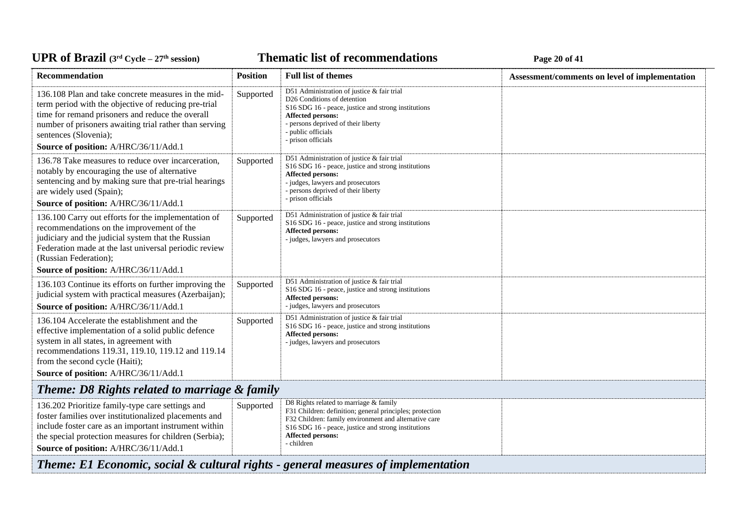| Recommendation | Position | Full list of themes | Assessment/comments on level of implementation |
|---|---|---|---|
| 136.108 Plan and take concrete measures in the mid-term period with the objective of reducing pre-trial time for remand prisoners and reduce the overall number of prisoners awaiting trial rather than serving sentences (Slovenia);<br>**Source of position:** A/HRC/36/11/Add.1 | Supported | D51 Administration of justice & fair trial<br>D26 Conditions of detention<br>S16 SDG 16 - peace, justice and strong institutions<br>**Affected persons:**<br>- persons deprived of their liberty<br>- public officials<br>- prison officials | |
| 136.78 Take measures to reduce over incarceration, notably by encouraging the use of alternative sentencing and by making sure that pre-trial hearings are widely used (Spain);<br>**Source of position:** A/HRC/36/11/Add.1 | Supported | D51 Administration of justice & fair trial<br>S16 SDG 16 - peace, justice and strong institutions<br>**Affected persons:**<br>- judges, lawyers and prosecutors<br>- persons deprived of their liberty<br>- prison officials | |
| 136.100 Carry out efforts for the implementation of recommendations on the improvement of the judiciary and the judicial system that the Russian Federation made at the last universal periodic review (Russian Federation);<br>**Source of position:** A/HRC/36/11/Add.1 | Supported | D51 Administration of justice & fair trial<br>S16 SDG 16 - peace, justice and strong institutions<br>**Affected persons:**<br>- judges, lawyers and prosecutors | |
| 136.103 Continue its efforts on further improving the judicial system with practical measures (Azerbaijan);<br>**Source of position:** A/HRC/36/11/Add.1 | Supported | D51 Administration of justice & fair trial<br>S16 SDG 16 - peace, justice and strong institutions<br>**Affected persons:**<br>- judges, lawyers and prosecutors | |
| 136.104 Accelerate the establishment and the effective implementation of a solid public defence system in all states, in agreement with recommendations 119.31, 119.10, 119.12 and 119.14 from the second cycle (Haiti);<br>**Source of position:** A/HRC/36/11/Add.1 | Supported | D51 Administration of justice & fair trial<br>S16 SDG 16 - peace, justice and strong institutions<br>**Affected persons:**<br>- judges, lawyers and prosecutors | |
| ***Theme: D8 Rights related to marriage & family*** | | | |
| 136.202 Prioritize family-type care settings and foster families over institutionalized placements and include foster care as an important instrument within the special protection measures for children (Serbia);<br>**Source of position:** A/HRC/36/11/Add.1 | Supported | D8 Rights related to marriage & family<br>F31 Children: definition; general principles; protection<br>F32 Children: family environment and alternative care<br>S16 SDG 16 - peace, justice and strong institutions<br>**Affected persons:**<br>- children | |
| ***Theme: E1 Economic, social & cultural rights - general measures of implementation*** | | | |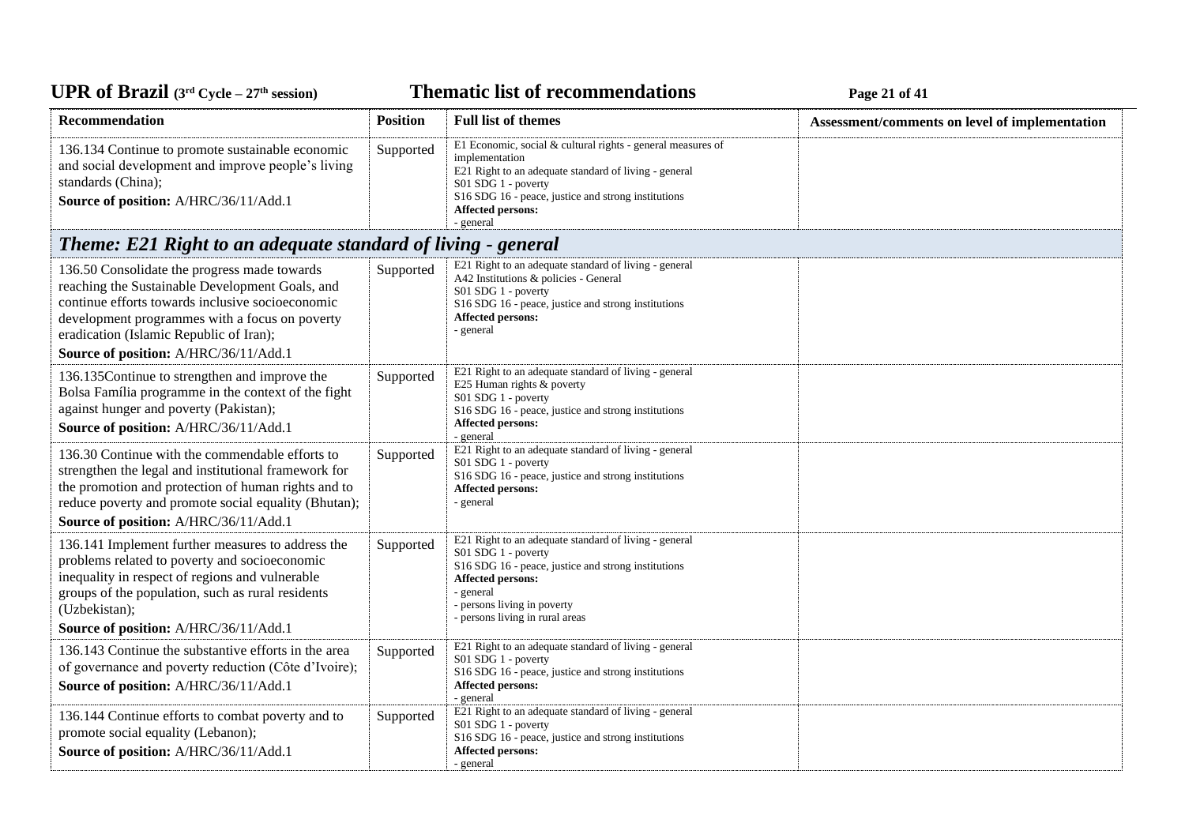| Recommendation | Position | Full list of themes | Assessment/comments on level of implementation |
|---|---|---|---|
| 136.134 Continue to promote sustainable economic and social development and improve people's living standards (China);<br>**Source of position:** A/HRC/36/11/Add.1 | Supported | E1 Economic, social & cultural rights - general measures of implementation<br>E21 Right to an adequate standard of living - general<br>S01 SDG 1 - poverty<br>S16 SDG 16 - peace, justice and strong institutions<br>**Affected persons:**<br>- general | |

## *Theme: E21 Right to an adequate standard of living - general*

| Recommendation | Position | Full list of themes | Assessment/comments on level of implementation |
|---|---|---|---|
| 136.50 Consolidate the progress made towards reaching the Sustainable Development Goals, and continue efforts towards inclusive socioeconomic development programmes with a focus on poverty eradication (Islamic Republic of Iran);<br>**Source of position:** A/HRC/36/11/Add.1 | Supported | E21 Right to an adequate standard of living - general<br>A42 Institutions & policies - General<br>S01 SDG 1 - poverty<br>S16 SDG 16 - peace, justice and strong institutions<br>**Affected persons:**<br>- general | |
| 136.135Continue to strengthen and improve the Bolsa Família programme in the context of the fight against hunger and poverty (Pakistan);<br>**Source of position:** A/HRC/36/11/Add.1 | Supported | E21 Right to an adequate standard of living - general<br>E25 Human rights & poverty<br>S01 SDG 1 - poverty<br>S16 SDG 16 - peace, justice and strong institutions<br>**Affected persons:**<br>- general | |
| 136.30 Continue with the commendable efforts to strengthen the legal and institutional framework for the promotion and protection of human rights and to reduce poverty and promote social equality (Bhutan);<br>**Source of position:** A/HRC/36/11/Add.1 | Supported | E21 Right to an adequate standard of living - general<br>S01 SDG 1 - poverty<br>S16 SDG 16 - peace, justice and strong institutions<br>**Affected persons:**<br>- general | |
| 136.141 Implement further measures to address the problems related to poverty and socioeconomic inequality in respect of regions and vulnerable groups of the population, such as rural residents (Uzbekistan);<br>**Source of position:** A/HRC/36/11/Add.1 | Supported | E21 Right to an adequate standard of living - general<br>S01 SDG 1 - poverty<br>S16 SDG 16 - peace, justice and strong institutions<br>**Affected persons:**<br>- general<br>- persons living in poverty<br>- persons living in rural areas | |
| 136.143 Continue the substantive efforts in the area of governance and poverty reduction (Côte d'Ivoire);<br>**Source of position:** A/HRC/36/11/Add.1 | Supported | E21 Right to an adequate standard of living - general<br>S01 SDG 1 - poverty<br>S16 SDG 16 - peace, justice and strong institutions<br>**Affected persons:**<br>- general | |
| 136.144 Continue efforts to combat poverty and to promote social equality (Lebanon);<br>**Source of position:** A/HRC/36/11/Add.1 | Supported | E21 Right to an adequate standard of living - general<br>S01 SDG 1 - poverty<br>S16 SDG 16 - peace, justice and strong institutions<br>**Affected persons:**<br>- general | |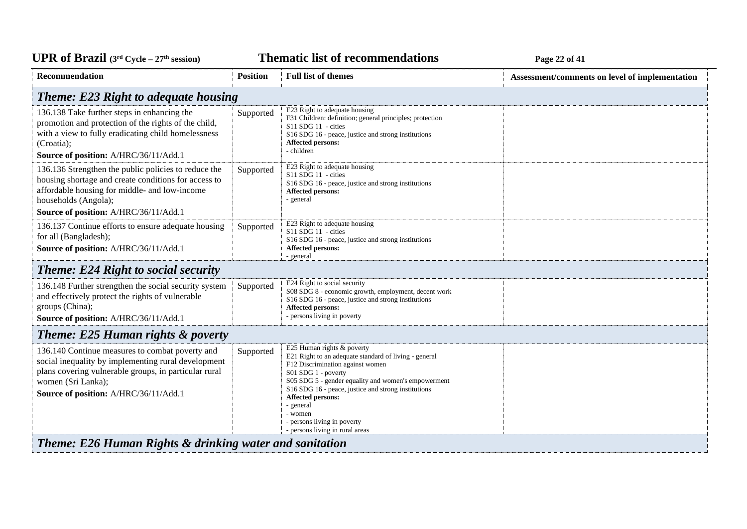| Recommendation | Position | Full list of themes | Assessment/comments on level of implementation |
|---|---|---|---|
| ***Theme: E23 Right to adequate housing*** | | | |
| 136.138 Take further steps in enhancing the promotion and protection of the rights of the child, with a view to fully eradicating child homelessness (Croatia);<br>**Source of position:** A/HRC/36/11/Add.1 | Supported | E23 Right to adequate housing<br>F31 Children: definition; general principles; protection<br>S11 SDG 11 - cities<br>S16 SDG 16 - peace, justice and strong institutions<br>**Affected persons:**<br>- children | |
| 136.136 Strengthen the public policies to reduce the housing shortage and create conditions for access to affordable housing for middle- and low-income households (Angola);<br>**Source of position:** A/HRC/36/11/Add.1 | Supported | E23 Right to adequate housing<br>S11 SDG 11 - cities<br>S16 SDG 16 - peace, justice and strong institutions<br>**Affected persons:**<br>- general | |
| 136.137 Continue efforts to ensure adequate housing for all (Bangladesh);<br>**Source of position:** A/HRC/36/11/Add.1 | Supported | E23 Right to adequate housing<br>S11 SDG 11 - cities<br>S16 SDG 16 - peace, justice and strong institutions<br>**Affected persons:**<br>- general | |
| ***Theme: E24 Right to social security*** | | | |
| 136.148 Further strengthen the social security system and effectively protect the rights of vulnerable groups (China);<br>**Source of position:** A/HRC/36/11/Add.1 | Supported | E24 Right to social security<br>S08 SDG 8 - economic growth, employment, decent work<br>S16 SDG 16 - peace, justice and strong institutions<br>**Affected persons:**<br>- persons living in poverty | |
| ***Theme: E25 Human rights & poverty*** | | | |
| 136.140 Continue measures to combat poverty and social inequality by implementing rural development plans covering vulnerable groups, in particular rural women (Sri Lanka);<br>**Source of position:** A/HRC/36/11/Add.1 | Supported | E25 Human rights & poverty<br>E21 Right to an adequate standard of living - general<br>F12 Discrimination against women<br>S01 SDG 1 - poverty<br>S05 SDG 5 - gender equality and women's empowerment<br>S16 SDG 16 - peace, justice and strong institutions<br>**Affected persons:**<br>- general<br>- women<br>- persons living in poverty<br>- persons living in rural areas | |
| ***Theme: E26 Human Rights & drinking water and sanitation*** | | | |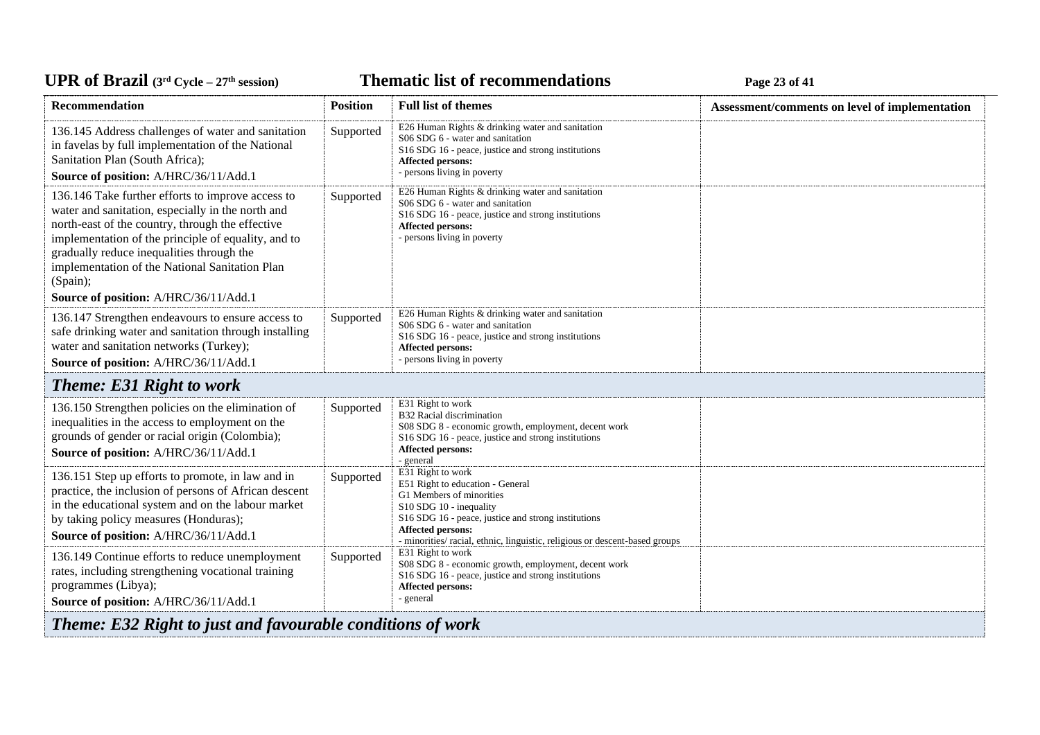| Recommendation | Position | Full list of themes | Assessment/comments on level of implementation |
|---|---|---|---|
| 136.145 Address challenges of water and sanitation in favelas by full implementation of the National Sanitation Plan (South Africa);<br>**Source of position:** A/HRC/36/11/Add.1 | Supported | E26 Human Rights & drinking water and sanitation<br>S06 SDG 6 - water and sanitation<br>S16 SDG 16 - peace, justice and strong institutions<br>**Affected persons:**<br>- persons living in poverty | |
| 136.146 Take further efforts to improve access to water and sanitation, especially in the north and north-east of the country, through the effective implementation of the principle of equality, and to gradually reduce inequalities through the implementation of the National Sanitation Plan (Spain);<br>**Source of position:** A/HRC/36/11/Add.1 | Supported | E26 Human Rights & drinking water and sanitation<br>S06 SDG 6 - water and sanitation<br>S16 SDG 16 - peace, justice and strong institutions<br>**Affected persons:**<br>- persons living in poverty | |
| 136.147 Strengthen endeavours to ensure access to safe drinking water and sanitation through installing water and sanitation networks (Turkey);<br>**Source of position:** A/HRC/36/11/Add.1 | Supported | E26 Human Rights & drinking water and sanitation<br>S06 SDG 6 - water and sanitation<br>S16 SDG 16 - peace, justice and strong institutions<br>**Affected persons:**<br>- persons living in poverty | |
| ***Theme: E31 Right to work*** | | | |
| 136.150 Strengthen policies on the elimination of inequalities in the access to employment on the grounds of gender or racial origin (Colombia);<br>**Source of position:** A/HRC/36/11/Add.1 | Supported | E31 Right to work<br>B32 Racial discrimination<br>S08 SDG 8 - economic growth, employment, decent work<br>S16 SDG 16 - peace, justice and strong institutions<br>**Affected persons:**<br>- general | |
| 136.151 Step up efforts to promote, in law and in practice, the inclusion of persons of African descent in the educational system and on the labour market by taking policy measures (Honduras);<br>**Source of position:** A/HRC/36/11/Add.1 | Supported | E31 Right to work<br>E51 Right to education - General<br>G1 Members of minorities<br>S10 SDG 10 - inequality<br>S16 SDG 16 - peace, justice and strong institutions<br>**Affected persons:**<br>- minorities/ racial, ethnic, linguistic, religious or descent-based groups | |
| 136.149 Continue efforts to reduce unemployment rates, including strengthening vocational training programmes (Libya);<br>**Source of position:** A/HRC/36/11/Add.1 | Supported | E31 Right to work<br>S08 SDG 8 - economic growth, employment, decent work<br>S16 SDG 16 - peace, justice and strong institutions<br>**Affected persons:**<br>- general | |
| ***Theme: E32 Right to just and favourable conditions of work*** | | | |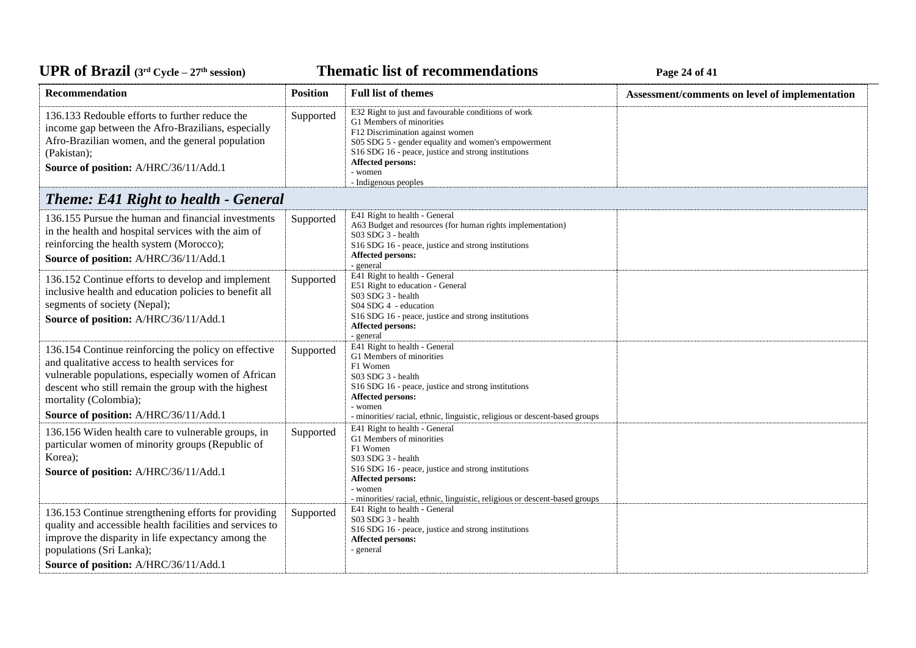| Recommendation | Position | Full list of themes | Assessment/comments on level of implementation |
|---|---|---|---|
| 136.133 Redouble efforts to further reduce the income gap between the Afro-Brazilians, especially Afro-Brazilian women, and the general population (Pakistan);<br>**Source of position:** A/HRC/36/11/Add.1 | Supported | E32 Right to just and favourable conditions of work<br>G1 Members of minorities<br>F12 Discrimination against women<br>S05 SDG 5 - gender equality and women's empowerment<br>S16 SDG 16 - peace, justice and strong institutions<br>**Affected persons:**<br>- women<br>- Indigenous peoples | |

## *Theme: E41 Right to health - General*

| Recommendation | Position | Full list of themes | Assessment/comments on level of implementation |
|---|---|---|---|
| 136.155 Pursue the human and financial investments in the health and hospital services with the aim of reinforcing the health system (Morocco);<br>**Source of position:** A/HRC/36/11/Add.1 | Supported | E41 Right to health - General<br>A63 Budget and resources (for human rights implementation)<br>S03 SDG 3 - health<br>S16 SDG 16 - peace, justice and strong institutions<br>**Affected persons:**<br>- general | |
| 136.152 Continue efforts to develop and implement inclusive health and education policies to benefit all segments of society (Nepal);<br>**Source of position:** A/HRC/36/11/Add.1 | Supported | E41 Right to health - General<br>E51 Right to education - General<br>S03 SDG 3 - health<br>S04 SDG 4 - education<br>S16 SDG 16 - peace, justice and strong institutions<br>**Affected persons:**<br>- general | |
| 136.154 Continue reinforcing the policy on effective and qualitative access to health services for vulnerable populations, especially women of African descent who still remain the group with the highest mortality (Colombia);<br>**Source of position:** A/HRC/36/11/Add.1 | Supported | E41 Right to health - General<br>G1 Members of minorities<br>F1 Women<br>S03 SDG 3 - health<br>S16 SDG 16 - peace, justice and strong institutions<br>**Affected persons:**<br>- women<br>- minorities/ racial, ethnic, linguistic, religious or descent-based groups | |
| 136.156 Widen health care to vulnerable groups, in particular women of minority groups (Republic of Korea);<br>**Source of position:** A/HRC/36/11/Add.1 | Supported | E41 Right to health - General<br>G1 Members of minorities<br>F1 Women<br>S03 SDG 3 - health<br>S16 SDG 16 - peace, justice and strong institutions<br>**Affected persons:**<br>- women<br>- minorities/ racial, ethnic, linguistic, religious or descent-based groups | |
| 136.153 Continue strengthening efforts for providing quality and accessible health facilities and services to improve the disparity in life expectancy among the populations (Sri Lanka);<br>**Source of position:** A/HRC/36/11/Add.1 | Supported | E41 Right to health - General<br>S03 SDG 3 - health<br>S16 SDG 16 - peace, justice and strong institutions<br>**Affected persons:**<br>- general | |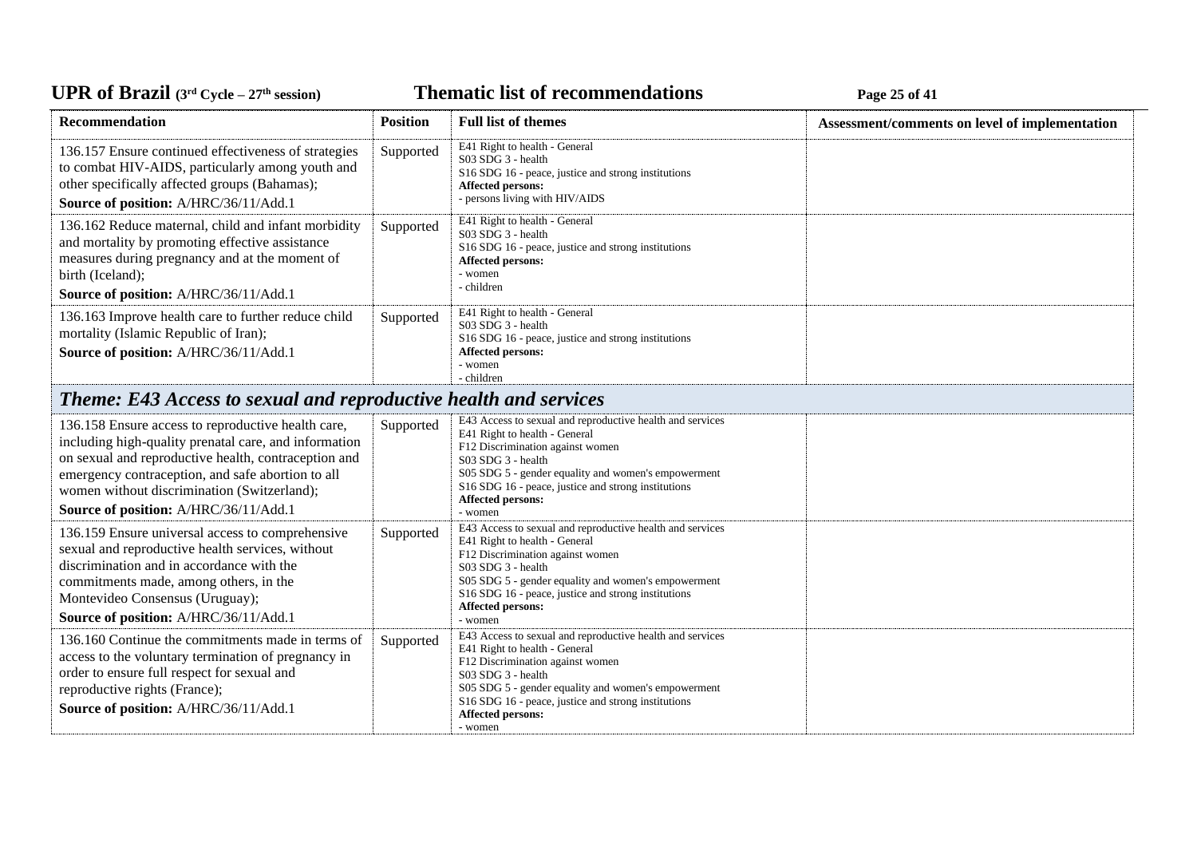| Recommendation | Position | Full list of themes | Assessment/comments on level of implementation |
|---|---|---|---|
| 136.157 Ensure continued effectiveness of strategies to combat HIV-AIDS, particularly among youth and other specifically affected groups (Bahamas);<br>**Source of position:** A/HRC/36/11/Add.1 | Supported | E41 Right to health - General<br>S03 SDG 3 - health<br>S16 SDG 16 - peace, justice and strong institutions<br>**Affected persons:**<br>- persons living with HIV/AIDS | |
| 136.162 Reduce maternal, child and infant morbidity and mortality by promoting effective assistance measures during pregnancy and at the moment of birth (Iceland);<br>**Source of position:** A/HRC/36/11/Add.1 | Supported | E41 Right to health - General<br>S03 SDG 3 - health<br>S16 SDG 16 - peace, justice and strong institutions<br>**Affected persons:**<br>- women<br>- children | |
| 136.163 Improve health care to further reduce child mortality (Islamic Republic of Iran);<br>**Source of position:** A/HRC/36/11/Add.1 | Supported | E41 Right to health - General<br>S03 SDG 3 - health<br>S16 SDG 16 - peace, justice and strong institutions<br>**Affected persons:**<br>- women<br>- children | |

## *Theme: E43 Access to sexual and reproductive health and services*

| Recommendation | Position | Full list of themes | Assessment/comments on level of implementation |
|---|---|---|---|
| 136.158 Ensure access to reproductive health care, including high-quality prenatal care, and information on sexual and reproductive health, contraception and emergency contraception, and safe abortion to all women without discrimination (Switzerland);<br>**Source of position:** A/HRC/36/11/Add.1 | Supported | E43 Access to sexual and reproductive health and services<br>E41 Right to health - General<br>F12 Discrimination against women<br>S03 SDG 3 - health<br>S05 SDG 5 - gender equality and women's empowerment<br>S16 SDG 16 - peace, justice and strong institutions<br>**Affected persons:**<br>- women | |
| 136.159 Ensure universal access to comprehensive sexual and reproductive health services, without discrimination and in accordance with the commitments made, among others, in the Montevideo Consensus (Uruguay);<br>**Source of position:** A/HRC/36/11/Add.1 | Supported | E43 Access to sexual and reproductive health and services<br>E41 Right to health - General<br>F12 Discrimination against women<br>S03 SDG 3 - health<br>S05 SDG 5 - gender equality and women's empowerment<br>S16 SDG 16 - peace, justice and strong institutions<br>**Affected persons:**<br>- women | |
| 136.160 Continue the commitments made in terms of access to the voluntary termination of pregnancy in order to ensure full respect for sexual and reproductive rights (France);<br>**Source of position:** A/HRC/36/11/Add.1 | Supported | E43 Access to sexual and reproductive health and services<br>E41 Right to health - General<br>F12 Discrimination against women<br>S03 SDG 3 - health<br>S05 SDG 5 - gender equality and women's empowerment<br>S16 SDG 16 - peace, justice and strong institutions<br>**Affected persons:**<br>- women | |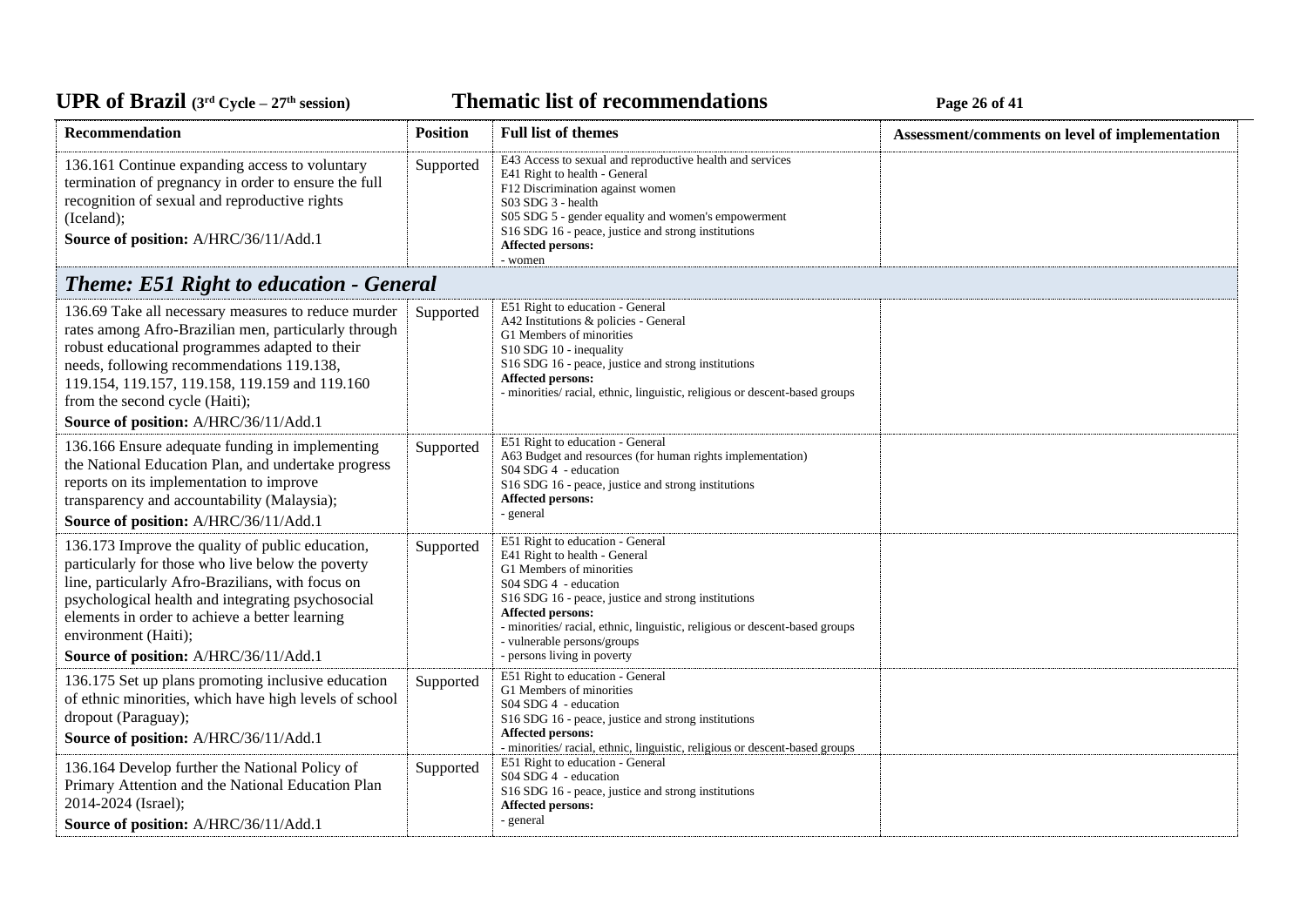| Recommendation | Position | Full list of themes | Assessment/comments on level of implementation |
|---|---|---|---|
| 136.161 Continue expanding access to voluntary termination of pregnancy in order to ensure the full recognition of sexual and reproductive rights (Iceland);<br>**Source of position:** A/HRC/36/11/Add.1 | Supported | E43 Access to sexual and reproductive health and services<br>E41 Right to health - General<br>F12 Discrimination against women<br>S03 SDG 3 - health<br>S05 SDG 5 - gender equality and women's empowerment<br>S16 SDG 16 - peace, justice and strong institutions<br>**Affected persons:**<br>- women | |

## *Theme: E51 Right to education - General*

| Recommendation | Position | Full list of themes | Assessment/comments on level of implementation |
|---|---|---|---|
| 136.69 Take all necessary measures to reduce murder rates among Afro-Brazilian men, particularly through robust educational programmes adapted to their needs, following recommendations 119.138, 119.154, 119.157, 119.158, 119.159 and 119.160 from the second cycle (Haiti);<br>**Source of position:** A/HRC/36/11/Add.1 | Supported | E51 Right to education - General<br>A42 Institutions & policies - General<br>G1 Members of minorities<br>S10 SDG 10 - inequality<br>S16 SDG 16 - peace, justice and strong institutions<br>**Affected persons:**<br>- minorities/ racial, ethnic, linguistic, religious or descent-based groups | |
| 136.166 Ensure adequate funding in implementing the National Education Plan, and undertake progress reports on its implementation to improve transparency and accountability (Malaysia);<br>**Source of position:** A/HRC/36/11/Add.1 | Supported | E51 Right to education - General<br>A63 Budget and resources (for human rights implementation)<br>S04 SDG 4 - education<br>S16 SDG 16 - peace, justice and strong institutions<br>**Affected persons:**<br>- general | |
| 136.173 Improve the quality of public education, particularly for those who live below the poverty line, particularly Afro-Brazilians, with focus on psychological health and integrating psychosocial elements in order to achieve a better learning environment (Haiti);<br>**Source of position:** A/HRC/36/11/Add.1 | Supported | E51 Right to education - General<br>E41 Right to health - General<br>G1 Members of minorities<br>S04 SDG 4 - education<br>S16 SDG 16 - peace, justice and strong institutions<br>**Affected persons:**<br>- minorities/ racial, ethnic, linguistic, religious or descent-based groups<br>- vulnerable persons/groups<br>- persons living in poverty | |
| 136.175 Set up plans promoting inclusive education of ethnic minorities, which have high levels of school dropout (Paraguay);<br>**Source of position:** A/HRC/36/11/Add.1 | Supported | E51 Right to education - General<br>G1 Members of minorities<br>S04 SDG 4 - education<br>S16 SDG 16 - peace, justice and strong institutions<br>**Affected persons:**<br>- minorities/ racial, ethnic, linguistic, religious or descent-based groups | |
| 136.164 Develop further the National Policy of Primary Attention and the National Education Plan 2014-2024 (Israel);<br>**Source of position:** A/HRC/36/11/Add.1 | Supported | E51 Right to education - General<br>S04 SDG 4 - education<br>S16 SDG 16 - peace, justice and strong institutions<br>**Affected persons:**<br>- general | |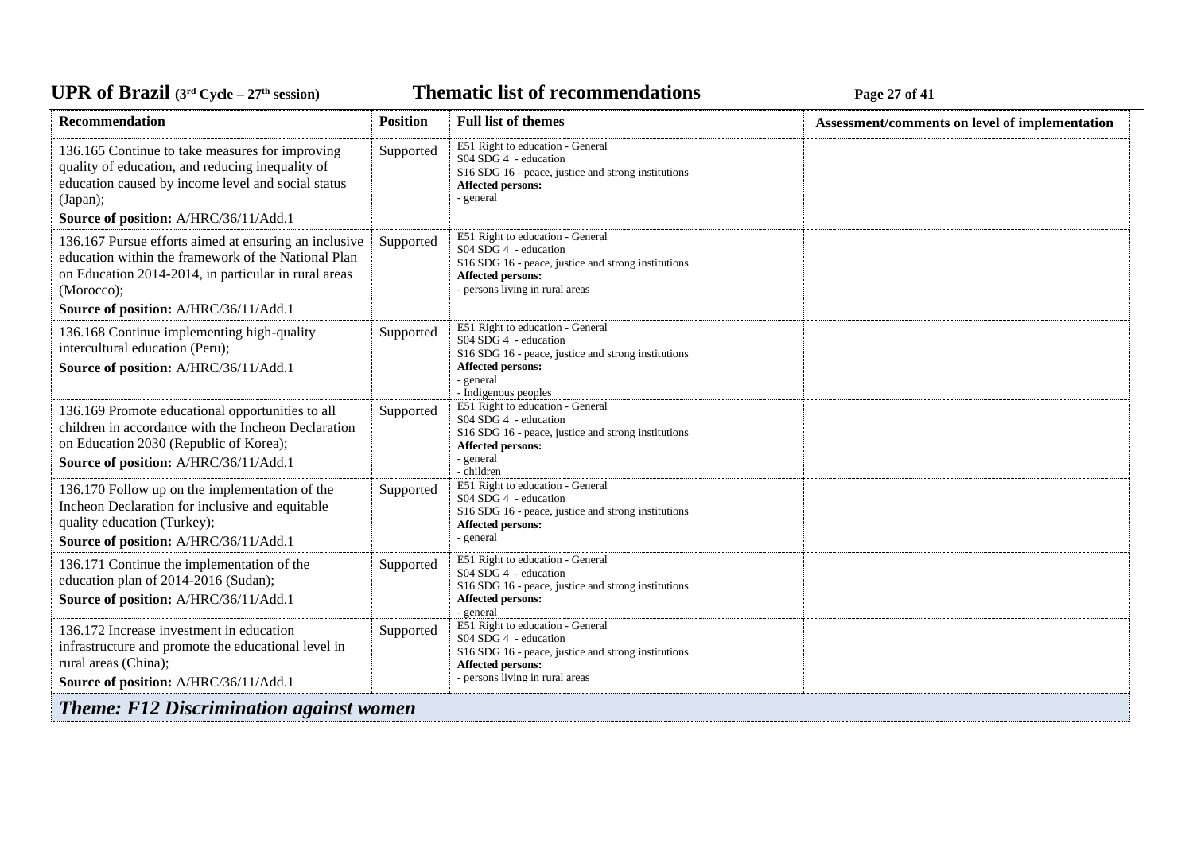| Recommendation | Position | Full list of themes | Assessment/comments on level of implementation |
|---|---|---|---|
| 136.165 Continue to take measures for improving quality of education, and reducing inequality of education caused by income level and social status (Japan);<br>**Source of position:** A/HRC/36/11/Add.1 | Supported | E51 Right to education - General<br>S04 SDG 4 - education<br>S16 SDG 16 - peace, justice and strong institutions<br>**Affected persons:**<br>- general | |
| 136.167 Pursue efforts aimed at ensuring an inclusive education within the framework of the National Plan on Education 2014-2014, in particular in rural areas (Morocco);<br>**Source of position:** A/HRC/36/11/Add.1 | Supported | E51 Right to education - General<br>S04 SDG 4 - education<br>S16 SDG 16 - peace, justice and strong institutions<br>**Affected persons:**<br>- persons living in rural areas | |
| 136.168 Continue implementing high-quality intercultural education (Peru);<br>**Source of position:** A/HRC/36/11/Add.1 | Supported | E51 Right to education - General<br>S04 SDG 4 - education<br>S16 SDG 16 - peace, justice and strong institutions<br>**Affected persons:**<br>- general<br>- Indigenous peoples | |
| 136.169 Promote educational opportunities to all children in accordance with the Incheon Declaration on Education 2030 (Republic of Korea);<br>**Source of position:** A/HRC/36/11/Add.1 | Supported | E51 Right to education - General<br>S04 SDG 4 - education<br>S16 SDG 16 - peace, justice and strong institutions<br>**Affected persons:**<br>- general<br>- children | |
| 136.170 Follow up on the implementation of the Incheon Declaration for inclusive and equitable quality education (Turkey);<br>**Source of position:** A/HRC/36/11/Add.1 | Supported | E51 Right to education - General<br>S04 SDG 4 - education<br>S16 SDG 16 - peace, justice and strong institutions<br>**Affected persons:**<br>- general | |
| 136.171 Continue the implementation of the education plan of 2014-2016 (Sudan);<br>**Source of position:** A/HRC/36/11/Add.1 | Supported | E51 Right to education - General<br>S04 SDG 4 - education<br>S16 SDG 16 - peace, justice and strong institutions<br>**Affected persons:**<br>- general | |
| 136.172 Increase investment in education infrastructure and promote the educational level in rural areas (China);<br>**Source of position:** A/HRC/36/11/Add.1 | Supported | E51 Right to education - General<br>S04 SDG 4 - education<br>S16 SDG 16 - peace, justice and strong institutions<br>**Affected persons:**<br>- persons living in rural areas | |

### *Theme: F12 Discrimination against women*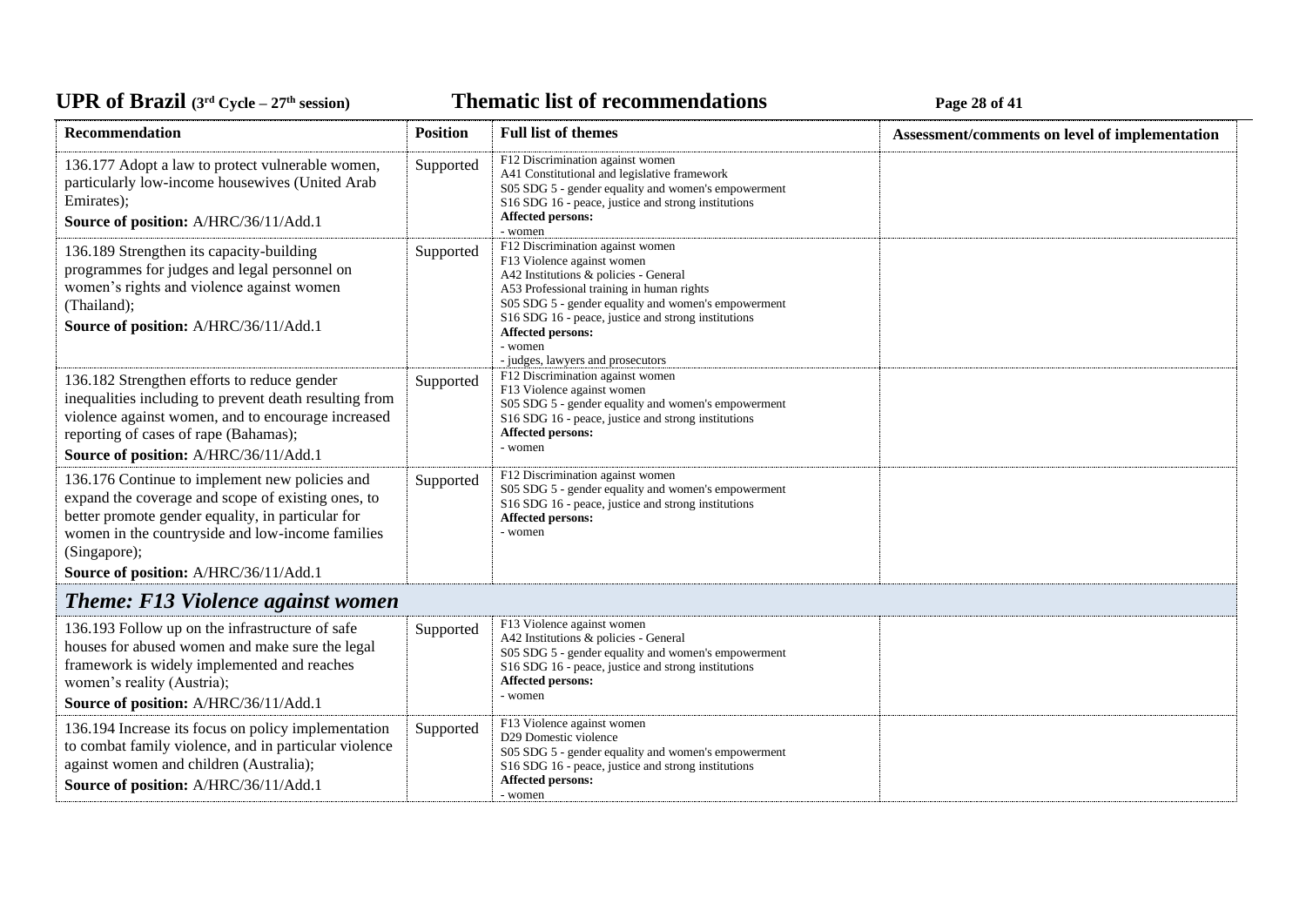| Recommendation | Position | Full list of themes | Assessment/comments on level of implementation |
|---|---|---|---|
| 136.177 Adopt a law to protect vulnerable women, particularly low-income housewives (United Arab Emirates);<br>**Source of position:** A/HRC/36/11/Add.1 | Supported | F12 Discrimination against women<br>A41 Constitutional and legislative framework<br>S05 SDG 5 - gender equality and women's empowerment<br>S16 SDG 16 - peace, justice and strong institutions<br>**Affected persons:**<br>- women | |
| 136.189 Strengthen its capacity-building programmes for judges and legal personnel on women's rights and violence against women (Thailand);<br>**Source of position:** A/HRC/36/11/Add.1 | Supported | F12 Discrimination against women<br>F13 Violence against women<br>A42 Institutions & policies - General<br>A53 Professional training in human rights<br>S05 SDG 5 - gender equality and women's empowerment<br>S16 SDG 16 - peace, justice and strong institutions<br>**Affected persons:**<br>- women<br>- judges, lawyers and prosecutors | |
| 136.182 Strengthen efforts to reduce gender inequalities including to prevent death resulting from violence against women, and to encourage increased reporting of cases of rape (Bahamas);<br>**Source of position:** A/HRC/36/11/Add.1 | Supported | F12 Discrimination against women<br>F13 Violence against women<br>S05 SDG 5 - gender equality and women's empowerment<br>S16 SDG 16 - peace, justice and strong institutions<br>**Affected persons:**<br>- women | |
| 136.176 Continue to implement new policies and expand the coverage and scope of existing ones, to better promote gender equality, in particular for women in the countryside and low-income families (Singapore);<br>**Source of position:** A/HRC/36/11/Add.1 | Supported | F12 Discrimination against women<br>S05 SDG 5 - gender equality and women's empowerment<br>S16 SDG 16 - peace, justice and strong institutions<br>**Affected persons:**<br>- women | |
| ***Theme: F13 Violence against women*** | | | |
| 136.193 Follow up on the infrastructure of safe houses for abused women and make sure the legal framework is widely implemented and reaches women's reality (Austria);<br>**Source of position:** A/HRC/36/11/Add.1 | Supported | F13 Violence against women<br>A42 Institutions & policies - General<br>S05 SDG 5 - gender equality and women's empowerment<br>S16 SDG 16 - peace, justice and strong institutions<br>**Affected persons:**<br>- women | |
| 136.194 Increase its focus on policy implementation to combat family violence, and in particular violence against women and children (Australia);<br>**Source of position:** A/HRC/36/11/Add.1 | Supported | F13 Violence against women<br>D29 Domestic violence<br>S05 SDG 5 - gender equality and women's empowerment<br>S16 SDG 16 - peace, justice and strong institutions<br>**Affected persons:**<br>- women | |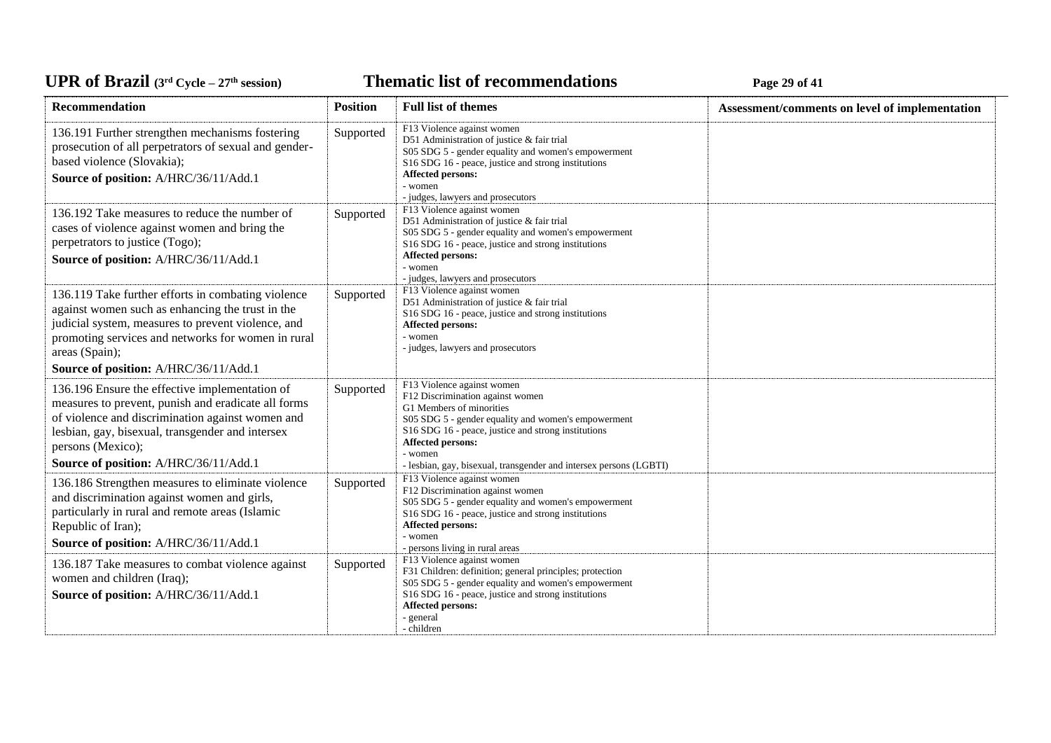| Recommendation | Position | Full list of themes | Assessment/comments on level of implementation |
|---|---|---|---|
| 136.191 Further strengthen mechanisms fostering prosecution of all perpetrators of sexual and gender-based violence (Slovakia);<br>**Source of position:** A/HRC/36/11/Add.1 | Supported | F13 Violence against women<br>D51 Administration of justice & fair trial<br>S05 SDG 5 - gender equality and women's empowerment<br>S16 SDG 16 - peace, justice and strong institutions<br>**Affected persons:**<br>- women<br>- judges, lawyers and prosecutors | |
| 136.192 Take measures to reduce the number of cases of violence against women and bring the perpetrators to justice (Togo);<br>**Source of position:** A/HRC/36/11/Add.1 | Supported | F13 Violence against women<br>D51 Administration of justice & fair trial<br>S05 SDG 5 - gender equality and women's empowerment<br>S16 SDG 16 - peace, justice and strong institutions<br>**Affected persons:**<br>- women<br>- judges, lawyers and prosecutors | |
| 136.119 Take further efforts in combating violence against women such as enhancing the trust in the judicial system, measures to prevent violence, and promoting services and networks for women in rural areas (Spain);<br>**Source of position:** A/HRC/36/11/Add.1 | Supported | F13 Violence against women<br>D51 Administration of justice & fair trial<br>S16 SDG 16 - peace, justice and strong institutions<br>**Affected persons:**<br>- women<br>- judges, lawyers and prosecutors | |
| 136.196 Ensure the effective implementation of measures to prevent, punish and eradicate all forms of violence and discrimination against women and lesbian, gay, bisexual, transgender and intersex persons (Mexico);<br>**Source of position:** A/HRC/36/11/Add.1 | Supported | F13 Violence against women<br>F12 Discrimination against women<br>G1 Members of minorities<br>S05 SDG 5 - gender equality and women's empowerment<br>S16 SDG 16 - peace, justice and strong institutions<br>**Affected persons:**<br>- women<br>- lesbian, gay, bisexual, transgender and intersex persons (LGBTI) | |
| 136.186 Strengthen measures to eliminate violence and discrimination against women and girls, particularly in rural and remote areas (Islamic Republic of Iran);<br>**Source of position:** A/HRC/36/11/Add.1 | Supported | F13 Violence against women<br>F12 Discrimination against women<br>S05 SDG 5 - gender equality and women's empowerment<br>S16 SDG 16 - peace, justice and strong institutions<br>**Affected persons:**<br>- women<br>- persons living in rural areas | |
| 136.187 Take measures to combat violence against women and children (Iraq);<br>**Source of position:** A/HRC/36/11/Add.1 | Supported | F13 Violence against women<br>F31 Children: definition; general principles; protection<br>S05 SDG 5 - gender equality and women's empowerment<br>S16 SDG 16 - peace, justice and strong institutions<br>**Affected persons:**<br>- general<br>- children | |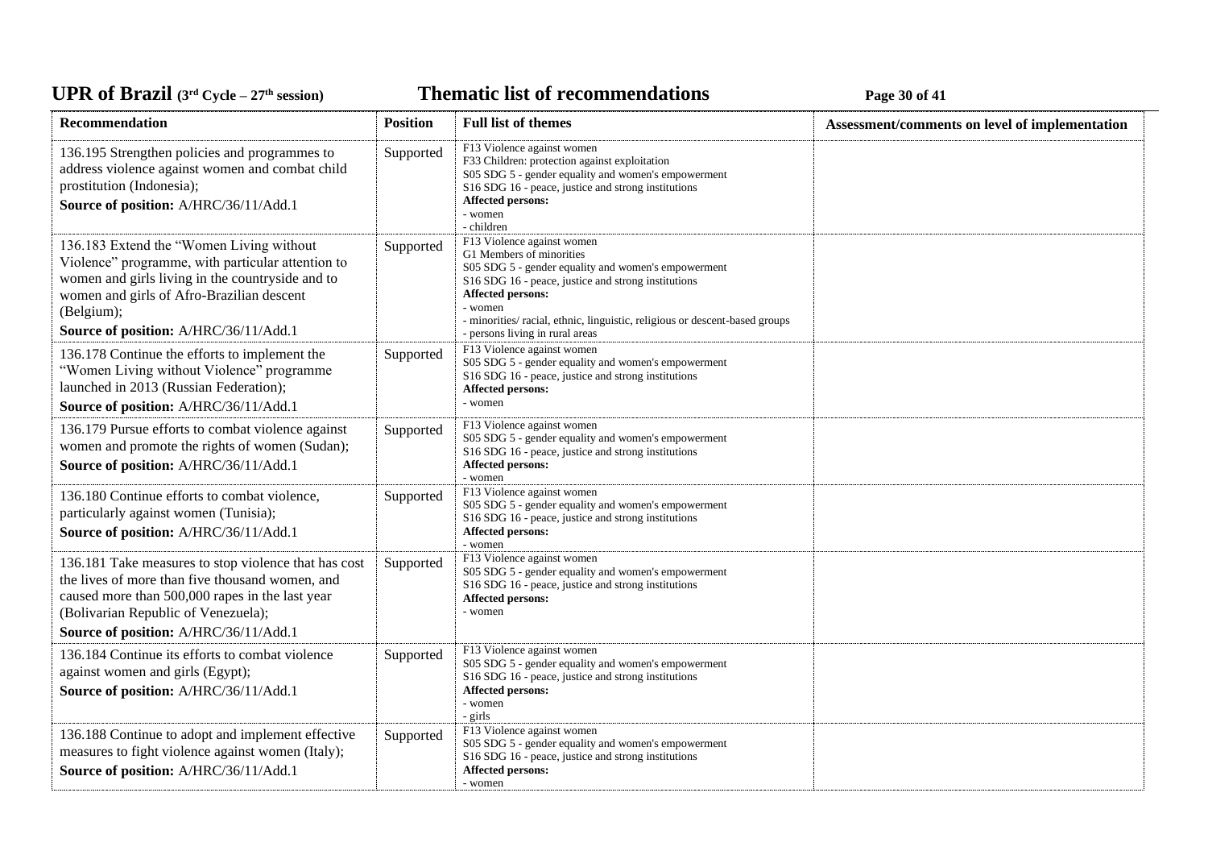| Recommendation | Position | Full list of themes | Assessment/comments on level of implementation |
|---|---|---|---|
| 136.195 Strengthen policies and programmes to address violence against women and combat child prostitution (Indonesia);<br>**Source of position:** A/HRC/36/11/Add.1 | Supported | F13 Violence against women<br>F33 Children: protection against exploitation<br>S05 SDG 5 - gender equality and women's empowerment<br>S16 SDG 16 - peace, justice and strong institutions<br>**Affected persons:**<br>- women<br>- children | |
| 136.183 Extend the "Women Living without Violence" programme, with particular attention to women and girls living in the countryside and to women and girls of Afro-Brazilian descent (Belgium);<br>**Source of position:** A/HRC/36/11/Add.1 | Supported | F13 Violence against women<br>G1 Members of minorities<br>S05 SDG 5 - gender equality and women's empowerment<br>S16 SDG 16 - peace, justice and strong institutions<br>**Affected persons:**<br>- women<br>- minorities/ racial, ethnic, linguistic, religious or descent-based groups<br>- persons living in rural areas | |
| 136.178 Continue the efforts to implement the "Women Living without Violence" programme launched in 2013 (Russian Federation);<br>**Source of position:** A/HRC/36/11/Add.1 | Supported | F13 Violence against women<br>S05 SDG 5 - gender equality and women's empowerment<br>S16 SDG 16 - peace, justice and strong institutions<br>**Affected persons:**<br>- women | |
| 136.179 Pursue efforts to combat violence against women and promote the rights of women (Sudan);<br>**Source of position:** A/HRC/36/11/Add.1 | Supported | F13 Violence against women<br>S05 SDG 5 - gender equality and women's empowerment<br>S16 SDG 16 - peace, justice and strong institutions<br>**Affected persons:**<br>- women | |
| 136.180 Continue efforts to combat violence, particularly against women (Tunisia);<br>**Source of position:** A/HRC/36/11/Add.1 | Supported | F13 Violence against women<br>S05 SDG 5 - gender equality and women's empowerment<br>S16 SDG 16 - peace, justice and strong institutions<br>**Affected persons:**<br>- women | |
| 136.181 Take measures to stop violence that has cost the lives of more than five thousand women, and caused more than 500,000 rapes in the last year (Bolivarian Republic of Venezuela);<br>**Source of position:** A/HRC/36/11/Add.1 | Supported | F13 Violence against women<br>S05 SDG 5 - gender equality and women's empowerment<br>S16 SDG 16 - peace, justice and strong institutions<br>**Affected persons:**<br>- women | |
| 136.184 Continue its efforts to combat violence against women and girls (Egypt);<br>**Source of position:** A/HRC/36/11/Add.1 | Supported | F13 Violence against women<br>S05 SDG 5 - gender equality and women's empowerment<br>S16 SDG 16 - peace, justice and strong institutions<br>**Affected persons:**<br>- women<br>- girls | |
| 136.188 Continue to adopt and implement effective measures to fight violence against women (Italy);<br>**Source of position:** A/HRC/36/11/Add.1 | Supported | F13 Violence against women<br>S05 SDG 5 - gender equality and women's empowerment<br>S16 SDG 16 - peace, justice and strong institutions<br>**Affected persons:**<br>- women | |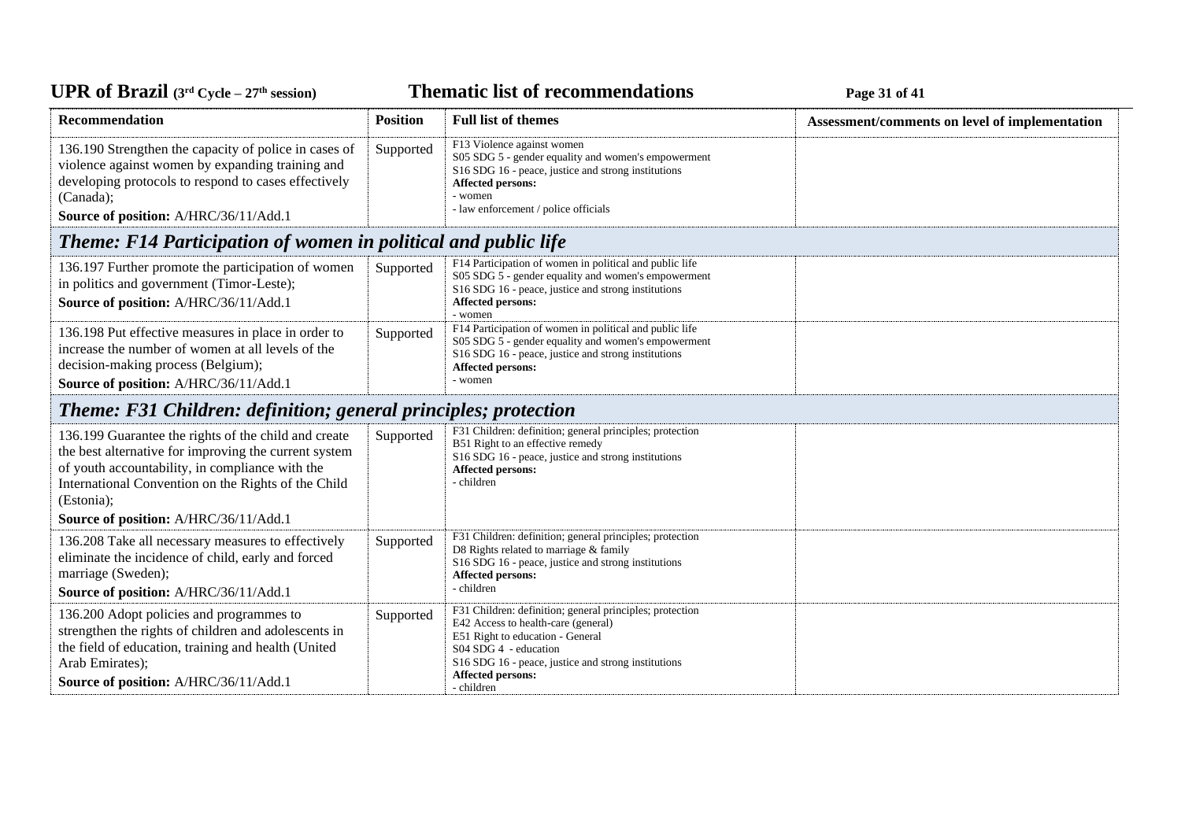| Recommendation | Position | Full list of themes | Assessment/comments on level of implementation |
| --- | --- | --- | --- |
| 136.190 Strengthen the capacity of police in cases of violence against women by expanding training and developing protocols to respond to cases effectively (Canada);<br>**Source of position:** A/HRC/36/11/Add.1 | Supported | F13 Violence against women<br>S05 SDG 5 - gender equality and women's empowerment<br>S16 SDG 16 - peace, justice and strong institutions<br>**Affected persons:**<br>- women<br>- law enforcement / police officials | |
| ***Theme: F14 Participation of women in political and public life*** | | | |
| 136.197 Further promote the participation of women in politics and government (Timor-Leste);<br>**Source of position:** A/HRC/36/11/Add.1 | Supported | F14 Participation of women in political and public life<br>S05 SDG 5 - gender equality and women's empowerment<br>S16 SDG 16 - peace, justice and strong institutions<br>**Affected persons:**<br>- women | |
| 136.198 Put effective measures in place in order to increase the number of women at all levels of the decision-making process (Belgium);<br>**Source of position:** A/HRC/36/11/Add.1 | Supported | F14 Participation of women in political and public life<br>S05 SDG 5 - gender equality and women's empowerment<br>S16 SDG 16 - peace, justice and strong institutions<br>**Affected persons:**<br>- women | |
| ***Theme: F31 Children: definition; general principles; protection*** | | | |
| 136.199 Guarantee the rights of the child and create the best alternative for improving the current system of youth accountability, in compliance with the International Convention on the Rights of the Child (Estonia);<br>**Source of position:** A/HRC/36/11/Add.1 | Supported | F31 Children: definition; general principles; protection<br>B51 Right to an effective remedy<br>S16 SDG 16 - peace, justice and strong institutions<br>**Affected persons:**<br>- children | |
| 136.208 Take all necessary measures to effectively eliminate the incidence of child, early and forced marriage (Sweden);<br>**Source of position:** A/HRC/36/11/Add.1 | Supported | F31 Children: definition; general principles; protection<br>D8 Rights related to marriage & family<br>S16 SDG 16 - peace, justice and strong institutions<br>**Affected persons:**<br>- children | |
| 136.200 Adopt policies and programmes to strengthen the rights of children and adolescents in the field of education, training and health (United Arab Emirates);<br>**Source of position:** A/HRC/36/11/Add.1 | Supported | F31 Children: definition; general principles; protection<br>E42 Access to health-care (general)<br>E51 Right to education - General<br>S04 SDG 4 - education<br>S16 SDG 16 - peace, justice and strong institutions<br>**Affected persons:**<br>- children | |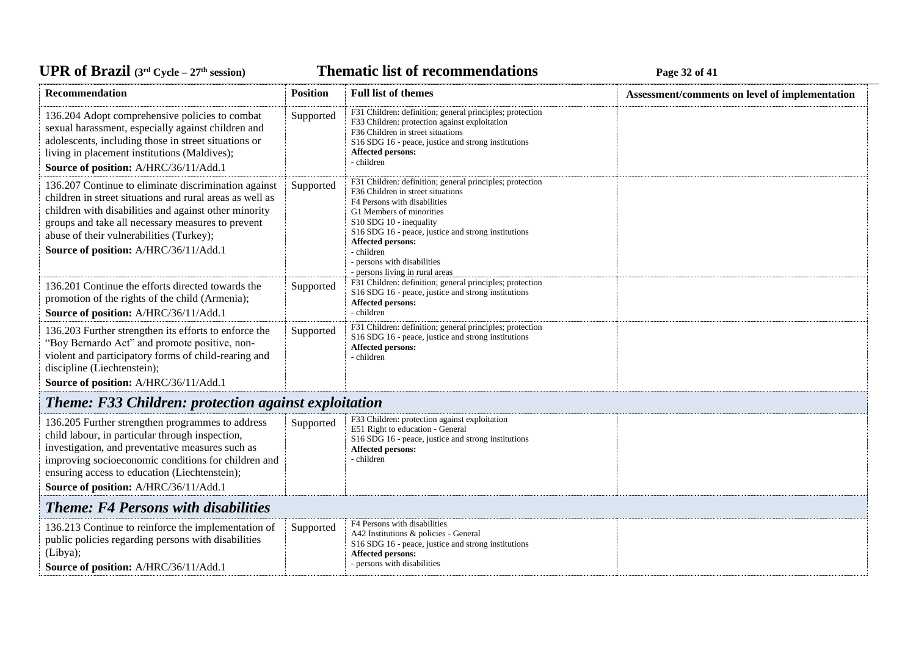| Recommendation | Position | Full list of themes | Assessment/comments on level of implementation |
|---|---|---|---|
| 136.204 Adopt comprehensive policies to combat sexual harassment, especially against children and adolescents, including those in street situations or living in placement institutions (Maldives);<br>**Source of position:** A/HRC/36/11/Add.1 | Supported | F31 Children: definition; general principles; protection<br>F33 Children: protection against exploitation<br>F36 Children in street situations<br>S16 SDG 16 - peace, justice and strong institutions<br>**Affected persons:**<br>- children | |
| 136.207 Continue to eliminate discrimination against children in street situations and rural areas as well as children with disabilities and against other minority groups and take all necessary measures to prevent abuse of their vulnerabilities (Turkey);<br>**Source of position:** A/HRC/36/11/Add.1 | Supported | F31 Children: definition; general principles; protection<br>F36 Children in street situations<br>F4 Persons with disabilities<br>G1 Members of minorities<br>S10 SDG 10 - inequality<br>S16 SDG 16 - peace, justice and strong institutions<br>**Affected persons:**<br>- children<br>- persons with disabilities<br>- persons living in rural areas | |
| 136.201 Continue the efforts directed towards the promotion of the rights of the child (Armenia);<br>**Source of position:** A/HRC/36/11/Add.1 | Supported | F31 Children: definition; general principles; protection<br>S16 SDG 16 - peace, justice and strong institutions<br>**Affected persons:**<br>- children | |
| 136.203 Further strengthen its efforts to enforce the "Boy Bernardo Act" and promote positive, non-violent and participatory forms of child-rearing and discipline (Liechtenstein);<br>**Source of position:** A/HRC/36/11/Add.1 | Supported | F31 Children: definition; general principles; protection<br>S16 SDG 16 - peace, justice and strong institutions<br>**Affected persons:**<br>- children | |
| ***Theme: F33 Children: protection against exploitation*** | | | |
| 136.205 Further strengthen programmes to address child labour, in particular through inspection, investigation, and preventative measures such as improving socioeconomic conditions for children and ensuring access to education (Liechtenstein);<br>**Source of position:** A/HRC/36/11/Add.1 | Supported | F33 Children: protection against exploitation<br>E51 Right to education - General<br>S16 SDG 16 - peace, justice and strong institutions<br>**Affected persons:**<br>- children | |
| ***Theme: F4 Persons with disabilities*** | | | |
| 136.213 Continue to reinforce the implementation of public policies regarding persons with disabilities (Libya);<br>**Source of position:** A/HRC/36/11/Add.1 | Supported | F4 Persons with disabilities<br>A42 Institutions & policies - General<br>S16 SDG 16 - peace, justice and strong institutions<br>**Affected persons:**<br>- persons with disabilities | |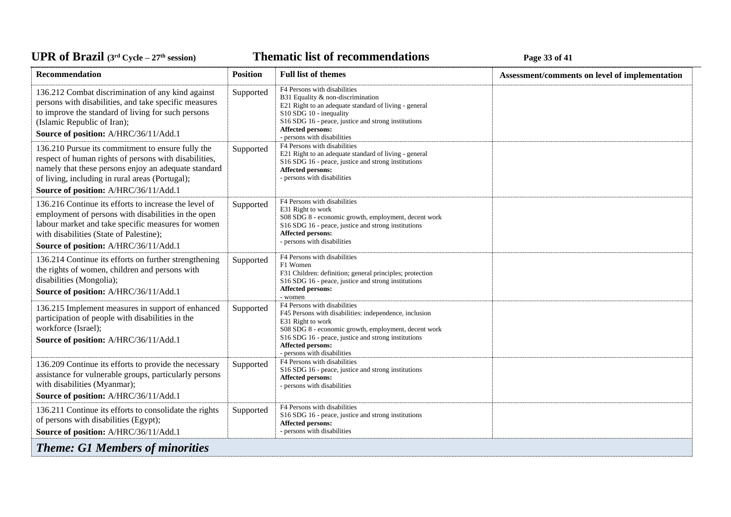| Recommendation | Position | Full list of themes | Assessment/comments on level of implementation |
|---|---|---|---|
| 136.212 Combat discrimination of any kind against persons with disabilities, and take specific measures to improve the standard of living for such persons (Islamic Republic of Iran);<br>**Source of position:** A/HRC/36/11/Add.1 | Supported | F4 Persons with disabilities<br>B31 Equality & non-discrimination<br>E21 Right to an adequate standard of living - general<br>S10 SDG 10 - inequality<br>S16 SDG 16 - peace, justice and strong institutions<br>**Affected persons:**<br>- persons with disabilities | |
| 136.210 Pursue its commitment to ensure fully the respect of human rights of persons with disabilities, namely that these persons enjoy an adequate standard of living, including in rural areas (Portugal);<br>**Source of position:** A/HRC/36/11/Add.1 | Supported | F4 Persons with disabilities<br>E21 Right to an adequate standard of living - general<br>S16 SDG 16 - peace, justice and strong institutions<br>**Affected persons:**<br>- persons with disabilities | |
| 136.216 Continue its efforts to increase the level of employment of persons with disabilities in the open labour market and take specific measures for women with disabilities (State of Palestine);<br>**Source of position:** A/HRC/36/11/Add.1 | Supported | F4 Persons with disabilities<br>E31 Right to work<br>S08 SDG 8 - economic growth, employment, decent work<br>S16 SDG 16 - peace, justice and strong institutions<br>**Affected persons:**<br>- persons with disabilities | |
| 136.214 Continue its efforts on further strengthening the rights of women, children and persons with disabilities (Mongolia);<br>**Source of position:** A/HRC/36/11/Add.1 | Supported | F4 Persons with disabilities<br>F1 Women<br>F31 Children: definition; general principles; protection<br>S16 SDG 16 - peace, justice and strong institutions<br>**Affected persons:**<br>- women | |
| 136.215 Implement measures in support of enhanced participation of people with disabilities in the workforce (Israel);<br>**Source of position:** A/HRC/36/11/Add.1 | Supported | F4 Persons with disabilities<br>F45 Persons with disabilities: independence, inclusion<br>E31 Right to work<br>S08 SDG 8 - economic growth, employment, decent work<br>S16 SDG 16 - peace, justice and strong institutions<br>**Affected persons:**<br>- persons with disabilities | |
| 136.209 Continue its efforts to provide the necessary assistance for vulnerable groups, particularly persons with disabilities (Myanmar);<br>**Source of position:** A/HRC/36/11/Add.1 | Supported | F4 Persons with disabilities<br>S16 SDG 16 - peace, justice and strong institutions<br>**Affected persons:**<br>- persons with disabilities | |
| 136.211 Continue its efforts to consolidate the rights of persons with disabilities (Egypt);<br>**Source of position:** A/HRC/36/11/Add.1 | Supported | F4 Persons with disabilities<br>S16 SDG 16 - peace, justice and strong institutions<br>**Affected persons:**<br>- persons with disabilities | |

***Theme: G1 Members of minorities***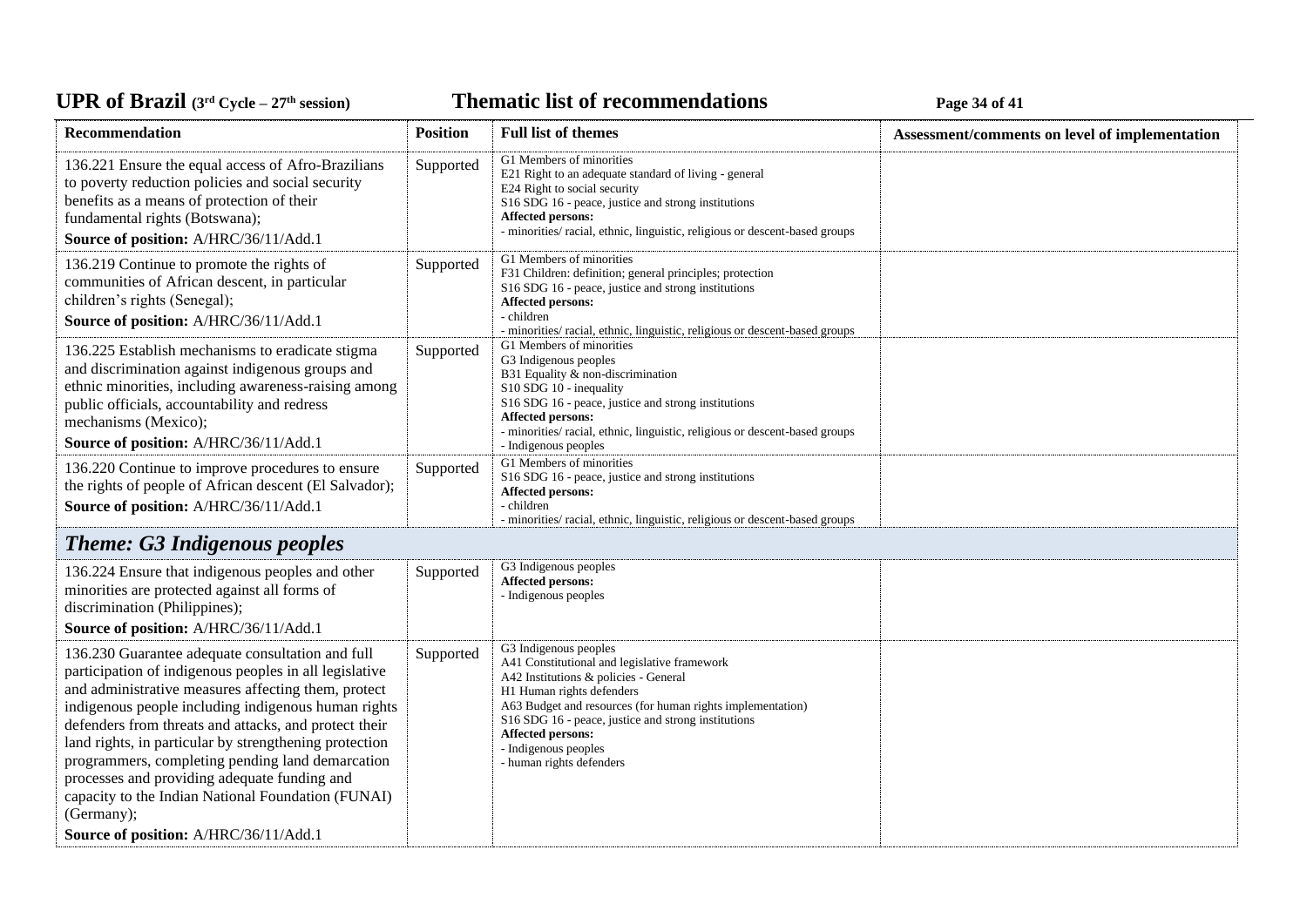| Recommendation | Position | Full list of themes | Assessment/comments on level of implementation |
|---|---|---|---|
| 136.221 Ensure the equal access of Afro-Brazilians to poverty reduction policies and social security benefits as a means of protection of their fundamental rights (Botswana);<br>**Source of position:** A/HRC/36/11/Add.1 | Supported | G1 Members of minorities<br>E21 Right to an adequate standard of living - general<br>E24 Right to social security<br>S16 SDG 16 - peace, justice and strong institutions<br>**Affected persons:**<br>- minorities/ racial, ethnic, linguistic, religious or descent-based groups | |
| 136.219 Continue to promote the rights of communities of African descent, in particular children's rights (Senegal);<br>**Source of position:** A/HRC/36/11/Add.1 | Supported | G1 Members of minorities<br>F31 Children: definition; general principles; protection<br>S16 SDG 16 - peace, justice and strong institutions<br>**Affected persons:**<br>- children<br>- minorities/ racial, ethnic, linguistic, religious or descent-based groups | |
| 136.225 Establish mechanisms to eradicate stigma and discrimination against indigenous groups and ethnic minorities, including awareness-raising among public officials, accountability and redress mechanisms (Mexico);<br>**Source of position:** A/HRC/36/11/Add.1 | Supported | G1 Members of minorities<br>G3 Indigenous peoples<br>B31 Equality & non-discrimination<br>S10 SDG 10 - inequality<br>S16 SDG 16 - peace, justice and strong institutions<br>**Affected persons:**<br>- minorities/ racial, ethnic, linguistic, religious or descent-based groups<br>- Indigenous peoples | |
| 136.220 Continue to improve procedures to ensure the rights of people of African descent (El Salvador);<br>**Source of position:** A/HRC/36/11/Add.1 | Supported | G1 Members of minorities<br>S16 SDG 16 - peace, justice and strong institutions<br>**Affected persons:**<br>- children<br>- minorities/ racial, ethnic, linguistic, religious or descent-based groups | |
| ***Theme: G3 Indigenous peoples*** | | | |
| 136.224 Ensure that indigenous peoples and other minorities are protected against all forms of discrimination (Philippines);<br>**Source of position:** A/HRC/36/11/Add.1 | Supported | G3 Indigenous peoples<br>**Affected persons:**<br>- Indigenous peoples | |
| 136.230 Guarantee adequate consultation and full participation of indigenous peoples in all legislative and administrative measures affecting them, protect indigenous people including indigenous human rights defenders from threats and attacks, and protect their land rights, in particular by strengthening protection programmers, completing pending land demarcation processes and providing adequate funding and capacity to the Indian National Foundation (FUNAI) (Germany);<br>**Source of position:** A/HRC/36/11/Add.1 | Supported | G3 Indigenous peoples<br>A41 Constitutional and legislative framework<br>A42 Institutions & policies - General<br>H1 Human rights defenders<br>A63 Budget and resources (for human rights implementation)<br>S16 SDG 16 - peace, justice and strong institutions<br>**Affected persons:**<br>- Indigenous peoples<br>- human rights defenders | |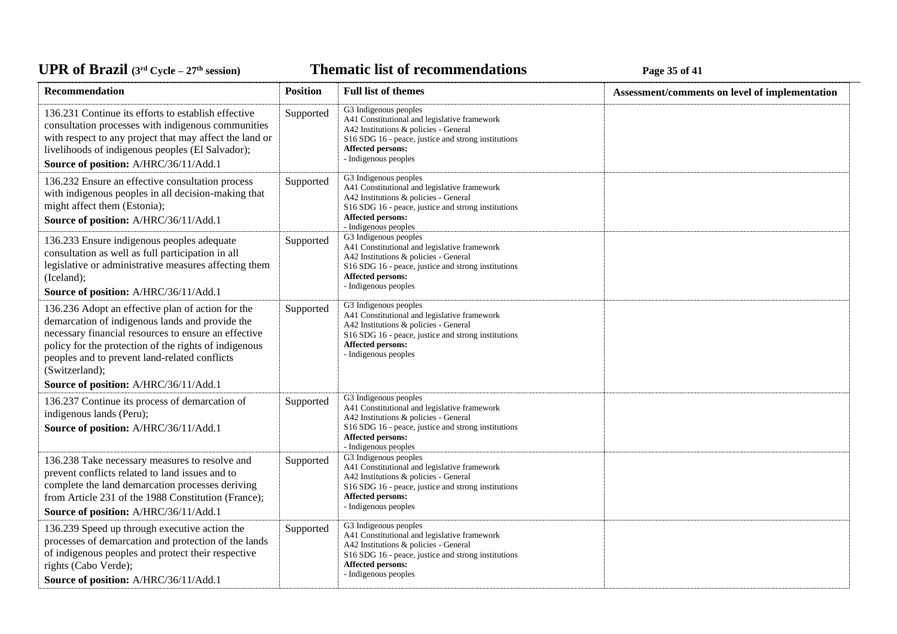| Recommendation | Position | Full list of themes | Assessment/comments on level of implementation |
|---|---|---|---|
| 136.231 Continue its efforts to establish effective consultation processes with indigenous communities with respect to any project that may affect the land or livelihoods of indigenous peoples (El Salvador);<br>**Source of position:** A/HRC/36/11/Add.1 | Supported | G3 Indigenous peoples<br>A41 Constitutional and legislative framework<br>A42 Institutions & policies - General<br>S16 SDG 16 - peace, justice and strong institutions<br>**Affected persons:**<br>- Indigenous peoples | |
| 136.232 Ensure an effective consultation process with indigenous peoples in all decision-making that might affect them (Estonia);<br>**Source of position:** A/HRC/36/11/Add.1 | Supported | G3 Indigenous peoples<br>A41 Constitutional and legislative framework<br>A42 Institutions & policies - General<br>S16 SDG 16 - peace, justice and strong institutions<br>**Affected persons:**<br>- Indigenous peoples | |
| 136.233 Ensure indigenous peoples adequate consultation as well as full participation in all legislative or administrative measures affecting them (Iceland);<br>**Source of position:** A/HRC/36/11/Add.1 | Supported | G3 Indigenous peoples<br>A41 Constitutional and legislative framework<br>A42 Institutions & policies - General<br>S16 SDG 16 - peace, justice and strong institutions<br>**Affected persons:**<br>- Indigenous peoples | |
| 136.236 Adopt an effective plan of action for the demarcation of indigenous lands and provide the necessary financial resources to ensure an effective policy for the protection of the rights of indigenous peoples and to prevent land-related conflicts (Switzerland);<br>**Source of position:** A/HRC/36/11/Add.1 | Supported | G3 Indigenous peoples<br>A41 Constitutional and legislative framework<br>A42 Institutions & policies - General<br>S16 SDG 16 - peace, justice and strong institutions<br>**Affected persons:**<br>- Indigenous peoples | |
| 136.237 Continue its process of demarcation of indigenous lands (Peru);<br>**Source of position:** A/HRC/36/11/Add.1 | Supported | G3 Indigenous peoples<br>A41 Constitutional and legislative framework<br>A42 Institutions & policies - General<br>S16 SDG 16 - peace, justice and strong institutions<br>**Affected persons:**<br>- Indigenous peoples | |
| 136.238 Take necessary measures to resolve and prevent conflicts related to land issues and to complete the land demarcation processes deriving from Article 231 of the 1988 Constitution (France);<br>**Source of position:** A/HRC/36/11/Add.1 | Supported | G3 Indigenous peoples<br>A41 Constitutional and legislative framework<br>A42 Institutions & policies - General<br>S16 SDG 16 - peace, justice and strong institutions<br>**Affected persons:**<br>- Indigenous peoples | |
| 136.239 Speed up through executive action the processes of demarcation and protection of the lands of indigenous peoples and protect their respective rights (Cabo Verde);<br>**Source of position:** A/HRC/36/11/Add.1 | Supported | G3 Indigenous peoples<br>A41 Constitutional and legislative framework<br>A42 Institutions & policies - General<br>S16 SDG 16 - peace, justice and strong institutions<br>**Affected persons:**<br>- Indigenous peoples | |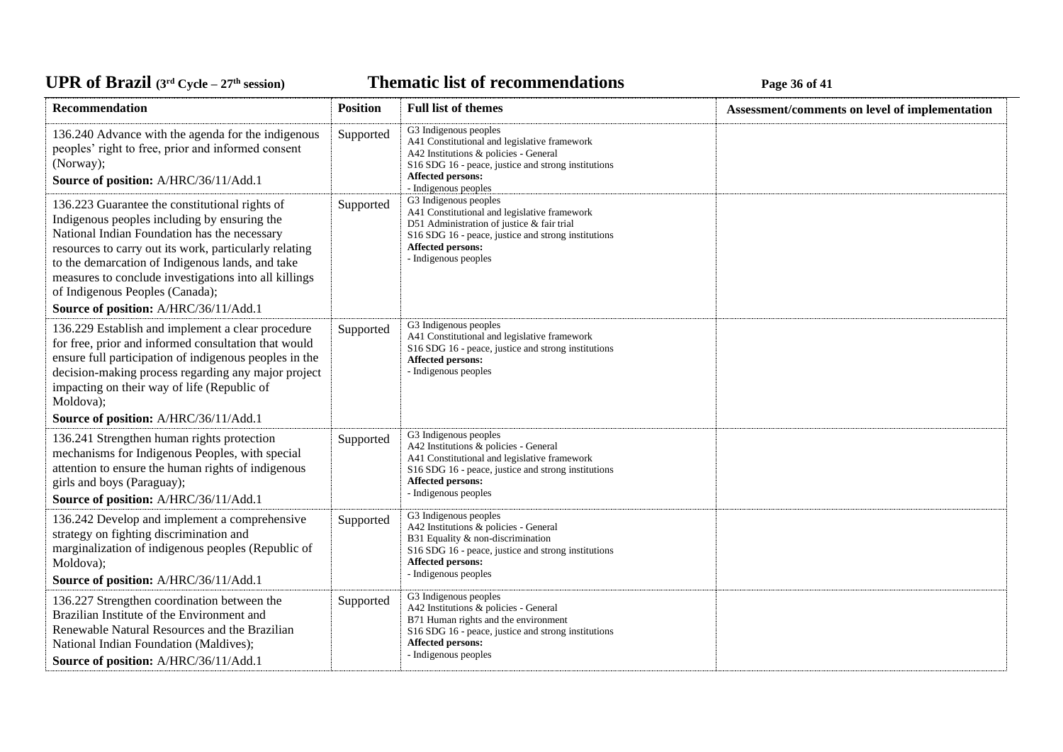| Recommendation | Position | Full list of themes | Assessment/comments on level of implementation |
|---|---|---|---|
| 136.240 Advance with the agenda for the indigenous peoples' right to free, prior and informed consent (Norway);<br>**Source of position:** A/HRC/36/11/Add.1 | Supported | G3 Indigenous peoples<br>A41 Constitutional and legislative framework<br>A42 Institutions & policies - General<br>S16 SDG 16 - peace, justice and strong institutions<br>**Affected persons:**<br>- Indigenous peoples | |
| 136.223 Guarantee the constitutional rights of Indigenous peoples including by ensuring the National Indian Foundation has the necessary resources to carry out its work, particularly relating to the demarcation of Indigenous lands, and take measures to conclude investigations into all killings of Indigenous Peoples (Canada);<br>**Source of position:** A/HRC/36/11/Add.1 | Supported | G3 Indigenous peoples<br>A41 Constitutional and legislative framework<br>D51 Administration of justice & fair trial<br>S16 SDG 16 - peace, justice and strong institutions<br>**Affected persons:**<br>- Indigenous peoples | |
| 136.229 Establish and implement a clear procedure for free, prior and informed consultation that would ensure full participation of indigenous peoples in the decision-making process regarding any major project impacting on their way of life (Republic of Moldova);<br>**Source of position:** A/HRC/36/11/Add.1 | Supported | G3 Indigenous peoples<br>A41 Constitutional and legislative framework<br>S16 SDG 16 - peace, justice and strong institutions<br>**Affected persons:**<br>- Indigenous peoples | |
| 136.241 Strengthen human rights protection mechanisms for Indigenous Peoples, with special attention to ensure the human rights of indigenous girls and boys (Paraguay);<br>**Source of position:** A/HRC/36/11/Add.1 | Supported | G3 Indigenous peoples<br>A42 Institutions & policies - General<br>A41 Constitutional and legislative framework<br>S16 SDG 16 - peace, justice and strong institutions<br>**Affected persons:**<br>- Indigenous peoples | |
| 136.242 Develop and implement a comprehensive strategy on fighting discrimination and marginalization of indigenous peoples (Republic of Moldova);<br>**Source of position:** A/HRC/36/11/Add.1 | Supported | G3 Indigenous peoples<br>A42 Institutions & policies - General<br>B31 Equality & non-discrimination<br>S16 SDG 16 - peace, justice and strong institutions<br>**Affected persons:**<br>- Indigenous peoples | |
| 136.227 Strengthen coordination between the Brazilian Institute of the Environment and Renewable Natural Resources and the Brazilian National Indian Foundation (Maldives);<br>**Source of position:** A/HRC/36/11/Add.1 | Supported | G3 Indigenous peoples<br>A42 Institutions & policies - General<br>B71 Human rights and the environment<br>S16 SDG 16 - peace, justice and strong institutions<br>**Affected persons:**<br>- Indigenous peoples | |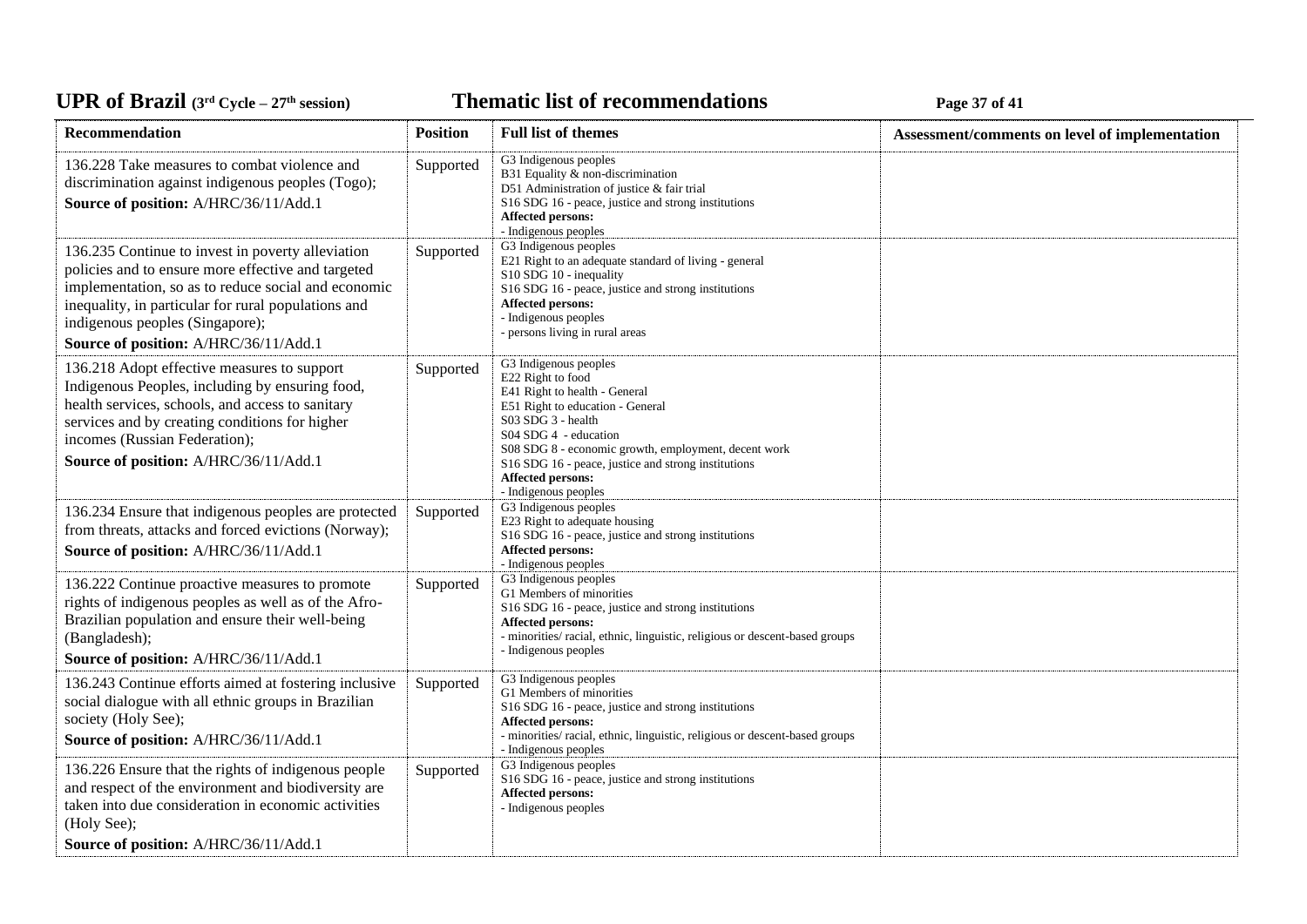| Recommendation | Position | Full list of themes | Assessment/comments on level of implementation |
|---|---|---|---|
| 136.228 Take measures to combat violence and discrimination against indigenous peoples (Togo);<br>**Source of position:** A/HRC/36/11/Add.1 | Supported | G3 Indigenous peoples<br>B31 Equality & non-discrimination<br>D51 Administration of justice & fair trial<br>S16 SDG 16 - peace, justice and strong institutions<br>**Affected persons:**<br>- Indigenous peoples | |
| 136.235 Continue to invest in poverty alleviation policies and to ensure more effective and targeted implementation, so as to reduce social and economic inequality, in particular for rural populations and indigenous peoples (Singapore);<br>**Source of position:** A/HRC/36/11/Add.1 | Supported | G3 Indigenous peoples<br>E21 Right to an adequate standard of living - general<br>S10 SDG 10 - inequality<br>S16 SDG 16 - peace, justice and strong institutions<br>**Affected persons:**<br>- Indigenous peoples<br>- persons living in rural areas | |
| 136.218 Adopt effective measures to support Indigenous Peoples, including by ensuring food, health services, schools, and access to sanitary services and by creating conditions for higher incomes (Russian Federation);<br>**Source of position:** A/HRC/36/11/Add.1 | Supported | G3 Indigenous peoples<br>E22 Right to food<br>E41 Right to health - General<br>E51 Right to education - General<br>S03 SDG 3 - health<br>S04 SDG 4 - education<br>S08 SDG 8 - economic growth, employment, decent work<br>S16 SDG 16 - peace, justice and strong institutions<br>**Affected persons:**<br>- Indigenous peoples | |
| 136.234 Ensure that indigenous peoples are protected from threats, attacks and forced evictions (Norway);<br>**Source of position:** A/HRC/36/11/Add.1 | Supported | G3 Indigenous peoples<br>E23 Right to adequate housing<br>S16 SDG 16 - peace, justice and strong institutions<br>**Affected persons:**<br>- Indigenous peoples | |
| 136.222 Continue proactive measures to promote rights of indigenous peoples as well as of the Afro-Brazilian population and ensure their well-being (Bangladesh);<br>**Source of position:** A/HRC/36/11/Add.1 | Supported | G3 Indigenous peoples<br>G1 Members of minorities<br>S16 SDG 16 - peace, justice and strong institutions<br>**Affected persons:**<br>- minorities/ racial, ethnic, linguistic, religious or descent-based groups<br>- Indigenous peoples | |
| 136.243 Continue efforts aimed at fostering inclusive social dialogue with all ethnic groups in Brazilian society (Holy See);<br>**Source of position:** A/HRC/36/11/Add.1 | Supported | G3 Indigenous peoples<br>G1 Members of minorities<br>S16 SDG 16 - peace, justice and strong institutions<br>**Affected persons:**<br>- minorities/ racial, ethnic, linguistic, religious or descent-based groups<br>- Indigenous peoples | |
| 136.226 Ensure that the rights of indigenous people and respect of the environment and biodiversity are taken into due consideration in economic activities (Holy See);<br>**Source of position:** A/HRC/36/11/Add.1 | Supported | G3 Indigenous peoples<br>S16 SDG 16 - peace, justice and strong institutions<br>**Affected persons:**<br>- Indigenous peoples | |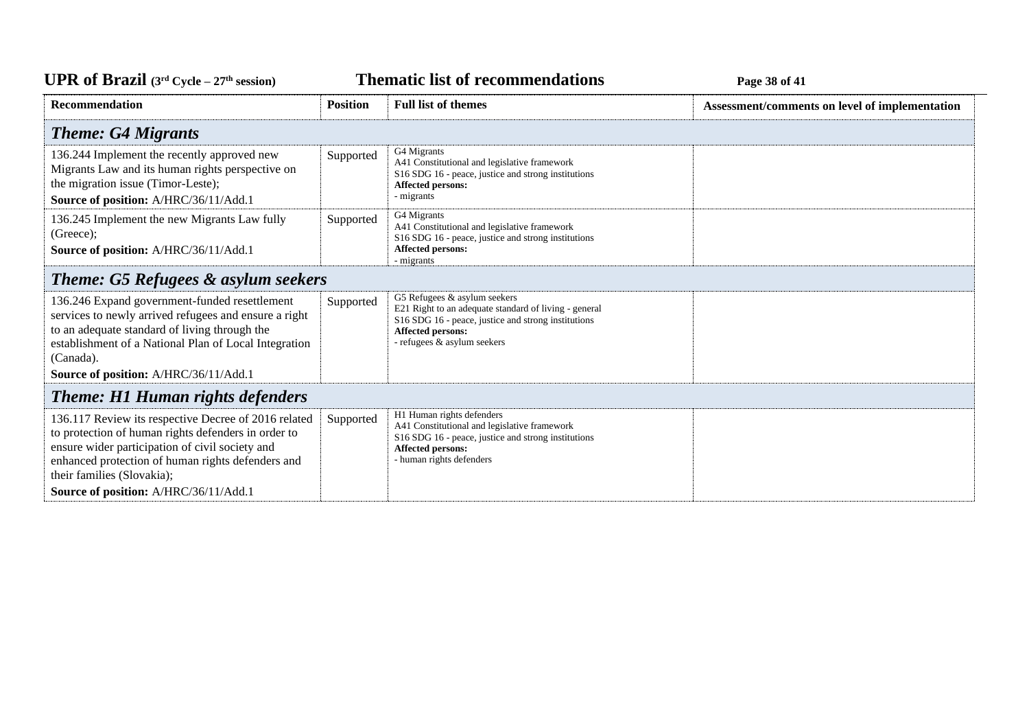| Recommendation | Position | Full list of themes | Assessment/comments on level of implementation |
|---|---|---|---|
| ***Theme: G4 Migrants*** | | | |
| 136.244 Implement the recently approved new Migrants Law and its human rights perspective on the migration issue (Timor-Leste);<br>**Source of position:** A/HRC/36/11/Add.1 | Supported | G4 Migrants<br>A41 Constitutional and legislative framework<br>S16 SDG 16 - peace, justice and strong institutions<br>**Affected persons:**<br>- migrants | |
| 136.245 Implement the new Migrants Law fully (Greece);<br>**Source of position:** A/HRC/36/11/Add.1 | Supported | G4 Migrants<br>A41 Constitutional and legislative framework<br>S16 SDG 16 - peace, justice and strong institutions<br>**Affected persons:**<br>- migrants | |
| ***Theme: G5 Refugees & asylum seekers*** | | | |
| 136.246 Expand government-funded resettlement services to newly arrived refugees and ensure a right to an adequate standard of living through the establishment of a National Plan of Local Integration (Canada).<br>**Source of position:** A/HRC/36/11/Add.1 | Supported | G5 Refugees & asylum seekers<br>E21 Right to an adequate standard of living - general<br>S16 SDG 16 - peace, justice and strong institutions<br>**Affected persons:**<br>- refugees & asylum seekers | |
| ***Theme: H1 Human rights defenders*** | | | |
| 136.117 Review its respective Decree of 2016 related to protection of human rights defenders in order to ensure wider participation of civil society and enhanced protection of human rights defenders and their families (Slovakia);<br>**Source of position:** A/HRC/36/11/Add.1 | Supported | H1 Human rights defenders<br>A41 Constitutional and legislative framework<br>S16 SDG 16 - peace, justice and strong institutions<br>**Affected persons:**<br>- human rights defenders | |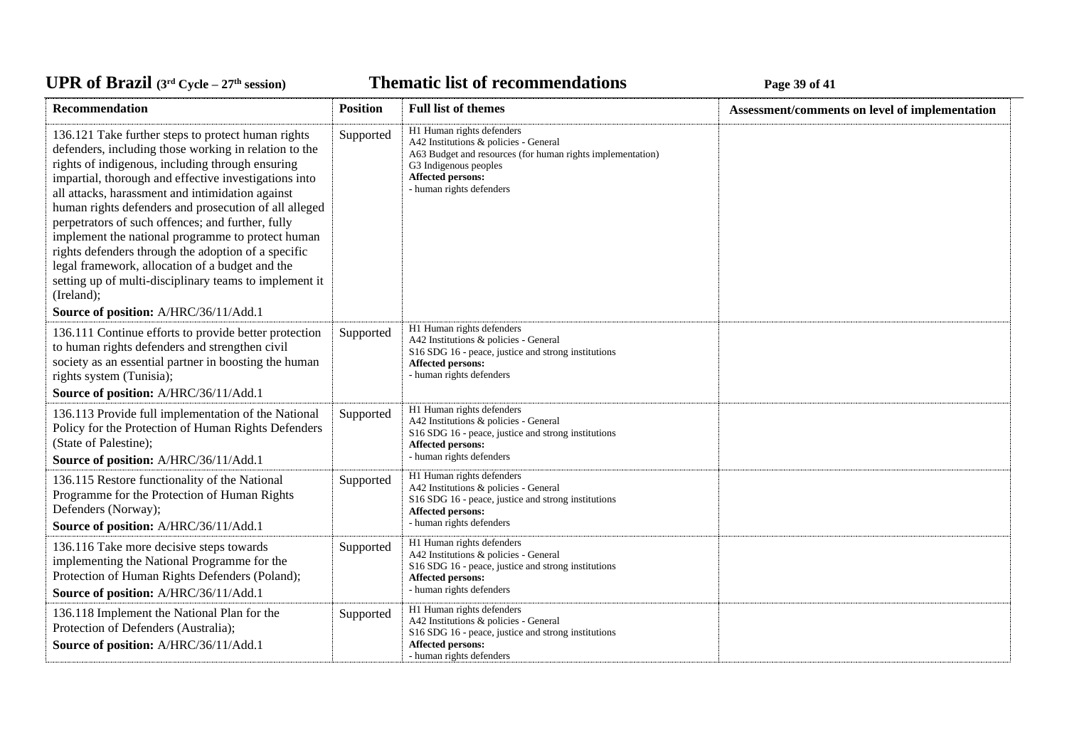| Recommendation | Position | Full list of themes | Assessment/comments on level of implementation |
|---|---|---|---|
| 136.121 Take further steps to protect human rights defenders, including those working in relation to the rights of indigenous, including through ensuring impartial, thorough and effective investigations into all attacks, harassment and intimidation against human rights defenders and prosecution of all alleged perpetrators of such offences; and further, fully implement the national programme to protect human rights defenders through the adoption of a specific legal framework, allocation of a budget and the setting up of multi-disciplinary teams to implement it (Ireland);<br>**Source of position:** A/HRC/36/11/Add.1 | Supported | H1 Human rights defenders<br>A42 Institutions & policies - General<br>A63 Budget and resources (for human rights implementation)<br>G3 Indigenous peoples<br>**Affected persons:**<br>- human rights defenders | |
| 136.111 Continue efforts to provide better protection to human rights defenders and strengthen civil society as an essential partner in boosting the human rights system (Tunisia);<br>**Source of position:** A/HRC/36/11/Add.1 | Supported | H1 Human rights defenders<br>A42 Institutions & policies - General<br>S16 SDG 16 - peace, justice and strong institutions<br>**Affected persons:**<br>- human rights defenders | |
| 136.113 Provide full implementation of the National Policy for the Protection of Human Rights Defenders (State of Palestine);<br>**Source of position:** A/HRC/36/11/Add.1 | Supported | H1 Human rights defenders<br>A42 Institutions & policies - General<br>S16 SDG 16 - peace, justice and strong institutions<br>**Affected persons:**<br>- human rights defenders | |
| 136.115 Restore functionality of the National Programme for the Protection of Human Rights Defenders (Norway);<br>**Source of position:** A/HRC/36/11/Add.1 | Supported | H1 Human rights defenders<br>A42 Institutions & policies - General<br>S16 SDG 16 - peace, justice and strong institutions<br>**Affected persons:**<br>- human rights defenders | |
| 136.116 Take more decisive steps towards implementing the National Programme for the Protection of Human Rights Defenders (Poland);<br>**Source of position:** A/HRC/36/11/Add.1 | Supported | H1 Human rights defenders<br>A42 Institutions & policies - General<br>S16 SDG 16 - peace, justice and strong institutions<br>**Affected persons:**<br>- human rights defenders | |
| 136.118 Implement the National Plan for the Protection of Defenders (Australia);<br>**Source of position:** A/HRC/36/11/Add.1 | Supported | H1 Human rights defenders<br>A42 Institutions & policies - General<br>S16 SDG 16 - peace, justice and strong institutions<br>**Affected persons:**<br>- human rights defenders | |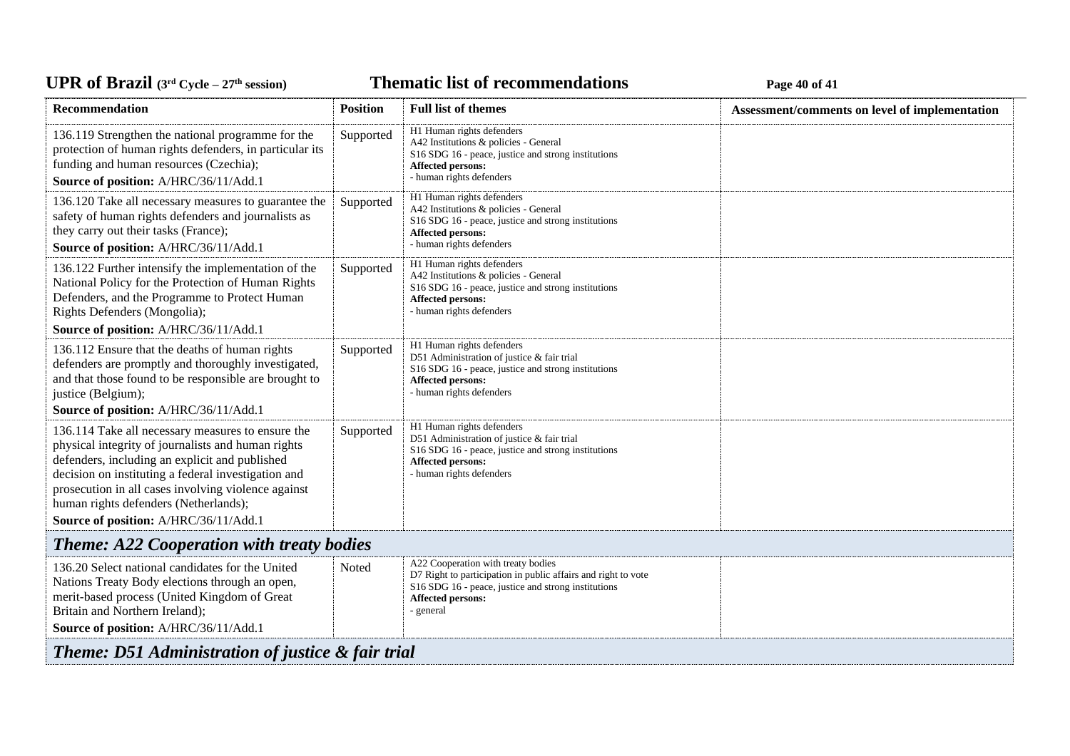| Recommendation | Position | Full list of themes | Assessment/comments on level of implementation |
|---|---|---|---|
| 136.119 Strengthen the national programme for the protection of human rights defenders, in particular its funding and human resources (Czechia);<br>**Source of position:** A/HRC/36/11/Add.1 | Supported | H1 Human rights defenders<br>A42 Institutions & policies - General<br>S16 SDG 16 - peace, justice and strong institutions<br>**Affected persons:**<br>- human rights defenders | |
| 136.120 Take all necessary measures to guarantee the safety of human rights defenders and journalists as they carry out their tasks (France);<br>**Source of position:** A/HRC/36/11/Add.1 | Supported | H1 Human rights defenders<br>A42 Institutions & policies - General<br>S16 SDG 16 - peace, justice and strong institutions<br>**Affected persons:**<br>- human rights defenders | |
| 136.122 Further intensify the implementation of the National Policy for the Protection of Human Rights Defenders, and the Programme to Protect Human Rights Defenders (Mongolia);<br>**Source of position:** A/HRC/36/11/Add.1 | Supported | H1 Human rights defenders<br>A42 Institutions & policies - General<br>S16 SDG 16 - peace, justice and strong institutions<br>**Affected persons:**<br>- human rights defenders | |
| 136.112 Ensure that the deaths of human rights defenders are promptly and thoroughly investigated, and that those found to be responsible are brought to justice (Belgium);<br>**Source of position:** A/HRC/36/11/Add.1 | Supported | H1 Human rights defenders<br>D51 Administration of justice & fair trial<br>S16 SDG 16 - peace, justice and strong institutions<br>**Affected persons:**<br>- human rights defenders | |
| 136.114 Take all necessary measures to ensure the physical integrity of journalists and human rights defenders, including an explicit and published decision on instituting a federal investigation and prosecution in all cases involving violence against human rights defenders (Netherlands);<br>**Source of position:** A/HRC/36/11/Add.1 | Supported | H1 Human rights defenders<br>D51 Administration of justice & fair trial<br>S16 SDG 16 - peace, justice and strong institutions<br>**Affected persons:**<br>- human rights defenders | |
| ***Theme: A22 Cooperation with treaty bodies*** | | | |
| 136.20 Select national candidates for the United Nations Treaty Body elections through an open, merit-based process (United Kingdom of Great Britain and Northern Ireland);<br>**Source of position:** A/HRC/36/11/Add.1 | Noted | A22 Cooperation with treaty bodies<br>D7 Right to participation in public affairs and right to vote<br>S16 SDG 16 - peace, justice and strong institutions<br>**Affected persons:**<br>- general | |
| ***Theme: D51 Administration of justice & fair trial*** | | | |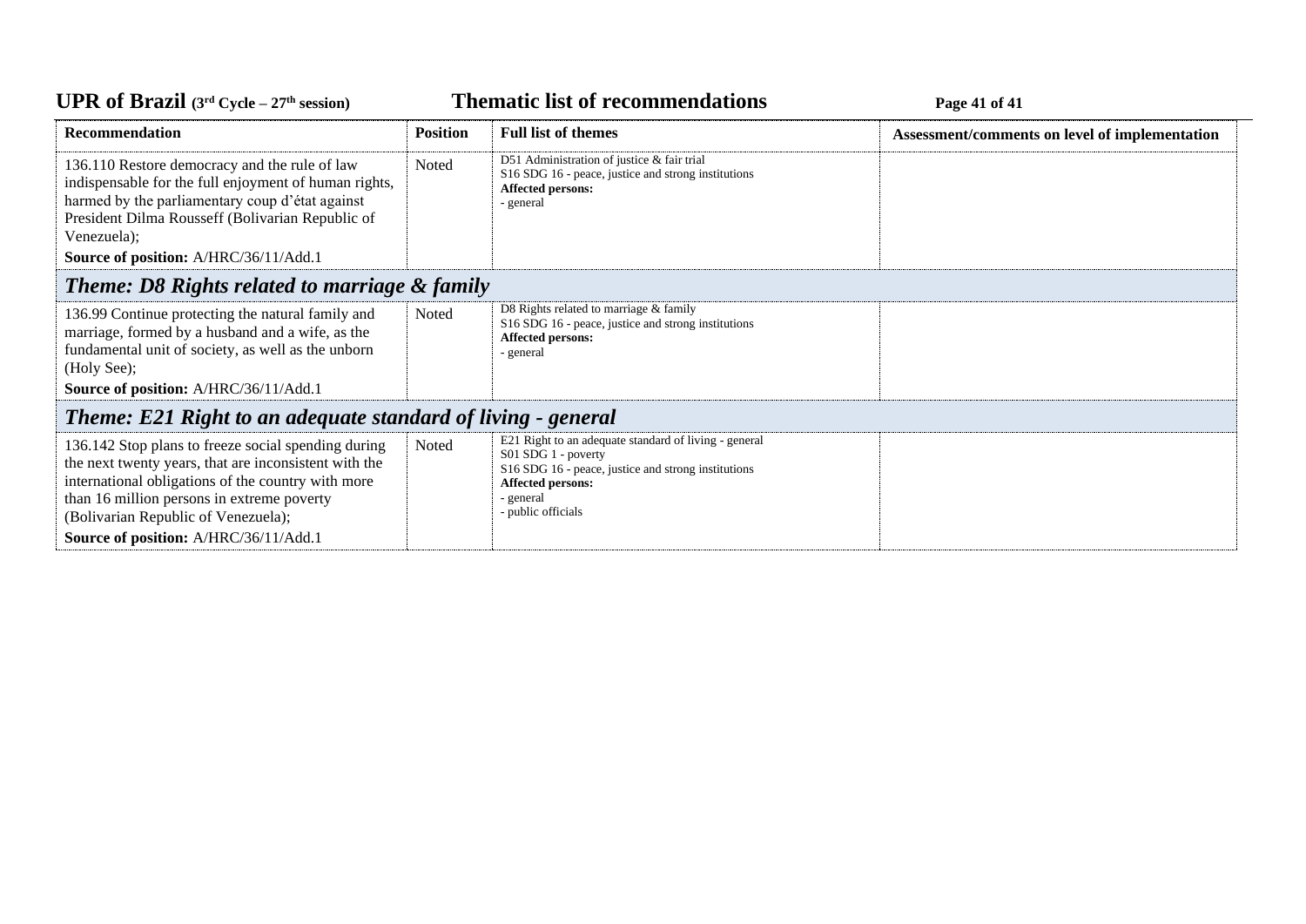| Recommendation | Position | Full list of themes | Assessment/comments on level of implementation |
|---|---|---|---|
| 136.110 Restore democracy and the rule of law indispensable for the full enjoyment of human rights, harmed by the parliamentary coup d'état against President Dilma Rousseff (Bolivarian Republic of Venezuela);<br>**Source of position:** A/HRC/36/11/Add.1 | Noted | D51 Administration of justice & fair trial<br>S16 SDG 16 - peace, justice and strong institutions<br>**Affected persons:**<br>- general | |
| ***Theme: D8 Rights related to marriage & family*** | | | |
| 136.99 Continue protecting the natural family and marriage, formed by a husband and a wife, as the fundamental unit of society, as well as the unborn (Holy See);<br>**Source of position:** A/HRC/36/11/Add.1 | Noted | D8 Rights related to marriage & family<br>S16 SDG 16 - peace, justice and strong institutions<br>**Affected persons:**<br>- general | |
| ***Theme: E21 Right to an adequate standard of living - general*** | | | |
| 136.142 Stop plans to freeze social spending during the next twenty years, that are inconsistent with the international obligations of the country with more than 16 million persons in extreme poverty (Bolivarian Republic of Venezuela);<br>**Source of position:** A/HRC/36/11/Add.1 | Noted | E21 Right to an adequate standard of living - general<br>S01 SDG 1 - poverty<br>S16 SDG 16 - peace, justice and strong institutions<br>**Affected persons:**<br>- general<br>- public officials | |